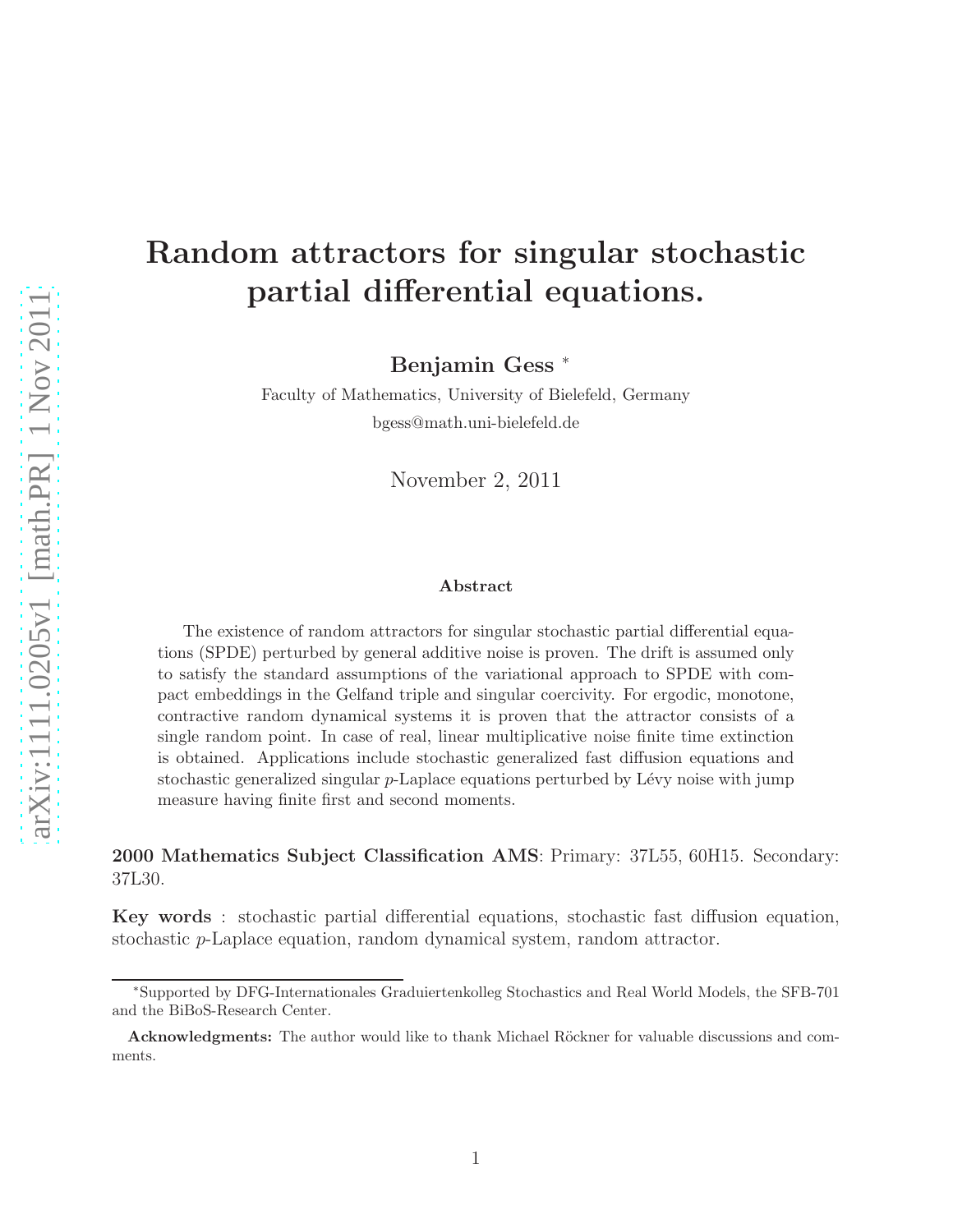# Random attractors for singular stochastic partial differential equations.

**Benjamin Gess** *

Faculty of Mathematics, University of Bielefeld, Germany

bgess@math.uni-bielefeld.de

November 2, 2011

### Abstract

The existence of random attractors for singular stochastic partial differential equations (SPDE) perturbed by general additive noise is proven. The drift is assumed only to satisfy the standard assumptions of the variational approach to SPDE with compact embeddings in the Gelfand triple and singular coercivity. For ergodic, monotone, contractive random dynamical systems it is proven that the attractor consists of a single random point. In case of real, linear multiplicative noise finite time extinction is obtained. Applications include stochastic generalized fast diffusion equations and stochastic generalized singular $p$-Laplace equations perturbed by Lévy noise with jump measure having finite first and second moments.

**2000 Mathematics Subject Classification AMS**: Primary: 37L55, 60H15. Secondary: 37L30.

**Key words** : stochastic partial differential equations, stochastic fast diffusion equation, stochastic $p$-Laplace equation, random dynamical system, random attractor.

*Supported by DFG-Internationales Graduiertenkolleg Stochastics and Real World Models, the SFB-701 and the BiBoS-Research Center.

**Acknowledgments:** The author would like to thank Michael Röckner for valuable discussions and comments.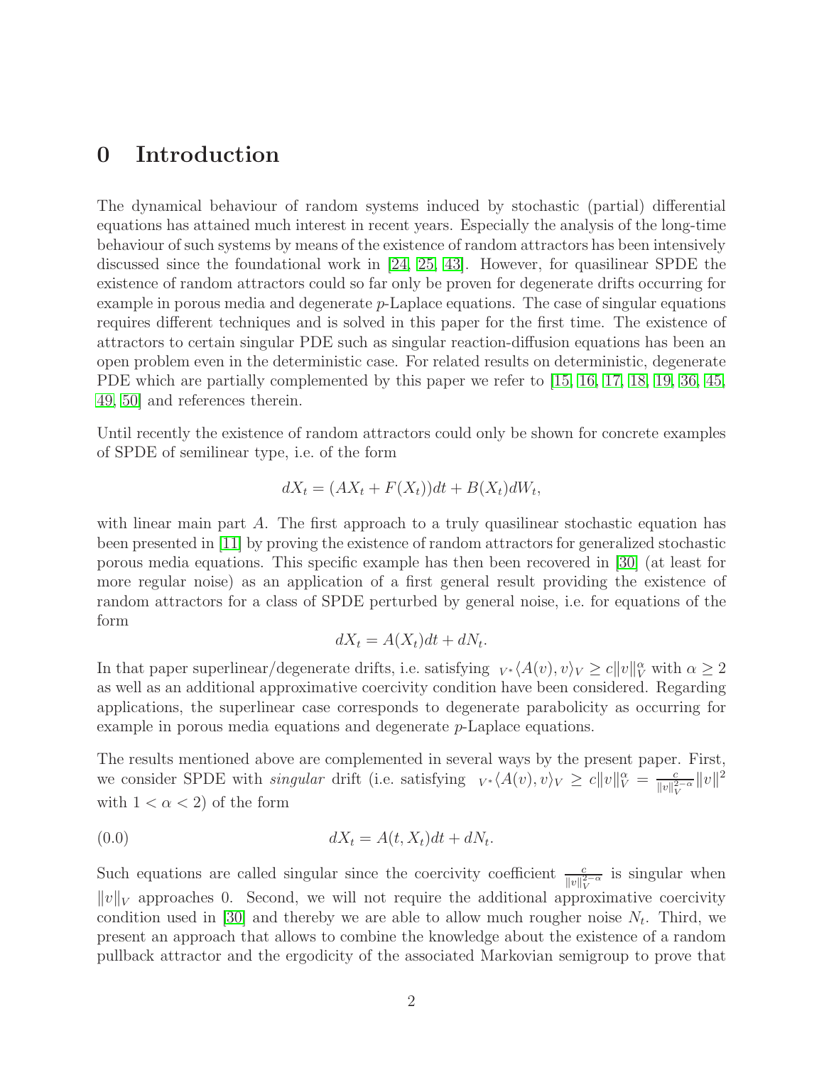# 0 Introduction

The dynamical behaviour of random systems induced by stochastic (partial) differential equations has attained much interest in recent years. Especially the analysis of the long-time behaviour of such systems by means of the existence of random attractors has been intensively discussed since the foundational work in [24, 25, 43]. However, for quasilinear SPDE the existence of random attractors could so far only be proven for degenerate drifts occurring for example in porous media and degenerate $p$-Laplace equations. The case of singular equations requires different techniques and is solved in this paper for the first time. The existence of attractors to certain singular PDE such as singular reaction-diffusion equations has been an open problem even in the deterministic case. For related results on deterministic, degenerate PDE which are partially complemented by this paper we refer to [15, 16, 17, 18, 19, 36, 45, 49, 50] and references therein.

Until recently the existence of random attractors could only be shown for concrete examples of SPDE of semilinear type, i.e. of the form

$$dX_t = (AX_t + F(X_t))dt + B(X_t)dW_t,$$

with linear main part $A$. The first approach to a truly quasilinear stochastic equation has been presented in [11] by proving the existence of random attractors for generalized stochastic porous media equations. This specific example has then been recovered in [30] (at least for more regular noise) as an application of a first general result providing the existence of random attractors for a class of SPDE perturbed by general noise, i.e. for equations of the form

$$dX_t = A(X_t)dt + dN_t.$$

In that paper superlinear/degenerate drifts, i.e. satisfying ${}_{V^*}\langle A(v), v\rangle_V \geq c\|v\|_V^\alpha$ with $\alpha \geq 2$ as well as an additional approximative coercivity condition have been considered. Regarding applications, the superlinear case corresponds to degenerate parabolicity as occurring for example in porous media equations and degenerate $p$-Laplace equations.

The results mentioned above are complemented in several ways by the present paper. First, we consider SPDE with *singular* drift (i.e. satisfying ${}_{V^*}\langle A(v), v\rangle_V \geq c\|v\|_V^\alpha = \frac{c}{\|v\|_V^{2-\alpha}}\|v\|^2$ with $1 < \alpha < 2$) of the form

$$dX_t = A(t, X_t)dt + dN_t. \tag{0.0}$$

Such equations are called singular since the coercivity coefficient $\frac{c}{\|v\|_V^{2-\alpha}}$ is singular when $\|v\|_V$ approaches 0. Second, we will not require the additional approximative coercivity condition used in [30] and thereby we are able to allow much rougher noise $N_t$. Third, we present an approach that allows to combine the knowledge about the existence of a random pullback attractor and the ergodicity of the associated Markovian semigroup to prove that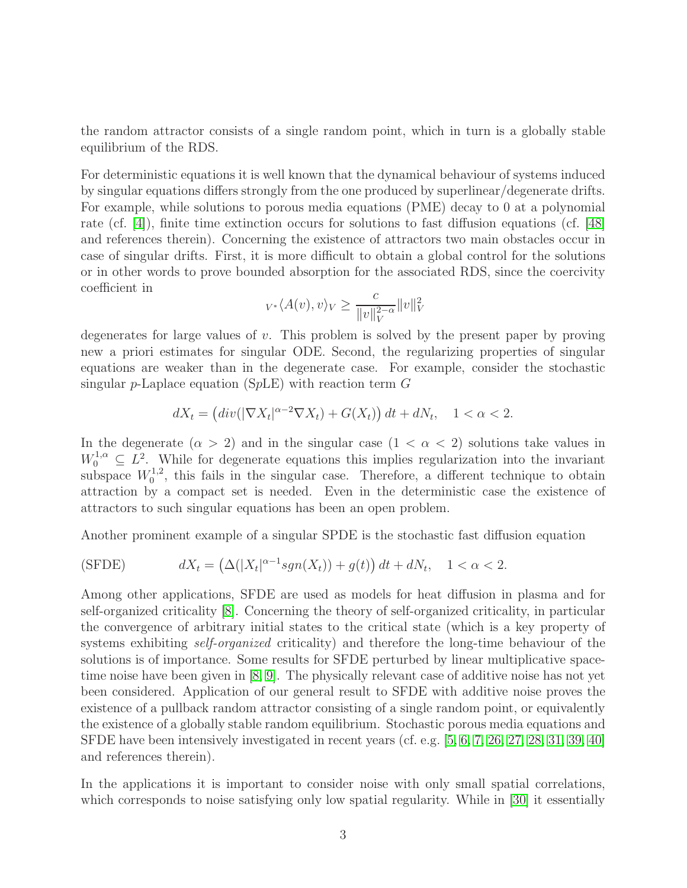the random attractor consists of a single random point, which in turn is a globally stable equilibrium of the RDS.

For deterministic equations it is well known that the dynamical behaviour of systems induced by singular equations differs strongly from the one produced by superlinear/degenerate drifts. For example, while solutions to porous media equations (PME) decay to 0 at a polynomial rate (cf. [4]), finite time extinction occurs for solutions to fast diffusion equations (cf. [48] and references therein). Concerning the existence of attractors two main obstacles occur in case of singular drifts. First, it is more difficult to obtain a global control for the solutions or in other words to prove bounded absorption for the associated RDS, since the coercivity coefficient in

$$
{}_{V^*}\langle A(v), v\rangle_V \geq \frac{c}{\|v\|_V^{2-\alpha}} \|v\|_V^2
$$

degenerates for large values of $v$. This problem is solved by the present paper by proving new a priori estimates for singular ODE. Second, the regularizing properties of singular equations are weaker than in the degenerate case. For example, consider the stochastic singular $p$-Laplace equation (S$p$LE) with reaction term $G$

$$
dX_t = \left( div(|\nabla X_t|^{\alpha-2}\nabla X_t) + G(X_t) \right) dt + dN_t, \quad 1 < \alpha < 2.
$$

In the degenerate ($\alpha > 2$) and in the singular case ($1 < \alpha < 2$) solutions take values in $W_0^{1,\alpha} \subseteq L^2$. While for degenerate equations this implies regularization into the invariant subspace $W_0^{1,2}$, this fails in the singular case. Therefore, a different technique to obtain attraction by a compact set is needed. Even in the deterministic case the existence of attractors to such singular equations has been an open problem.

Another prominent example of a singular SPDE is the stochastic fast diffusion equation

$$
\text{(SFDE)} \qquad dX_t = \left( \Delta(|X_t|^{\alpha-1} sgn(X_t)) + g(t) \right) dt + dN_t, \quad 1 < \alpha < 2.
$$

Among other applications, SFDE are used as models for heat diffusion in plasma and for self-organized criticality [8]. Concerning the theory of self-organized criticality, in particular the convergence of arbitrary initial states to the critical state (which is a key property of systems exhibiting *self-organized* criticality) and therefore the long-time behaviour of the solutions is of importance. Some results for SFDE perturbed by linear multiplicative space-time noise have been given in [8, 9]. The physically relevant case of additive noise has not yet been considered. Application of our general result to SFDE with additive noise proves the existence of a pullback random attractor consisting of a single random point, or equivalently the existence of a globally stable random equilibrium. Stochastic porous media equations and SFDE have been intensively investigated in recent years (cf. e.g. [5, 6, 7, 26, 27, 28, 31, 39, 40] and references therein).

In the applications it is important to consider noise with only small spatial correlations, which corresponds to noise satisfying only low spatial regularity. While in [30] it essentially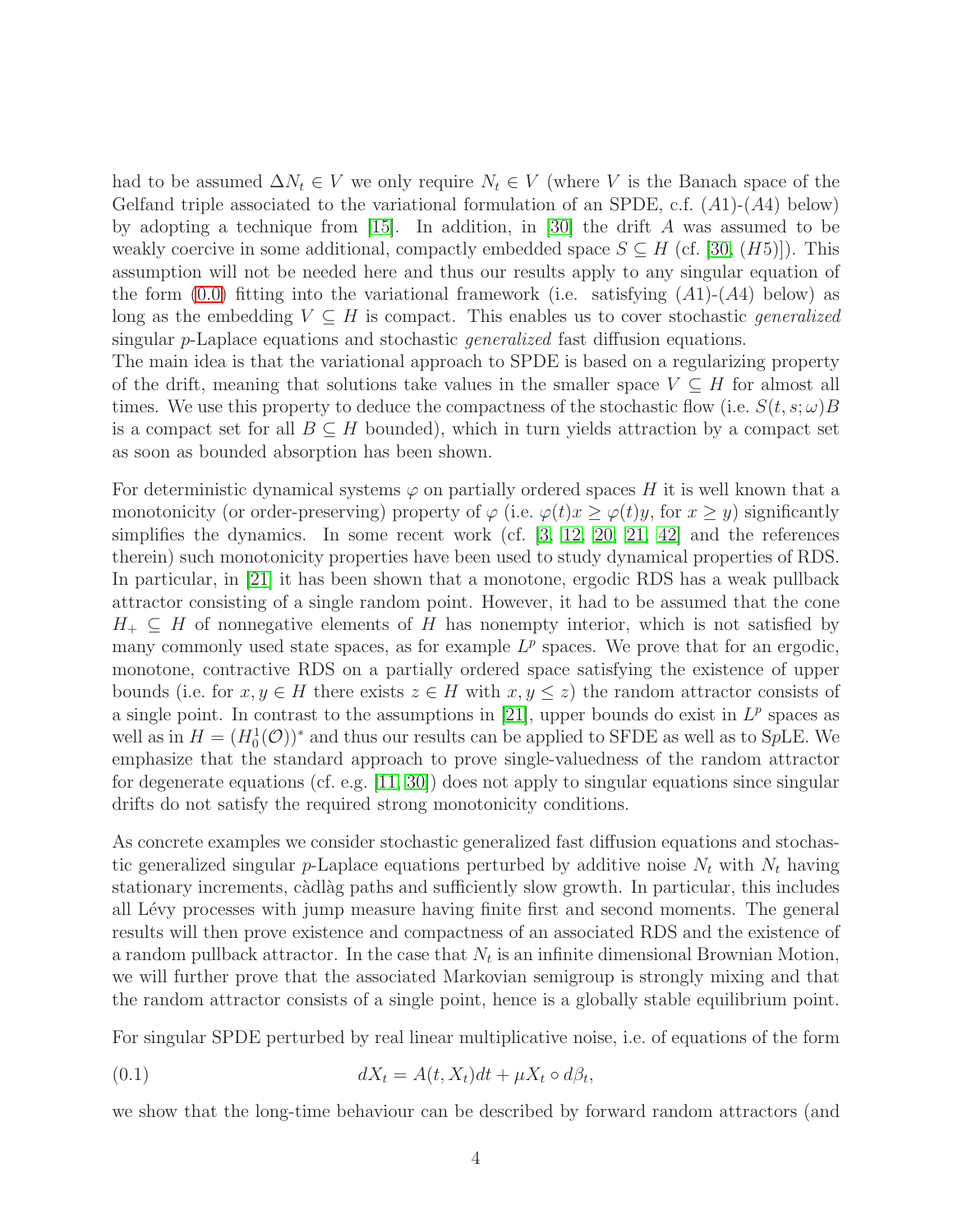had to be assumed $\Delta N_t \in V$ we only require $N_t \in V$ (where $V$ is the Banach space of the Gelfand triple associated to the variational formulation of an SPDE, c.f. $(A1)$-$(A4)$ below) by adopting a technique from [15]. In addition, in [30] the drift $A$ was assumed to be weakly coercive in some additional, compactly embedded space $S \subseteq H$ (cf. [30, $(H5)$]). This assumption will not be needed here and thus our results apply to any singular equation of the form (0.0) fitting into the variational framework (i.e. satisfying $(A1)$-$(A4)$ below) as long as the embedding $V \subseteq H$ is compact. This enables us to cover stochastic *generalized* singular $p$-Laplace equations and stochastic *generalized* fast diffusion equations.
The main idea is that the variational approach to SPDE is based on a regularizing property of the drift, meaning that solutions take values in the smaller space $V \subseteq H$ for almost all times. We use this property to deduce the compactness of the stochastic flow (i.e. $S(t,s;\omega)B$ is a compact set for all $B \subseteq H$ bounded), which in turn yields attraction by a compact set as soon as bounded absorption has been shown.

For deterministic dynamical systems $\varphi$ on partially ordered spaces $H$ it is well known that a monotonicity (or order-preserving) property of $\varphi$ (i.e. $\varphi(t)x \geq \varphi(t)y$, for $x \geq y$) significantly simplifies the dynamics. In some recent work (cf. [3, 12, 20, 21, 42] and the references therein) such monotonicity properties have been used to study dynamical properties of RDS. In particular, in [21] it has been shown that a monotone, ergodic RDS has a weak pullback attractor consisting of a single random point. However, it had to be assumed that the cone $H_+ \subseteq H$ of nonnegative elements of $H$ has nonempty interior, which is not satisfied by many commonly used state spaces, as for example $L^p$ spaces. We prove that for an ergodic, monotone, contractive RDS on a partially ordered space satisfying the existence of upper bounds (i.e. for $x, y \in H$ there exists $z \in H$ with $x, y \leq z$) the random attractor consists of a single point. In contrast to the assumptions in [21], upper bounds do exist in $L^p$ spaces as well as in $H = (H_0^1(\mathcal{O}))^*$ and thus our results can be applied to SFDE as well as to S$p$LE. We emphasize that the standard approach to prove single-valuedness of the random attractor for degenerate equations (cf. e.g. [11, 30]) does not apply to singular equations since singular drifts do not satisfy the required strong monotonicity conditions.

As concrete examples we consider stochastic generalized fast diffusion equations and stochastic generalized singular $p$-Laplace equations perturbed by additive noise $N_t$ with $N_t$ having stationary increments, càdlàg paths and sufficiently slow growth. In particular, this includes all Lévy processes with jump measure having finite first and second moments. The general results will then prove existence and compactness of an associated RDS and the existence of a random pullback attractor. In the case that $N_t$ is an infinite dimensional Brownian Motion, we will further prove that the associated Markovian semigroup is strongly mixing and that the random attractor consists of a single point, hence is a globally stable equilibrium point.

For singular SPDE perturbed by real linear multiplicative noise, i.e. of equations of the form

$$dX_t = A(t, X_t)dt + \mu X_t \circ d\beta_t, \tag{0.1}$$

we show that the long-time behaviour can be described by forward random attractors (and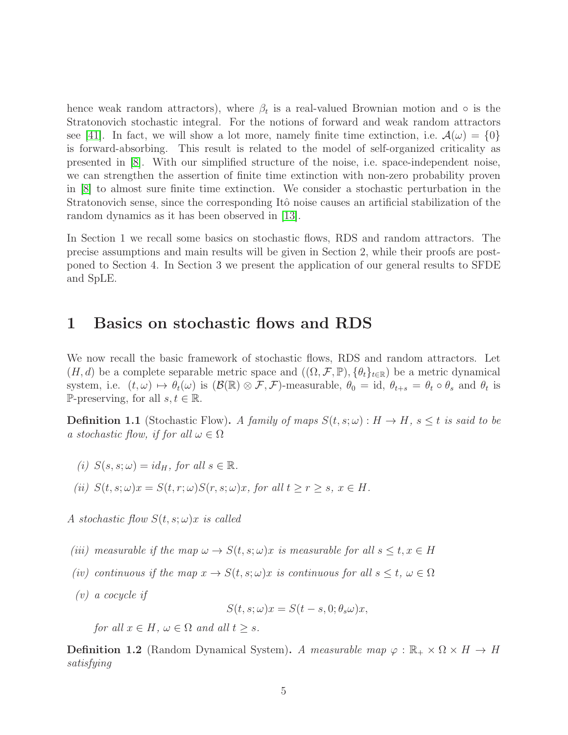hence weak random attractors), where $\beta_t$ is a real-valued Brownian motion and $\circ$ is the Stratonovich stochastic integral. For the notions of forward and weak random attractors see [41]. In fact, we will show a lot more, namely finite time extinction, i.e. $\mathcal{A}(\omega) = \{0\}$ is forward-absorbing. This result is related to the model of self-organized criticality as presented in [8]. With our simplified structure of the noise, i.e. space-independent noise, we can strengthen the assertion of finite time extinction with non-zero probability proven in [8] to almost sure finite time extinction. We consider a stochastic perturbation in the Stratonovich sense, since the corresponding Itô noise causes an artificial stabilization of the random dynamics as it has been observed in [13].

In Section 1 we recall some basics on stochastic flows, RDS and random attractors. The precise assumptions and main results will be given in Section 2, while their proofs are postponed to Section 4. In Section 3 we present the application of our general results to SFDE and SpLE.

# 1 Basics on stochastic flows and RDS

We now recall the basic framework of stochastic flows, RDS and random attractors. Let $(H, d)$ be a complete separable metric space and $((\Omega, \mathcal{F}, \mathbb{P}), \{\theta_t\}_{t\in\mathbb{R}})$ be a metric dynamical system, i.e. $(t, \omega) \mapsto \theta_t(\omega)$ is $(\mathcal{B}(\mathbb{R}) \otimes \mathcal{F}, \mathcal{F})$-measurable, $\theta_0 = \text{id}$, $\theta_{t+s} = \theta_t \circ \theta_s$ and $\theta_t$ is $\mathbb{P}$-preserving, for all $s, t \in \mathbb{R}$.

**Definition 1.1** (Stochastic Flow). *A family of maps $S(t, s; \omega) : H \to H$, $s \le t$ is said to be a stochastic flow, if for all $\omega \in \Omega$*

*(i) $S(s, s; \omega) = id_H$, for all $s \in \mathbb{R}$.*

*(ii) $S(t, s; \omega)x = S(t, r; \omega)S(r, s; \omega)x$, for all $t \ge r \ge s$, $x \in H$.*

*A stochastic flow $S(t, s; \omega)x$ is called*

*(iii) measurable if the map $\omega \to S(t, s; \omega)x$ is measurable for all $s \le t, x \in H$*

*(iv) continuous if the map $x \to S(t, s; \omega)x$ is continuous for all $s \le t$, $\omega \in \Omega$*

*(v) a cocycle if*

$$S(t, s; \omega)x = S(t - s, 0; \theta_s\omega)x,$$

*for all $x \in H$, $\omega \in \Omega$ and all $t \ge s$.*

**Definition 1.2** (Random Dynamical System). *A measurable map $\varphi : \mathbb{R}_+ \times \Omega \times H \to H$ satisfying*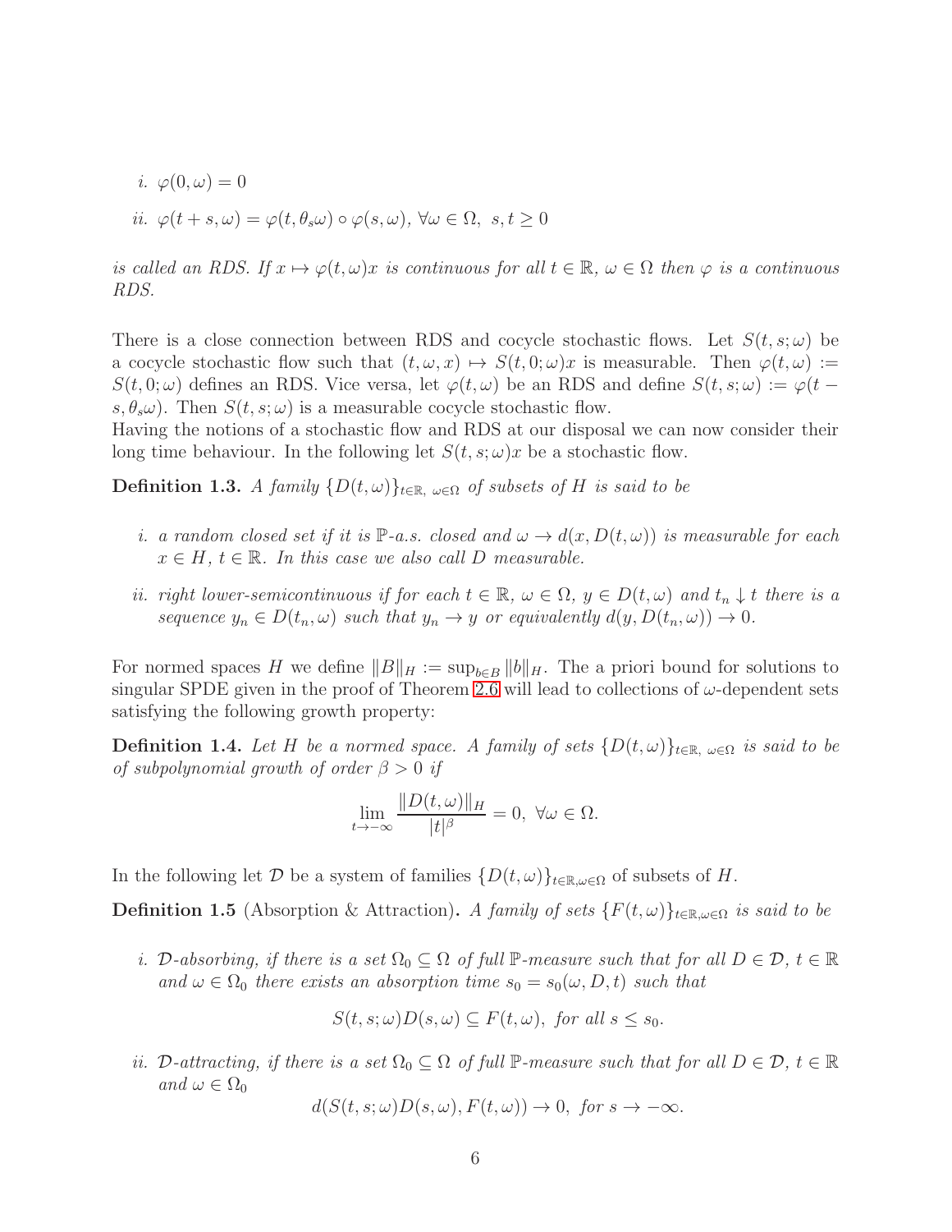*i.* $\varphi(0, \omega) = 0$

*ii.* $\varphi(t + s, \omega) = \varphi(t, \theta_s \omega) \circ \varphi(s, \omega),\ \forall \omega \in \Omega,\ s, t \geq 0$

*is called an RDS. If $x \mapsto \varphi(t, \omega)x$ is continuous for all $t \in \mathbb{R}$, $\omega \in \Omega$ then $\varphi$ is a continuous RDS.*

There is a close connection between RDS and cocycle stochastic flows. Let $S(t, s; \omega)$ be a cocycle stochastic flow such that $(t, \omega, x) \mapsto S(t, 0; \omega)x$ is measurable. Then $\varphi(t, \omega) := S(t, 0; \omega)$ defines an RDS. Vice versa, let $\varphi(t, \omega)$ be an RDS and define $S(t, s; \omega) := \varphi(t - s, \theta_s \omega)$. Then $S(t, s; \omega)$ is a measurable cocycle stochastic flow.
Having the notions of a stochastic flow and RDS at our disposal we can now consider their long time behaviour. In the following let $S(t, s; \omega)x$ be a stochastic flow.

**Definition 1.3.** *A family $\{D(t, \omega)\}_{t \in \mathbb{R},\ \omega \in \Omega}$ of subsets of $H$ is said to be*

*i. a random closed set if it is $\mathbb{P}$-a.s. closed and $\omega \to d(x, D(t, \omega))$ is measurable for each $x \in H$, $t \in \mathbb{R}$. In this case we also call $D$ measurable.*

*ii. right lower-semicontinuous if for each $t \in \mathbb{R}$, $\omega \in \Omega$, $y \in D(t, \omega)$ and $t_n \downarrow t$ there is a sequence $y_n \in D(t_n, \omega)$ such that $y_n \to y$ or equivalently $d(y, D(t_n, \omega)) \to 0$.*

For normed spaces $H$ we define $\|B\|_H := \sup_{b \in B} \|b\|_H$. The a priori bound for solutions to singular SPDE given in the proof of Theorem 2.6 will lead to collections of $\omega$-dependent sets satisfying the following growth property:

**Definition 1.4.** *Let $H$ be a normed space. A family of sets $\{D(t, \omega)\}_{t \in \mathbb{R},\ \omega \in \Omega}$ is said to be of subpolynomial growth of order $\beta > 0$ if*

$$\lim_{t \to -\infty} \frac{\|D(t, \omega)\|_H}{|t|^\beta} = 0,\ \forall \omega \in \Omega.$$

In the following let $\mathcal{D}$ be a system of families $\{D(t, \omega)\}_{t \in \mathbb{R}, \omega \in \Omega}$ of subsets of $H$.

**Definition 1.5** (Absorption & Attraction)**.** *A family of sets $\{F(t, \omega)\}_{t \in \mathbb{R}, \omega \in \Omega}$ is said to be*

*i. $\mathcal{D}$-absorbing, if there is a set $\Omega_0 \subseteq \Omega$ of full $\mathbb{P}$-measure such that for all $D \in \mathcal{D}$, $t \in \mathbb{R}$ and $\omega \in \Omega_0$ there exists an absorption time $s_0 = s_0(\omega, D, t)$ such that*

$$S(t, s; \omega) D(s, \omega) \subseteq F(t, \omega),\ \textit{for all } s \leq s_0.$$

*ii. $\mathcal{D}$-attracting, if there is a set $\Omega_0 \subseteq \Omega$ of full $\mathbb{P}$-measure such that for all $D \in \mathcal{D}$, $t \in \mathbb{R}$ and $\omega \in \Omega_0$*

$$d(S(t, s; \omega) D(s, \omega), F(t, \omega)) \to 0,\ \textit{for } s \to -\infty.$$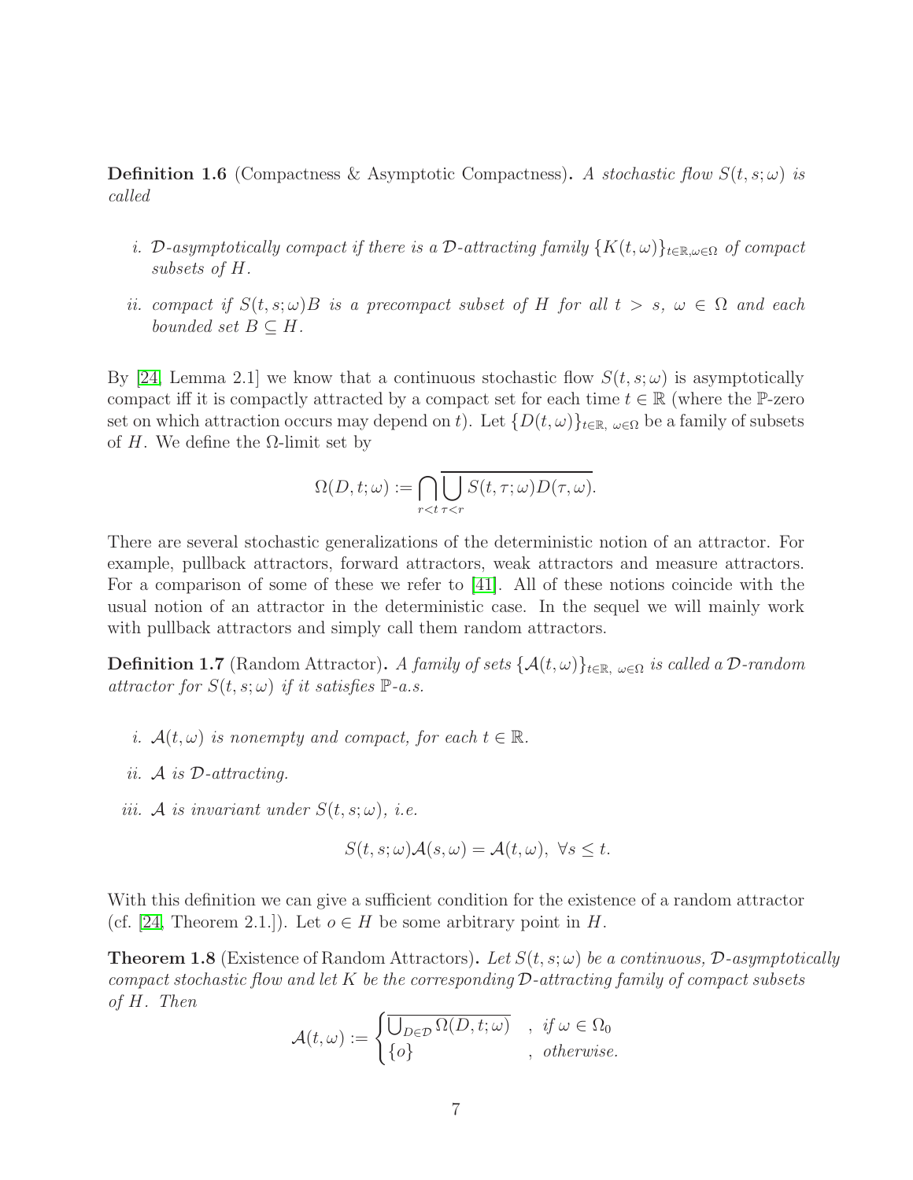**Definition 1.6** (Compactness & Asymptotic Compactness)**.** *A stochastic flow $S(t,s;\omega)$ is called*

*i. $\mathcal{D}$-asymptotically compact if there is a $\mathcal{D}$-attracting family $\{K(t,\omega)\}_{t\in\mathbb{R},\omega\in\Omega}$ of compact subsets of $H$.*

*ii. compact if $S(t,s;\omega)B$ is a precompact subset of $H$ for all $t > s$, $\omega \in \Omega$ and each bounded set $B \subseteq H$.*

By [24, Lemma 2.1] we know that a continuous stochastic flow $S(t,s;\omega)$ is asymptotically compact iff it is compactly attracted by a compact set for each time $t \in \mathbb{R}$ (where the $\mathbb{P}$-zero set on which attraction occurs may depend on $t$). Let $\{D(t,\omega)\}_{t\in\mathbb{R},\ \omega\in\Omega}$ be a family of subsets of $H$. We define the $\Omega$-limit set by

$$\Omega(D,t;\omega) := \bigcap_{r<t} \overline{\bigcup_{\tau<r} S(t,\tau;\omega)D(\tau,\omega)}.$$

There are several stochastic generalizations of the deterministic notion of an attractor. For example, pullback attractors, forward attractors, weak attractors and measure attractors. For a comparison of some of these we refer to [41]. All of these notions coincide with the usual notion of an attractor in the deterministic case. In the sequel we will mainly work with pullback attractors and simply call them random attractors.

**Definition 1.7** (Random Attractor)**.** *A family of sets $\{\mathcal{A}(t,\omega)\}_{t\in\mathbb{R},\ \omega\in\Omega}$ is called a $\mathcal{D}$-random attractor for $S(t,s;\omega)$ if it satisfies $\mathbb{P}$-a.s.*

*i. $\mathcal{A}(t,\omega)$ is nonempty and compact, for each $t \in \mathbb{R}$.*

*ii. $\mathcal{A}$ is $\mathcal{D}$-attracting.*

*iii. $\mathcal{A}$ is invariant under $S(t,s;\omega)$, i.e.*

$$S(t,s;\omega)\mathcal{A}(s,\omega) = \mathcal{A}(t,\omega),\ \forall s \leq t.$$

With this definition we can give a sufficient condition for the existence of a random attractor (cf. [24, Theorem 2.1.]). Let $o \in H$ be some arbitrary point in $H$.

**Theorem 1.8** (Existence of Random Attractors)**.** *Let $S(t,s;\omega)$ be a continuous, $\mathcal{D}$-asymptotically compact stochastic flow and let $K$ be the corresponding $\mathcal{D}$-attracting family of compact subsets of $H$. Then*

$$\mathcal{A}(t,\omega) := \begin{cases} \overline{\bigcup_{D\in\mathcal{D}} \Omega(D,t;\omega)} & , \text{ if } \omega \in \Omega_0 \\ \{o\} & , \text{ otherwise.} \end{cases}$$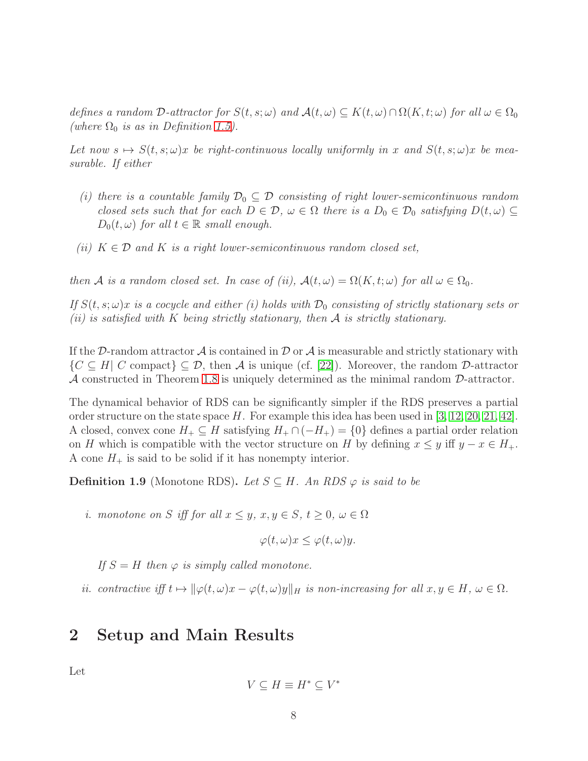*defines a random $\mathcal{D}$-attractor for $S(t,s;\omega)$ and $\mathcal{A}(t,\omega) \subseteq K(t,\omega) \cap \Omega(K,t;\omega)$ for all $\omega \in \Omega_0$ (where $\Omega_0$ is as in Definition 1.5).*

*Let now $s \mapsto S(t,s;\omega)x$ be right-continuous locally uniformly in $x$ and $S(t,s;\omega)x$ be measurable. If either*

*(i) there is a countable family $\mathcal{D}_0 \subseteq \mathcal{D}$ consisting of right lower-semicontinuous random closed sets such that for each $D \in \mathcal{D}$, $\omega \in \Omega$ there is a $D_0 \in \mathcal{D}_0$ satisfying $D(t,\omega) \subseteq D_0(t,\omega)$ for all $t \in \mathbb{R}$ small enough.*

*(ii) $K \in \mathcal{D}$ and $K$ is a right lower-semicontinuous random closed set,*

*then $\mathcal{A}$ is a random closed set. In case of (ii), $\mathcal{A}(t,\omega) = \Omega(K,t;\omega)$ for all $\omega \in \Omega_0$.*

*If $S(t,s;\omega)x$ is a cocycle and either (i) holds with $\mathcal{D}_0$ consisting of strictly stationary sets or (ii) is satisfied with $K$ being strictly stationary, then $\mathcal{A}$ is strictly stationary.*

If the $\mathcal{D}$-random attractor $\mathcal{A}$ is contained in $\mathcal{D}$ or $\mathcal{A}$ is measurable and strictly stationary with $\{C \subseteq H |\ C \text{ compact}\} \subseteq \mathcal{D}$, then $\mathcal{A}$ is unique (cf. [22]). Moreover, the random $\mathcal{D}$-attractor $\mathcal{A}$ constructed in Theorem 1.8 is uniquely determined as the minimal random $\mathcal{D}$-attractor.

The dynamical behavior of RDS can be significantly simpler if the RDS preserves a partial order structure on the state space $H$. For example this idea has been used in [3, 12, 20, 21, 42]. A closed, convex cone $H_+ \subseteq H$ satisfying $H_+ \cap (-H_+) = \{0\}$ defines a partial order relation on $H$ which is compatible with the vector structure on $H$ by defining $x \leq y$ iff $y - x \in H_+$. A cone $H_+$ is said to be solid if it has nonempty interior.

**Definition 1.9** (Monotone RDS)**.** *Let $S \subseteq H$. An RDS $\varphi$ is said to be*

*i. monotone on $S$ iff for all $x \leq y$, $x,y \in S$, $t \geq 0$, $\omega \in \Omega$*

$$\varphi(t,\omega)x \leq \varphi(t,\omega)y.$$

*If $S = H$ then $\varphi$ is simply called monotone.*

*ii. contractive iff $t \mapsto \|\varphi(t,\omega)x - \varphi(t,\omega)y\|_H$ is non-increasing for all $x,y \in H$, $\omega \in \Omega$.*

# 2 Setup and Main Results

Let

$$V \subseteq H \equiv H^* \subseteq V^*$$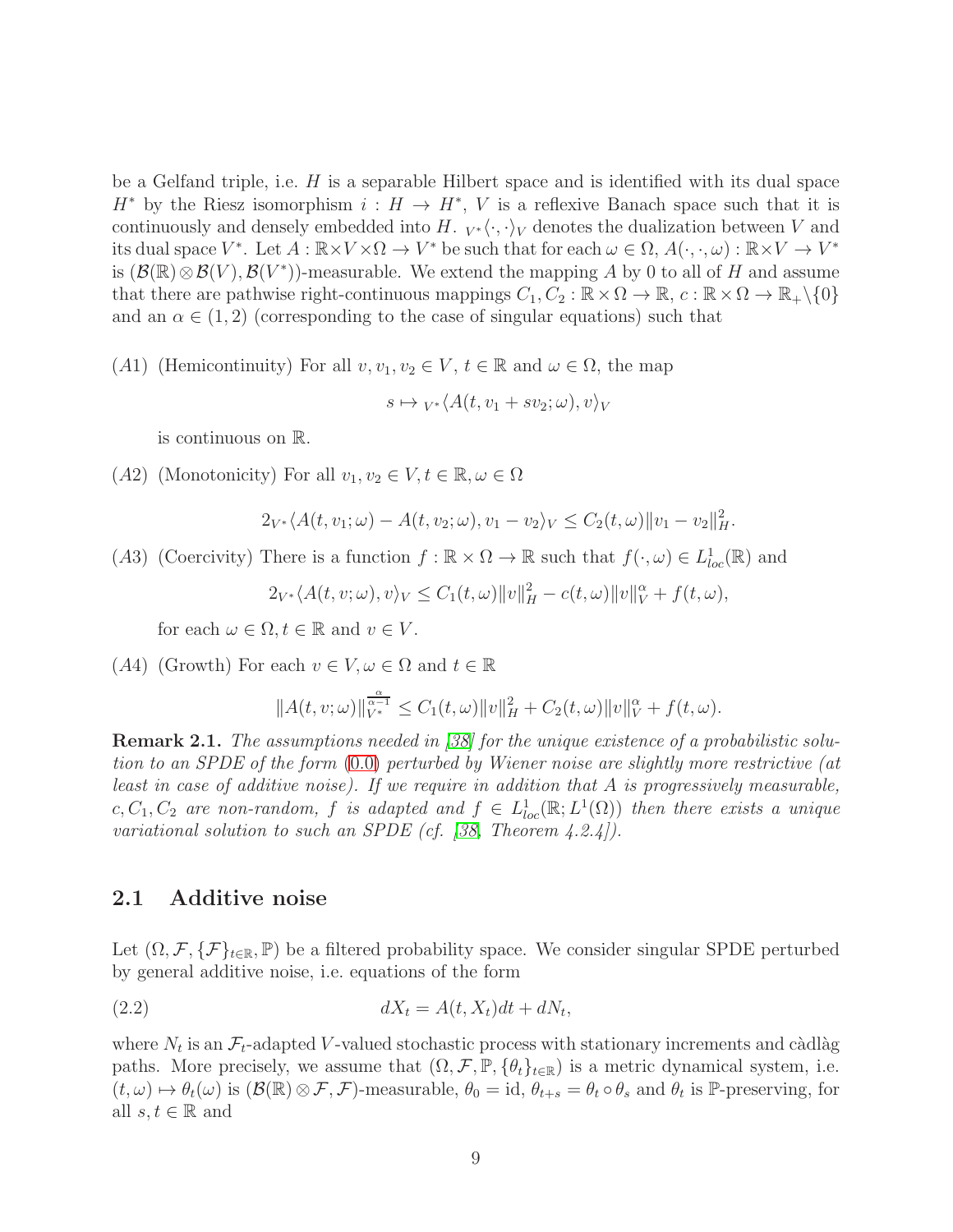be a Gelfand triple, i.e. $H$ is a separable Hilbert space and is identified with its dual space $H^*$ by the Riesz isomorphism $i : H \to H^*$, $V$ is a reflexive Banach space such that it is continuously and densely embedded into $H$. ${}_{V^*}\langle \cdot, \cdot \rangle_V$ denotes the dualization between $V$ and its dual space $V^*$. Let $A : \mathbb{R} \times V \times \Omega \to V^*$ be such that for each $\omega \in \Omega$, $A(\cdot, \cdot, \omega) : \mathbb{R} \times V \to V^*$ is $(\mathcal{B}(\mathbb{R}) \otimes \mathcal{B}(V), \mathcal{B}(V^*))$-measurable. We extend the mapping $A$ by 0 to all of $H$ and assume that there are pathwise right-continuous mappings $C_1, C_2 : \mathbb{R} \times \Omega \to \mathbb{R}$, $c : \mathbb{R} \times \Omega \to \mathbb{R}_+ \setminus \{0\}$ and an $\alpha \in (1, 2)$ (corresponding to the case of singular equations) such that

(A1) (Hemicontinuity) For all $v, v_1, v_2 \in V$, $t \in \mathbb{R}$ and $\omega \in \Omega$, the map

$$s \mapsto {}_{V^*}\langle A(t, v_1 + s v_2; \omega), v \rangle_V$$

is continuous on $\mathbb{R}$.

(A2) (Monotonicity) For all $v_1, v_2 \in V, t \in \mathbb{R}, \omega \in \Omega$

$$2 {}_{V^*}\langle A(t, v_1; \omega) - A(t, v_2; \omega), v_1 - v_2 \rangle_V \leq C_2(t, \omega) \|v_1 - v_2\|_H^2.$$

(A3) (Coercivity) There is a function $f : \mathbb{R} \times \Omega \to \mathbb{R}$ such that $f(\cdot, \omega) \in L^1_{loc}(\mathbb{R})$ and

$$2 {}_{V^*}\langle A(t, v; \omega), v \rangle_V \leq C_1(t, \omega) \|v\|_H^2 - c(t, \omega) \|v\|_V^\alpha + f(t, \omega),$$

for each $\omega \in \Omega, t \in \mathbb{R}$ and $v \in V$.

(A4) (Growth) For each $v \in V, \omega \in \Omega$ and $t \in \mathbb{R}$

$$\|A(t, v; \omega)\|_{V^*}^{\frac{\alpha}{\alpha - 1}} \leq C_1(t, \omega) \|v\|_H^2 + C_2(t, \omega) \|v\|_V^\alpha + f(t, \omega).$$

**Remark 2.1.** *The assumptions needed in [38] for the unique existence of a probabilistic solution to an SPDE of the form (0.0) perturbed by Wiener noise are slightly more restrictive (at least in case of additive noise). If we require in addition that $A$ is progressively measurable, $c, C_1, C_2$ are non-random, $f$ is adapted and $f \in L^1_{loc}(\mathbb{R}; L^1(\Omega))$ then there exists a unique variational solution to such an SPDE (cf. [38, Theorem 4.2.4]).*

## 2.1 Additive noise

Let $(\Omega, \mathcal{F}, \{\mathcal{F}\}_{t \in \mathbb{R}}, \mathbb{P})$ be a filtered probability space. We consider singular SPDE perturbed by general additive noise, i.e. equations of the form

$$dX_t = A(t, X_t) dt + dN_t, \tag{2.2}$$

where $N_t$ is an $\mathcal{F}_t$-adapted $V$-valued stochastic process with stationary increments and càdlàg paths. More precisely, we assume that $(\Omega, \mathcal{F}, \mathbb{P}, \{\theta_t\}_{t \in \mathbb{R}})$ is a metric dynamical system, i.e. $(t, \omega) \mapsto \theta_t(\omega)$ is $(\mathcal{B}(\mathbb{R}) \otimes \mathcal{F}, \mathcal{F})$-measurable, $\theta_0 = \text{id}$, $\theta_{t+s} = \theta_t \circ \theta_s$ and $\theta_t$ is $\mathbb{P}$-preserving, for all $s, t \in \mathbb{R}$ and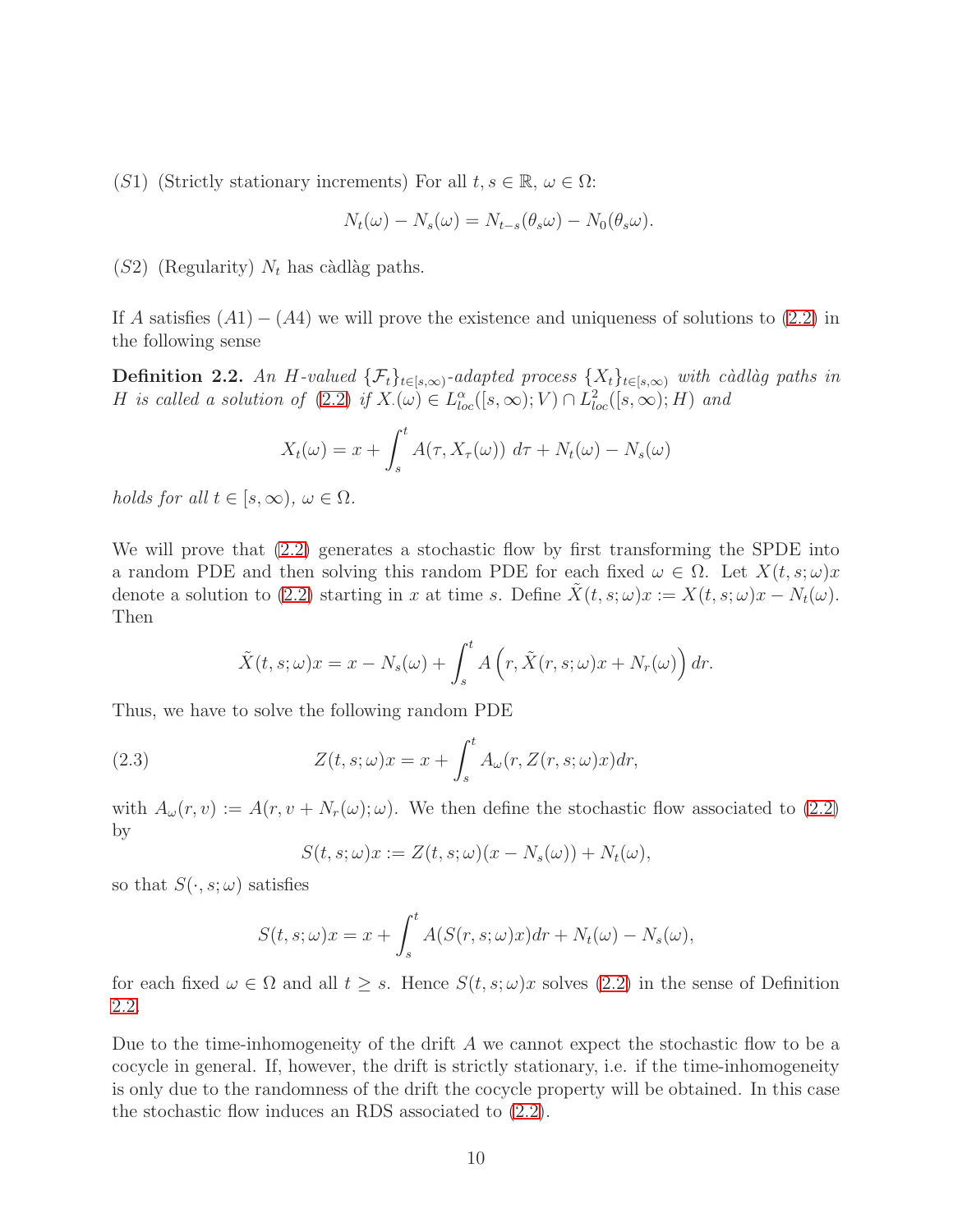$(S1)$ (Strictly stationary increments) For all $t, s \in \mathbb{R}$, $\omega \in \Omega$:

$$N_t(\omega) - N_s(\omega) = N_{t-s}(\theta_s\omega) - N_0(\theta_s\omega).$$

$(S2)$ (Regularity) $N_t$ has càdlàg paths.

If $A$ satisfies $(A1) - (A4)$ we will prove the existence and uniqueness of solutions to (2.2) in the following sense

**Definition 2.2.** *An $H$-valued $\{\mathcal{F}_t\}_{t\in[s,\infty)}$-adapted process $\{X_t\}_{t\in[s,\infty)}$ with càdlàg paths in $H$ is called a solution of (2.2) if $X_\cdot(\omega) \in L^\alpha_{loc}([s,\infty); V) \cap L^2_{loc}([s,\infty); H)$ and*

$$X_t(\omega) = x + \int_s^t A(\tau, X_\tau(\omega))\ d\tau + N_t(\omega) - N_s(\omega)$$

*holds for all $t \in [s,\infty)$, $\omega \in \Omega$.*

We will prove that (2.2) generates a stochastic flow by first transforming the SPDE into a random PDE and then solving this random PDE for each fixed $\omega \in \Omega$. Let $X(t,s;\omega)x$ denote a solution to (2.2) starting in $x$ at time $s$. Define $\tilde{X}(t,s;\omega)x := X(t,s;\omega)x - N_t(\omega)$. Then

$$\tilde{X}(t,s;\omega)x = x - N_s(\omega) + \int_s^t A\left(r, \tilde{X}(r,s;\omega)x + N_r(\omega)\right) dr.$$

Thus, we have to solve the following random PDE

$$Z(t,s;\omega)x = x + \int_s^t A_\omega(r, Z(r,s;\omega)x)dr, \tag{2.3}$$

with $A_\omega(r,v) := A(r, v + N_r(\omega); \omega)$. We then define the stochastic flow associated to (2.2) by

$$S(t,s;\omega)x := Z(t,s;\omega)(x - N_s(\omega)) + N_t(\omega),$$

so that $S(\cdot,s;\omega)$ satisfies

$$S(t,s;\omega)x = x + \int_s^t A(S(r,s;\omega)x)dr + N_t(\omega) - N_s(\omega),$$

for each fixed $\omega \in \Omega$ and all $t \geq s$. Hence $S(t,s;\omega)x$ solves (2.2) in the sense of Definition 2.2.

Due to the time-inhomogeneity of the drift $A$ we cannot expect the stochastic flow to be a cocycle in general. If, however, the drift is strictly stationary, i.e. if the time-inhomogeneity is only due to the randomness of the drift the cocycle property will be obtained. In this case the stochastic flow induces an RDS associated to (2.2).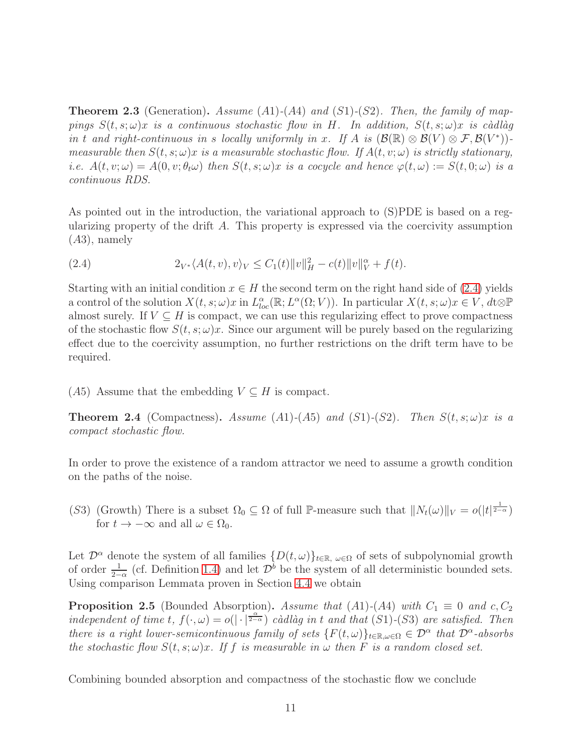**Theorem 2.3** (Generation)**.** *Assume $(A1)$-$(A4)$ and $(S1)$-$(S2)$. Then, the family of mappings $S(t,s;\omega)x$ is a continuous stochastic flow in $H$. In addition, $S(t,s;\omega)x$ is càdlàg in $t$ and right-continuous in $s$ locally uniformly in $x$. If $A$ is $(\mathcal{B}(\mathbb{R})\otimes\mathcal{B}(V)\otimes\mathcal{F},\mathcal{B}(V^*))$-measurable then $S(t,s;\omega)x$ is a measurable stochastic flow. If $A(t,v;\omega)$ is strictly stationary, i.e. $A(t,v;\omega)=A(0,v;\theta_t\omega)$ then $S(t,s;\omega)x$ is a cocycle and hence $\varphi(t,\omega):=S(t,0;\omega)$ is a continuous RDS.*

As pointed out in the introduction, the variational approach to (S)PDE is based on a regularizing property of the drift $A$. This property is expressed via the coercivity assumption $(A3)$, namely

$$2_{V^*}\langle A(t,v),v\rangle_V \le C_1(t)\|v\|_H^2 - c(t)\|v\|_V^\alpha + f(t). \tag{2.4}$$

Starting with an initial condition $x\in H$ the second term on the right hand side of (2.4) yields a control of the solution $X(t,s;\omega)x$ in $L^\alpha_{loc}(\mathbb{R};L^\alpha(\Omega;V))$. In particular $X(t,s;\omega)x\in V$, $dt\otimes\mathbb{P}$ almost surely. If $V\subseteq H$ is compact, we can use this regularizing effect to prove compactness of the stochastic flow $S(t,s;\omega)x$. Since our argument will be purely based on the regularizing effect due to the coercivity assumption, no further restrictions on the drift term have to be required.

$(A5)$ Assume that the embedding $V\subseteq H$ is compact.

**Theorem 2.4** (Compactness)**.** *Assume $(A1)$-$(A5)$ and $(S1)$-$(S2)$. Then $S(t,s;\omega)x$ is a compact stochastic flow.*

In order to prove the existence of a random attractor we need to assume a growth condition on the paths of the noise.

$(S3)$ (Growth) There is a subset $\Omega_0\subseteq\Omega$ of full $\mathbb{P}$-measure such that $\|N_t(\omega)\|_V = o(|t|^{\frac{1}{2-\alpha}})$ for $t\to-\infty$ and all $\omega\in\Omega_0$.

Let $\mathcal{D}^\alpha$ denote the system of all families $\{D(t,\omega)\}_{t\in\mathbb{R},\,\omega\in\Omega}$ of sets of subpolynomial growth of order $\frac{1}{2-\alpha}$ (cf. Definition 1.4) and let $\mathcal{D}^b$ be the system of all deterministic bounded sets. Using comparison Lemmata proven in Section 4.4 we obtain

**Proposition 2.5** (Bounded Absorption)**.** *Assume that $(A1)$-$(A4)$ with $C_1\equiv 0$ and $c,C_2$ independent of time $t$, $f(\cdot,\omega)=o(|\cdot|^{\frac{\alpha}{2-\alpha}})$ càdlàg in $t$ and that $(S1)$-$(S3)$ are satisfied. Then there is a right lower-semicontinuous family of sets $\{F(t,\omega)\}_{t\in\mathbb{R},\omega\in\Omega}\in\mathcal{D}^\alpha$ that $\mathcal{D}^\alpha$-absorbs the stochastic flow $S(t,s;\omega)x$. If $f$ is measurable in $\omega$ then $F$ is a random closed set.*

Combining bounded absorption and compactness of the stochastic flow we conclude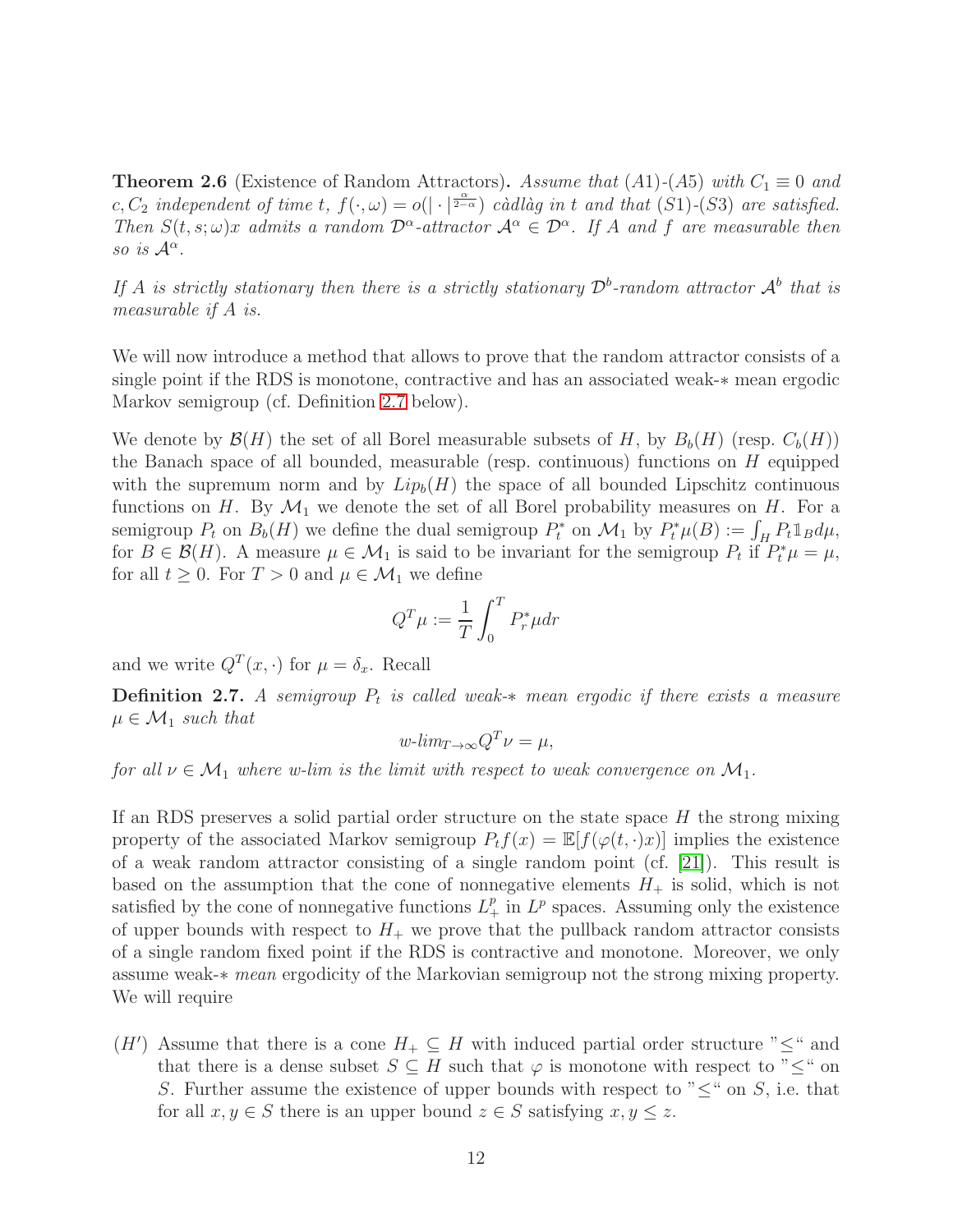**Theorem 2.6** (Existence of Random Attractors)**.** *Assume that (A1)-(A5) with $C_1 \equiv 0$ and $c, C_2$ independent of time $t$, $f(\cdot,\omega) = o(|\cdot|^{\frac{\alpha}{2-\alpha}})$ càdlàg in $t$ and that (S1)-(S3) are satisfied. Then $S(t,s;\omega)x$ admits a random $\mathcal{D}^\alpha$-attractor $\mathcal{A}^\alpha \in \mathcal{D}^\alpha$. If $A$ and $f$ are measurable then so is $\mathcal{A}^\alpha$.*

*If $A$ is strictly stationary then there is a strictly stationary $\mathcal{D}^b$-random attractor $\mathcal{A}^b$ that is measurable if $A$ is.*

We will now introduce a method that allows to prove that the random attractor consists of a single point if the RDS is monotone, contractive and has an associated weak-$*$ mean ergodic Markov semigroup (cf. Definition 2.7 below).

We denote by $\mathcal{B}(H)$ the set of all Borel measurable subsets of $H$, by $B_b(H)$ (resp. $C_b(H)$) the Banach space of all bounded, measurable (resp. continuous) functions on $H$ equipped with the supremum norm and by $Lip_b(H)$ the space of all bounded Lipschitz continuous functions on $H$. By $\mathcal{M}_1$ we denote the set of all Borel probability measures on $H$. For a semigroup $P_t$ on $B_b(H)$ we define the dual semigroup $P_t^*$ on $\mathcal{M}_1$ by $P_t^*\mu(B) := \int_H P_t \mathbb{1}_B d\mu$, for $B \in \mathcal{B}(H)$. A measure $\mu \in \mathcal{M}_1$ is said to be invariant for the semigroup $P_t$ if $P_t^*\mu = \mu$, for all $t \geq 0$. For $T > 0$ and $\mu \in \mathcal{M}_1$ we define

$$Q^T\mu := \frac{1}{T}\int_0^T P_r^*\mu dr$$

and we write $Q^T(x,\cdot)$ for $\mu = \delta_x$. Recall

**Definition 2.7.** *A semigroup $P_t$ is called weak-$*$ mean ergodic if there exists a measure $\mu \in \mathcal{M}_1$ such that*

$$w\text{-}lim_{T\to\infty} Q^T\nu = \mu,$$

*for all $\nu \in \mathcal{M}_1$ where w-lim is the limit with respect to weak convergence on $\mathcal{M}_1$.*

If an RDS preserves a solid partial order structure on the state space $H$ the strong mixing property of the associated Markov semigroup $P_t f(x) = \mathbb{E}[f(\varphi(t,\cdot)x)]$ implies the existence of a weak random attractor consisting of a single random point (cf. [21]). This result is based on the assumption that the cone of nonnegative elements $H_+$ is solid, which is not satisfied by the cone of nonnegative functions $L^p_+$ in $L^p$ spaces. Assuming only the existence of upper bounds with respect to $H_+$ we prove that the pullback random attractor consists of a single random fixed point if the RDS is contractive and monotone. Moreover, we only assume weak-$*$ *mean* ergodicity of the Markovian semigroup not the strong mixing property. We will require

$(H')$ Assume that there is a cone $H_+ \subseteq H$ with induced partial order structure "$\leq$" and that there is a dense subset $S \subseteq H$ such that $\varphi$ is monotone with respect to "$\leq$" on $S$. Further assume the existence of upper bounds with respect to "$\leq$" on $S$, i.e. that for all $x, y \in S$ there is an upper bound $z \in S$ satisfying $x, y \leq z$.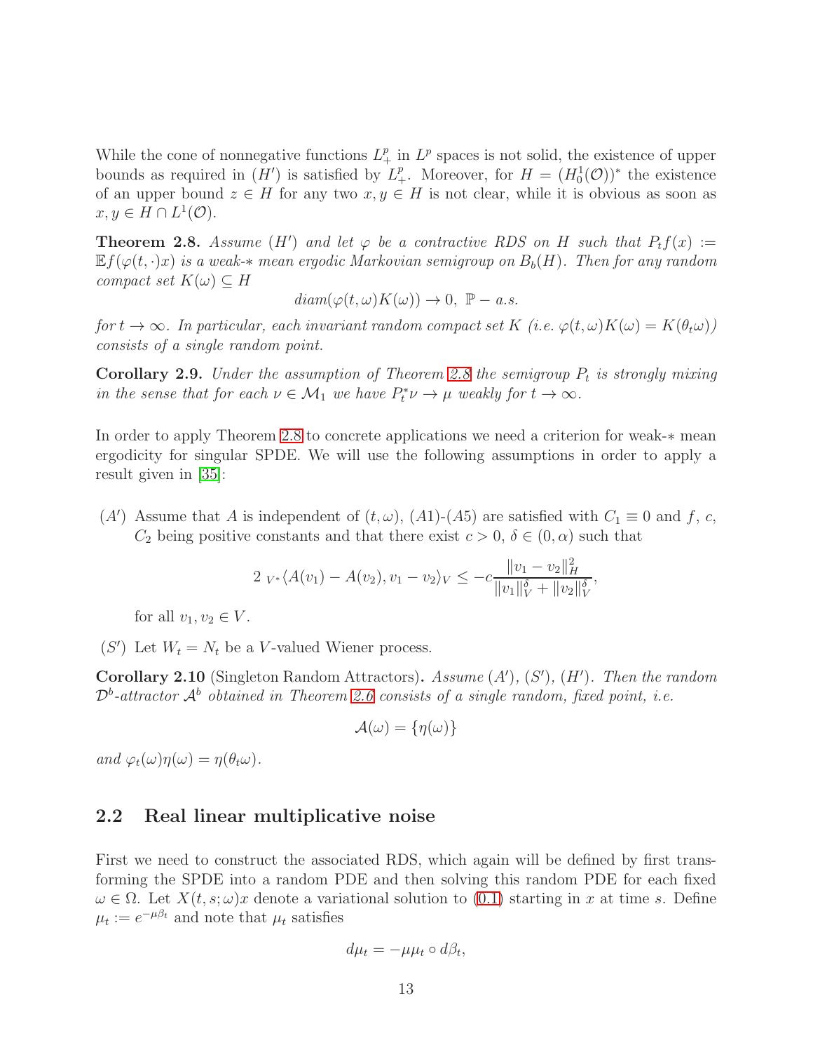While the cone of nonnegative functions $L^p_+$ in $L^p$ spaces is not solid, the existence of upper bounds as required in $(H')$ is satisfied by $L^p_+$. Moreover, for $H = (H^1_0(\mathcal{O}))^*$ the existence of an upper bound $z \in H$ for any two $x, y \in H$ is not clear, while it is obvious as soon as $x, y \in H \cap L^1(\mathcal{O})$.

**Theorem 2.8.** *Assume $(H')$ and let $\varphi$ be a contractive RDS on $H$ such that $P_t f(x) := \mathbb{E} f(\varphi(t, \cdot)x)$ is a weak-$*$ mean ergodic Markovian semigroup on $B_b(H)$. Then for any random compact set $K(\omega) \subseteq H$*

$$diam(\varphi(t,\omega)K(\omega)) \to 0, \ \mathbb{P}-a.s.$$

*for $t \to \infty$. In particular, each invariant random compact set $K$ (i.e. $\varphi(t,\omega)K(\omega) = K(\theta_t\omega)$) consists of a single random point.*

**Corollary 2.9.** *Under the assumption of Theorem 2.8 the semigroup $P_t$ is strongly mixing in the sense that for each $\nu \in \mathcal{M}_1$ we have $P^*_t \nu \to \mu$ weakly for $t \to \infty$.*

In order to apply Theorem 2.8 to concrete applications we need a criterion for weak-$*$ mean ergodicity for singular SPDE. We will use the following assumptions in order to apply a result given in [35]:

$(A')$ Assume that $A$ is independent of $(t, \omega)$, $(A1)$-$(A5)$ are satisfied with $C_1 \equiv 0$ and $f$, $c$, $C_2$ being positive constants and that there exist $c > 0$, $\delta \in (0, \alpha)$ such that

$$2\ {}_{V^*}\langle A(v_1) - A(v_2), v_1 - v_2 \rangle_V \le -c \frac{\|v_1 - v_2\|^2_H}{\|v_1\|^\delta_V + \|v_2\|^\delta_V},$$

for all $v_1, v_2 \in V$.

$(S')$ Let $W_t = N_t$ be a $V$-valued Wiener process.

**Corollary 2.10** (Singleton Random Attractors)**.** *Assume $(A')$, $(S')$, $(H')$. Then the random $\mathcal{D}^b$-attractor $\mathcal{A}^b$ obtained in Theorem 2.6 consists of a single random, fixed point, i.e.*

$$\mathcal{A}(\omega) = \{\eta(\omega)\}$$

*and $\varphi_t(\omega)\eta(\omega) = \eta(\theta_t\omega)$.*

## 2.2 Real linear multiplicative noise

First we need to construct the associated RDS, which again will be defined by first transforming the SPDE into a random PDE and then solving this random PDE for each fixed $\omega \in \Omega$. Let $X(t, s; \omega)x$ denote a variational solution to (0.1) starting in $x$ at time $s$. Define $\mu_t := e^{-\mu\beta_t}$ and note that $\mu_t$ satisfies

$$d\mu_t = -\mu\mu_t \circ d\beta_t,$$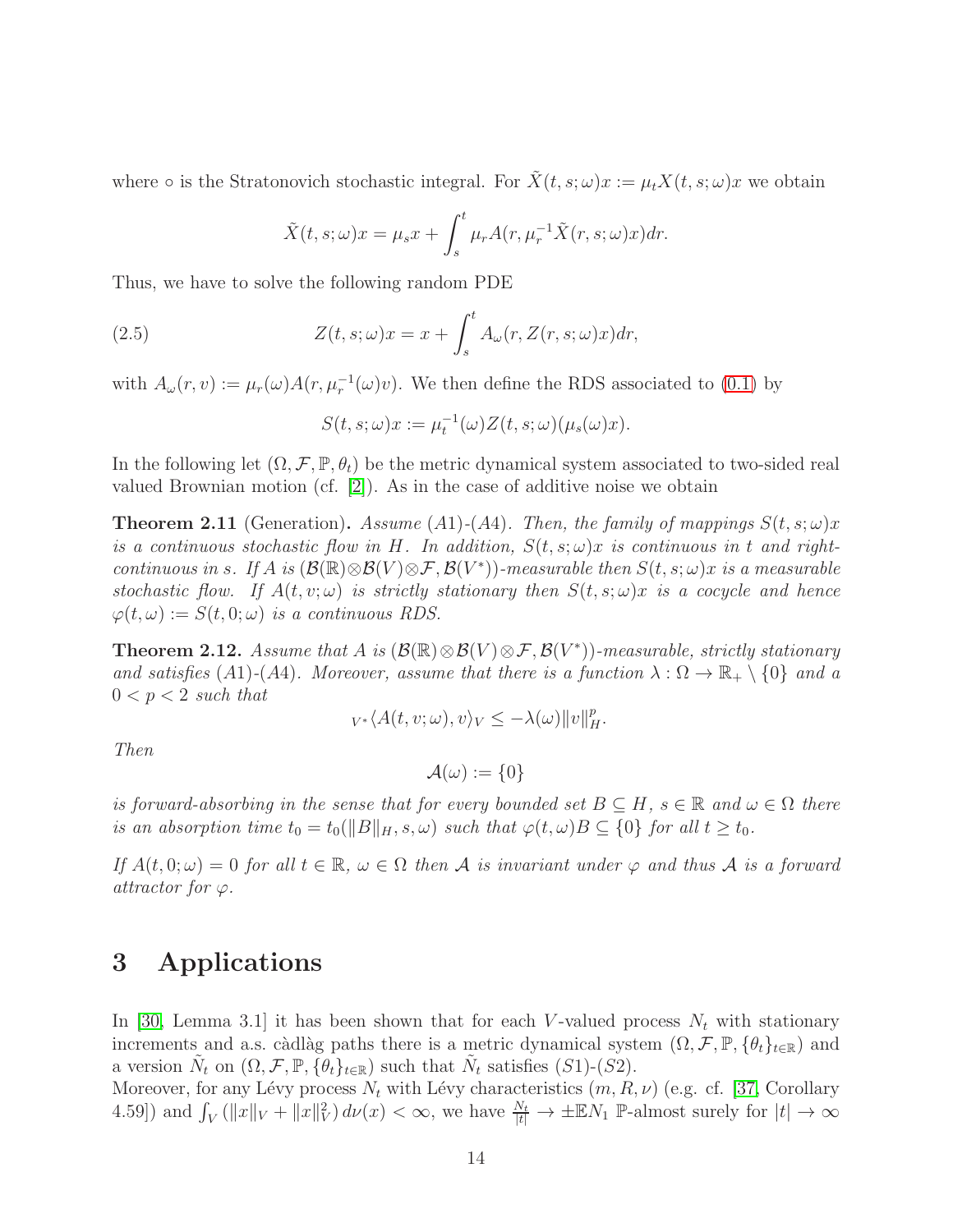where $\circ$ is the Stratonovich stochastic integral. For $\tilde{X}(t,s;\omega)x := \mu_t X(t,s;\omega)x$ we obtain

$$\tilde{X}(t,s;\omega)x = \mu_s x + \int_s^t \mu_r A(r, \mu_r^{-1}\tilde{X}(r,s;\omega)x)dr.$$

Thus, we have to solve the following random PDE

$$Z(t,s;\omega)x = x + \int_s^t A_\omega(r, Z(r,s;\omega)x)dr, \tag{2.5}$$

with $A_\omega(r,v) := \mu_r(\omega)A(r,\mu_r^{-1}(\omega)v)$. We then define the RDS associated to (0.1) by

$$S(t,s;\omega)x := \mu_t^{-1}(\omega)Z(t,s;\omega)(\mu_s(\omega)x).$$

In the following let $(\Omega, \mathcal{F}, \mathbb{P}, \theta_t)$ be the metric dynamical system associated to two-sided real valued Brownian motion (cf. [2]). As in the case of additive noise we obtain

**Theorem 2.11** (Generation). *Assume (A1)-(A4). Then, the family of mappings $S(t,s;\omega)x$ is a continuous stochastic flow in $H$. In addition, $S(t,s;\omega)x$ is continuous in $t$ and right-continuous in $s$. If $A$ is $(\mathcal{B}(\mathbb{R})\otimes\mathcal{B}(V)\otimes\mathcal{F}, \mathcal{B}(V^*))$-measurable then $S(t,s;\omega)x$ is a measurable stochastic flow. If $A(t,v;\omega)$ is strictly stationary then $S(t,s;\omega)x$ is a cocycle and hence $\varphi(t,\omega) := S(t,0;\omega)$ is a continuous RDS.*

**Theorem 2.12.** *Assume that $A$ is $(\mathcal{B}(\mathbb{R})\otimes\mathcal{B}(V)\otimes\mathcal{F}, \mathcal{B}(V^*))$-measurable, strictly stationary and satisfies (A1)-(A4). Moreover, assume that there is a function $\lambda : \Omega \to \mathbb{R}_+ \setminus \{0\}$ and a $0 < p < 2$ such that*

$$_{V^*}\langle A(t,v;\omega), v\rangle_V \leq -\lambda(\omega)\|v\|_H^p.$$

*Then*

$$\mathcal{A}(\omega) := \{0\}$$

*is forward-absorbing in the sense that for every bounded set $B \subseteq H$, $s \in \mathbb{R}$ and $\omega \in \Omega$ there is an absorption time $t_0 = t_0(\|B\|_H, s, \omega)$ such that $\varphi(t,\omega)B \subseteq \{0\}$ for all $t \geq t_0$.*

*If $A(t,0;\omega) = 0$ for all $t \in \mathbb{R}$, $\omega \in \Omega$ then $\mathcal{A}$ is invariant under $\varphi$ and thus $\mathcal{A}$ is a forward attractor for $\varphi$.*

# 3 Applications

In [30, Lemma 3.1] it has been shown that for each $V$-valued process $N_t$ with stationary increments and a.s. càdlàg paths there is a metric dynamical system $(\Omega, \mathcal{F}, \mathbb{P}, \{\theta_t\}_{t\in\mathbb{R}})$ and a version $\tilde{N}_t$ on $(\Omega, \mathcal{F}, \mathbb{P}, \{\theta_t\}_{t\in\mathbb{R}})$ such that $\tilde{N}_t$ satisfies $(S1)$-$(S2)$.
Moreover, for any Lévy process $N_t$ with Lévy characteristics $(m, R, \nu)$ (e.g. cf. [37, Corollary 4.59]) and $\int_V (\|x\|_V + \|x\|_V^2)\, d\nu(x) < \infty$, we have $\frac{N_t}{|t|} \to \pm\mathbb{E}N_1$ $\mathbb{P}$-almost surely for $|t| \to \infty$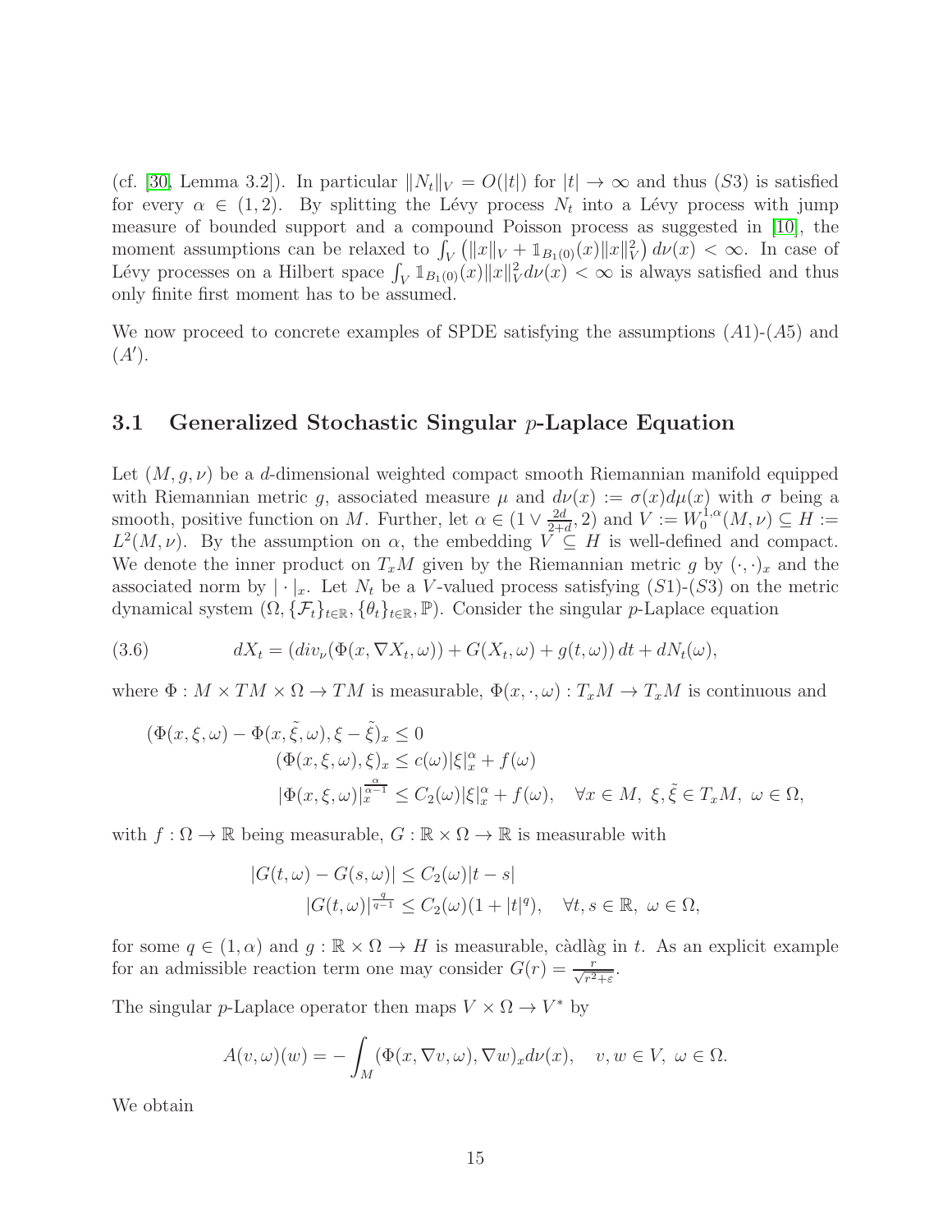(cf. [30, Lemma 3.2]). In particular $\|N_t\|_V = O(|t|)$ for $|t| \to \infty$ and thus $(S3)$ is satisfied for every $\alpha \in (1,2)$. By splitting the Lévy process $N_t$ into a Lévy process with jump measure of bounded support and a compound Poisson process as suggested in [10], the moment assumptions can be relaxed to $\int_V \left(\|x\|_V + \mathbb{1}_{B_1(0)}(x)\|x\|_V^2\right) d\nu(x) < \infty$. In case of Lévy processes on a Hilbert space $\int_V \mathbb{1}_{B_1(0)}(x)\|x\|_V^2 d\nu(x) < \infty$ is always satisfied and thus only finite first moment has to be assumed.

We now proceed to concrete examples of SPDE satisfying the assumptions $(A1)$-$(A5)$ and $(A')$.

### 3.1 Generalized Stochastic Singular $p$-Laplace Equation

Let $(M, g, \nu)$ be a $d$-dimensional weighted compact smooth Riemannian manifold equipped with Riemannian metric $g$, associated measure $\mu$ and $d\nu(x) := \sigma(x)d\mu(x)$ with $\sigma$ being a smooth, positive function on $M$. Further, let $\alpha \in (1 \vee \frac{2d}{2+d}, 2)$ and $V := W_0^{1,\alpha}(M,\nu) \subseteq H := L^2(M,\nu)$. By the assumption on $\alpha$, the embedding $V \subseteq H$ is well-defined and compact. We denote the inner product on $T_xM$ given by the Riemannian metric $g$ by $(\cdot,\cdot)_x$ and the associated norm by $|\cdot|_x$. Let $N_t$ be a $V$-valued process satisfying $(S1)$-$(S3)$ on the metric dynamical system $(\Omega, \{\mathcal{F}_t\}_{t\in\mathbb{R}}, \{\theta_t\}_{t\in\mathbb{R}}, \mathbb{P})$. Consider the singular $p$-Laplace equation

$$dX_t = (div_\nu(\Phi(x, \nabla X_t, \omega)) + G(X_t, \omega) + g(t,\omega))\, dt + dN_t(\omega), \tag{3.6}$$

where $\Phi : M \times TM \times \Omega \to TM$ is measurable, $\Phi(x,\cdot,\omega) : T_xM \to T_xM$ is continuous and

$$\begin{aligned}
(\Phi(x,\xi,\omega) - \Phi(x,\tilde{\xi},\omega), \xi - \tilde{\xi})_x &\le 0 \\
(\Phi(x,\xi,\omega), \xi)_x &\le c(\omega)|\xi|_x^\alpha + f(\omega) \\
|\Phi(x,\xi,\omega)|_x^{\frac{\alpha}{\alpha-1}} &\le C_2(\omega)|\xi|_x^\alpha + f(\omega), \quad \forall x \in M,\ \xi,\tilde{\xi} \in T_xM,\ \omega \in \Omega,
\end{aligned}$$

with $f : \Omega \to \mathbb{R}$ being measurable, $G : \mathbb{R} \times \Omega \to \mathbb{R}$ is measurable with

$$\begin{aligned}
|G(t,\omega) - G(s,\omega)| &\le C_2(\omega)|t-s| \\
|G(t,\omega)|^{\frac{q}{q-1}} &\le C_2(\omega)(1 + |t|^q), \quad \forall t,s \in \mathbb{R},\ \omega \in \Omega,
\end{aligned}$$

for some $q \in (1,\alpha)$ and $g : \mathbb{R} \times \Omega \to H$ is measurable, càdlàg in $t$. As an explicit example for an admissible reaction term one may consider $G(r) = \frac{r}{\sqrt{r^2+\varepsilon}}$.

The singular $p$-Laplace operator then maps $V \times \Omega \to V^*$ by

$$A(v,\omega)(w) = -\int_M (\Phi(x,\nabla v,\omega), \nabla w)_x d\nu(x), \quad v,w \in V,\ \omega \in \Omega.$$

We obtain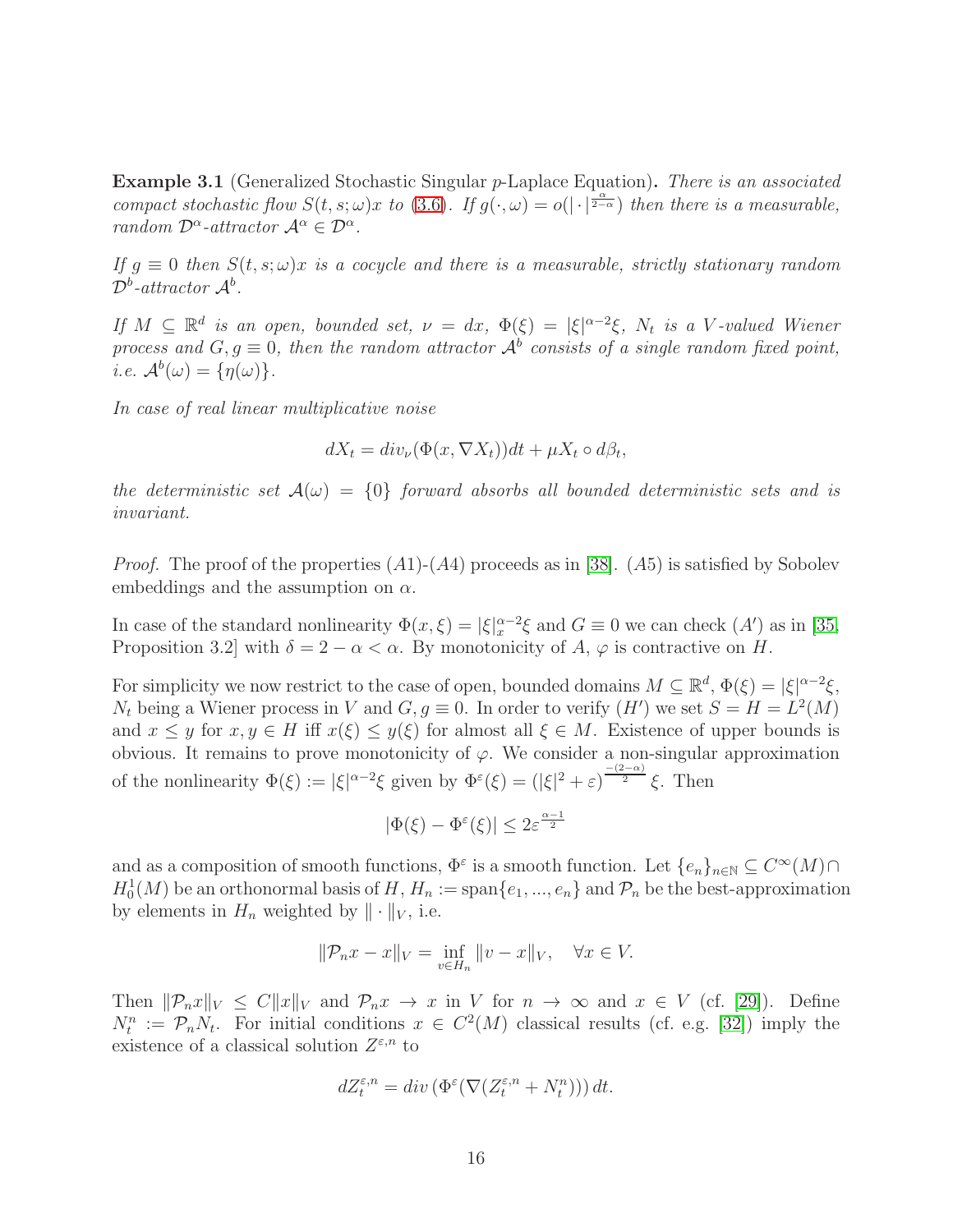**Example 3.1** (Generalized Stochastic Singular $p$-Laplace Equation). *There is an associated compact stochastic flow $S(t,s;\omega)x$ to (3.6). If $g(\cdot,\omega) = o(|\cdot|^{\frac{\alpha}{2-\alpha}})$ then there is a measurable, random $\mathcal{D}^\alpha$-attractor $\mathcal{A}^\alpha \in \mathcal{D}^\alpha$.*

*If $g \equiv 0$ then $S(t,s;\omega)x$ is a cocycle and there is a measurable, strictly stationary random $\mathcal{D}^b$-attractor $\mathcal{A}^b$.*

*If $M \subseteq \mathbb{R}^d$ is an open, bounded set, $\nu = dx$, $\Phi(\xi) = |\xi|^{\alpha-2}\xi$, $N_t$ is a $V$-valued Wiener process and $G, g \equiv 0$, then the random attractor $\mathcal{A}^b$ consists of a single random fixed point, i.e. $\mathcal{A}^b(\omega) = \{\eta(\omega)\}$.*

*In case of real linear multiplicative noise*

$$dX_t = div_\nu(\Phi(x, \nabla X_t))dt + \mu X_t \circ d\beta_t,$$

*the deterministic set $\mathcal{A}(\omega) = \{0\}$ forward absorbs all bounded deterministic sets and is invariant.*

*Proof.* The proof of the properties $(A1)$-$(A4)$ proceeds as in [38]. $(A5)$ is satisfied by Sobolev embeddings and the assumption on $\alpha$.

In case of the standard nonlinearity $\Phi(x,\xi) = |\xi|_x^{\alpha-2}\xi$ and $G \equiv 0$ we can check $(A')$ as in [35, Proposition 3.2] with $\delta = 2 - \alpha < \alpha$. By monotonicity of $A$, $\varphi$ is contractive on $H$.

For simplicity we now restrict to the case of open, bounded domains $M \subseteq \mathbb{R}^d$, $\Phi(\xi) = |\xi|^{\alpha-2}\xi$, $N_t$ being a Wiener process in $V$ and $G, g \equiv 0$. In order to verify $(H')$ we set $S = H = L^2(M)$ and $x \le y$ for $x, y \in H$ iff $x(\xi) \le y(\xi)$ for almost all $\xi \in M$. Existence of upper bounds is obvious. It remains to prove monotonicity of $\varphi$. We consider a non-singular approximation of the nonlinearity $\Phi(\xi) := |\xi|^{\alpha-2}\xi$ given by $\Phi^\varepsilon(\xi) = (|\xi|^2 + \varepsilon)^{\frac{-(2-\alpha)}{2}}\xi$. Then

$$|\Phi(\xi) - \Phi^\varepsilon(\xi)| \le 2\varepsilon^{\frac{\alpha-1}{2}}$$

and as a composition of smooth functions, $\Phi^\varepsilon$ is a smooth function. Let $\{e_n\}_{n\in\mathbb{N}} \subseteq C^\infty(M) \cap H_0^1(M)$ be an orthonormal basis of $H$, $H_n := \text{span}\{e_1, ..., e_n\}$ and $\mathcal{P}_n$ be the best-approximation by elements in $H_n$ weighted by $\|\cdot\|_V$, i.e.

$$\|\mathcal{P}_n x - x\|_V = \inf_{v \in H_n} \|v - x\|_V, \quad \forall x \in V.$$

Then $\|\mathcal{P}_n x\|_V \le C\|x\|_V$ and $\mathcal{P}_n x \to x$ in $V$ for $n \to \infty$ and $x \in V$ (cf. [29]). Define $N_t^n := \mathcal{P}_n N_t$. For initial conditions $x \in C^2(M)$ classical results (cf. e.g. [32]) imply the existence of a classical solution $Z^{\varepsilon,n}$ to

$$dZ_t^{\varepsilon,n} = div\left(\Phi^\varepsilon(\nabla(Z_t^{\varepsilon,n} + N_t^n))\right)dt.$$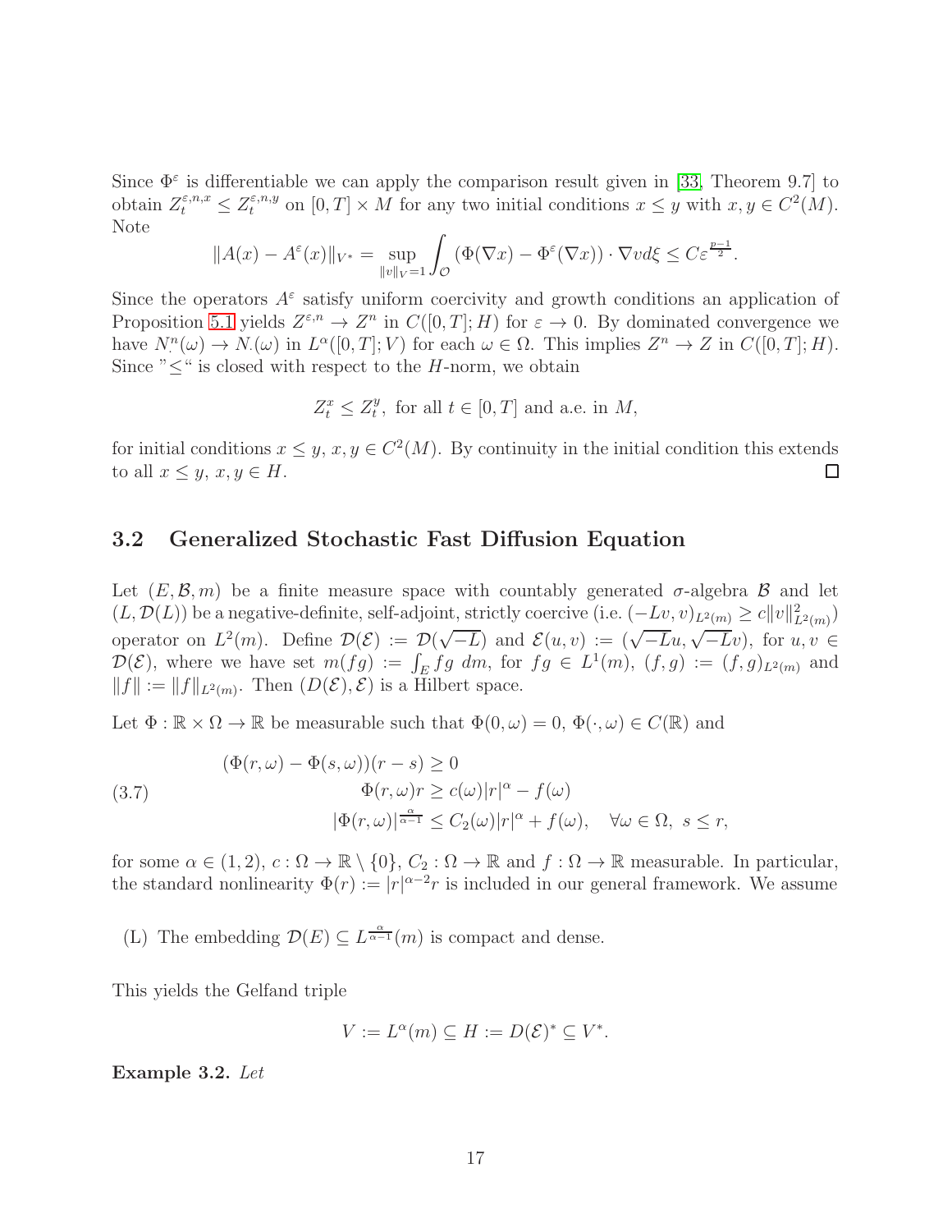Since $\Phi^\varepsilon$ is differentiable we can apply the comparison result given in [33, Theorem 9.7] to obtain $Z_t^{\varepsilon,n,x} \le Z_t^{\varepsilon,n,y}$ on $[0,T] \times M$ for any two initial conditions $x \le y$ with $x, y \in C^2(M)$. Note

$$\|A(x) - A^\varepsilon(x)\|_{V^*} = \sup_{\|v\|_V = 1} \int_{\mathcal{O}} (\Phi(\nabla x) - \Phi^\varepsilon(\nabla x)) \cdot \nabla v d\xi \le C\varepsilon^{\frac{p-1}{2}}.$$

Since the operators $A^\varepsilon$ satisfy uniform coercivity and growth conditions an application of Proposition 5.1 yields $Z^{\varepsilon,n} \to Z^n$ in $C([0,T]; H)$ for $\varepsilon \to 0$. By dominated convergence we have $N^n_\cdot(\omega) \to N_\cdot(\omega)$ in $L^\alpha([0,T]; V)$ for each $\omega \in \Omega$. This implies $Z^n \to Z$ in $C([0,T]; H)$. Since "$\le$" is closed with respect to the $H$-norm, we obtain

$$Z_t^x \le Z_t^y, \text{ for all } t \in [0,T] \text{ and a.e. in } M,$$

for initial conditions $x \le y$, $x, y \in C^2(M)$. By continuity in the initial condition this extends to all $x \le y$, $x, y \in H$. $\square$

## 3.2 Generalized Stochastic Fast Diffusion Equation

Let $(E, \mathcal{B}, m)$ be a finite measure space with countably generated $\sigma$-algebra $\mathcal{B}$ and let $(L, \mathcal{D}(L))$ be a negative-definite, self-adjoint, strictly coercive (i.e. $(-Lv, v)_{L^2(m)} \ge c\|v\|^2_{L^2(m)}$) operator on $L^2(m)$. Define $\mathcal{D}(\mathcal{E}) := \mathcal{D}(\sqrt{-L})$ and $\mathcal{E}(u,v) := (\sqrt{-L}u, \sqrt{-L}v)$, for $u, v \in \mathcal{D}(\mathcal{E})$, where we have set $m(fg) := \int_E fg \; dm$, for $fg \in L^1(m)$, $(f,g) := (f,g)_{L^2(m)}$ and $\|f\| := \|f\|_{L^2(m)}$. Then $(D(\mathcal{E}), \mathcal{E})$ is a Hilbert space.

Let $\Phi : \mathbb{R} \times \Omega \to \mathbb{R}$ be measurable such that $\Phi(0, \omega) = 0$, $\Phi(\cdot, \omega) \in C(\mathbb{R})$ and

$$\begin{aligned}
&(\Phi(r,\omega) - \Phi(s,\omega))(r-s) \ge 0 \\
&\Phi(r,\omega)r \ge c(\omega)|r|^\alpha - f(\omega) \\
&|\Phi(r,\omega)|^{\frac{\alpha}{\alpha-1}} \le C_2(\omega)|r|^\alpha + f(\omega), \quad \forall \omega \in \Omega,\ s \le r,
\end{aligned} \tag{3.7}$$

for some $\alpha \in (1,2)$, $c : \Omega \to \mathbb{R} \setminus \{0\}$, $C_2 : \Omega \to \mathbb{R}$ and $f : \Omega \to \mathbb{R}$ measurable. In particular, the standard nonlinearity $\Phi(r) := |r|^{\alpha-2}r$ is included in our general framework. We assume

(L) The embedding $\mathcal{D}(E) \subseteq L^{\frac{\alpha}{\alpha-1}}(m)$ is compact and dense.

This yields the Gelfand triple

$$V := L^\alpha(m) \subseteq H := D(\mathcal{E})^* \subseteq V^*.$$

**Example 3.2.** *Let*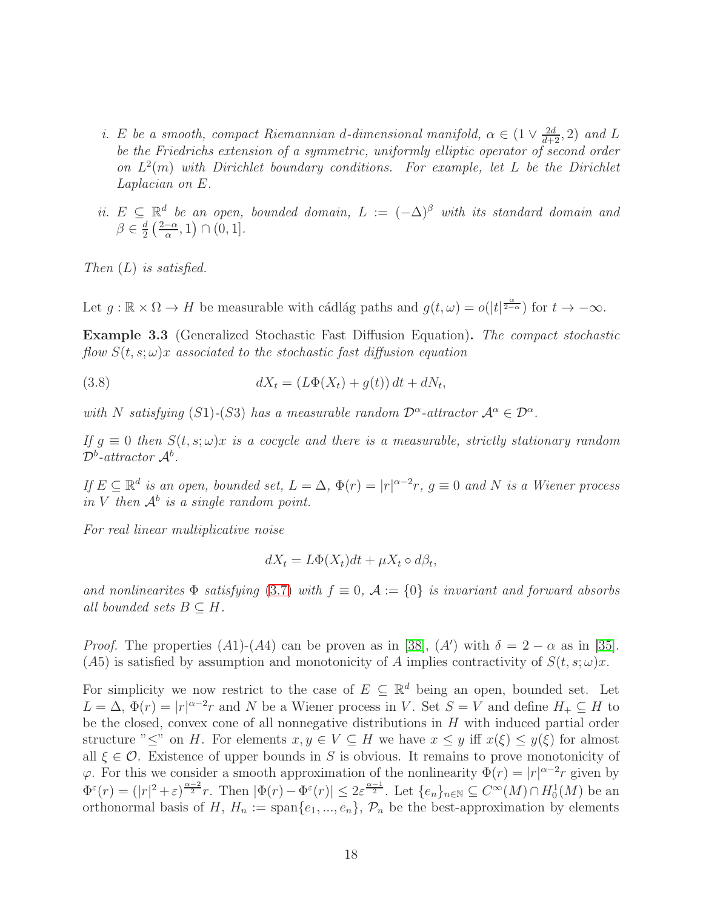*i. $E$ be a smooth, compact Riemannian d-dimensional manifold, $\alpha \in (1 \vee \frac{2d}{d+2}, 2)$ and $L$ be the Friedrichs extension of a symmetric, uniformly elliptic operator of second order on $L^2(m)$ with Dirichlet boundary conditions. For example, let $L$ be the Dirichlet Laplacian on $E$.*

*ii. $E \subseteq \mathbb{R}^d$ be an open, bounded domain, $L := (-\Delta)^\beta$ with its standard domain and $\beta \in \frac{d}{2}\left(\frac{2-\alpha}{\alpha}, 1\right) \cap (0, 1]$.*

*Then (L) is satisfied.*

Let $g : \mathbb{R} \times \Omega \to H$ be measurable with cádlág paths and $g(t, \omega) = o(|t|^{\frac{\alpha}{2-\alpha}})$ for $t \to -\infty$.

**Example 3.3** (Generalized Stochastic Fast Diffusion Equation)**.** *The compact stochastic flow $S(t, s; \omega)x$ associated to the stochastic fast diffusion equation*

$$dX_t = (L\Phi(X_t) + g(t))\,dt + dN_t, \tag{3.8}$$

*with $N$ satisfying (S1)-(S3) has a measurable random $\mathcal{D}^\alpha$-attractor $\mathcal{A}^\alpha \in \mathcal{D}^\alpha$.*

*If $g \equiv 0$ then $S(t, s; \omega)x$ is a cocycle and there is a measurable, strictly stationary random $\mathcal{D}^b$-attractor $\mathcal{A}^b$.*

*If $E \subseteq \mathbb{R}^d$ is an open, bounded set, $L = \Delta$, $\Phi(r) = |r|^{\alpha-2}r$, $g \equiv 0$ and $N$ is a Wiener process in $V$ then $\mathcal{A}^b$ is a single random point.*

*For real linear multiplicative noise*

$$dX_t = L\Phi(X_t)dt + \mu X_t \circ d\beta_t,$$

*and nonlinearites $\Phi$ satisfying (3.7) with $f \equiv 0$, $\mathcal{A} := \{0\}$ is invariant and forward absorbs all bounded sets $B \subseteq H$.*

*Proof.* The properties (A1)-(A4) can be proven as in [38], ($A'$) with $\delta = 2 - \alpha$ as in [35]. (A5) is satisfied by assumption and monotonicity of $A$ implies contractivity of $S(t, s; \omega)x$.

For simplicity we now restrict to the case of $E \subseteq \mathbb{R}^d$ being an open, bounded set. Let $L = \Delta$, $\Phi(r) = |r|^{\alpha-2}r$ and $N$ be a Wiener process in $V$. Set $S = V$ and define $H_+ \subseteq H$ to be the closed, convex cone of all nonnegative distributions in $H$ with induced partial order structure "$\leq$" on $H$. For elements $x, y \in V \subseteq H$ we have $x \leq y$ iff $x(\xi) \leq y(\xi)$ for almost all $\xi \in \mathcal{O}$. Existence of upper bounds in $S$ is obvious. It remains to prove monotonicity of $\varphi$. For this we consider a smooth approximation of the nonlinearity $\Phi(r) = |r|^{\alpha-2}r$ given by $\Phi^\varepsilon(r) = (|r|^2 + \varepsilon)^{\frac{\alpha-2}{2}}r$. Then $|\Phi(r) - \Phi^\varepsilon(r)| \leq 2\varepsilon^{\frac{\alpha-1}{2}}$. Let $\{e_n\}_{n\in\mathbb{N}} \subseteq C^\infty(M) \cap H^1_0(M)$ be an orthonormal basis of $H$, $H_n := \text{span}\{e_1, ..., e_n\}$, $\mathcal{P}_n$ be the best-approximation by elements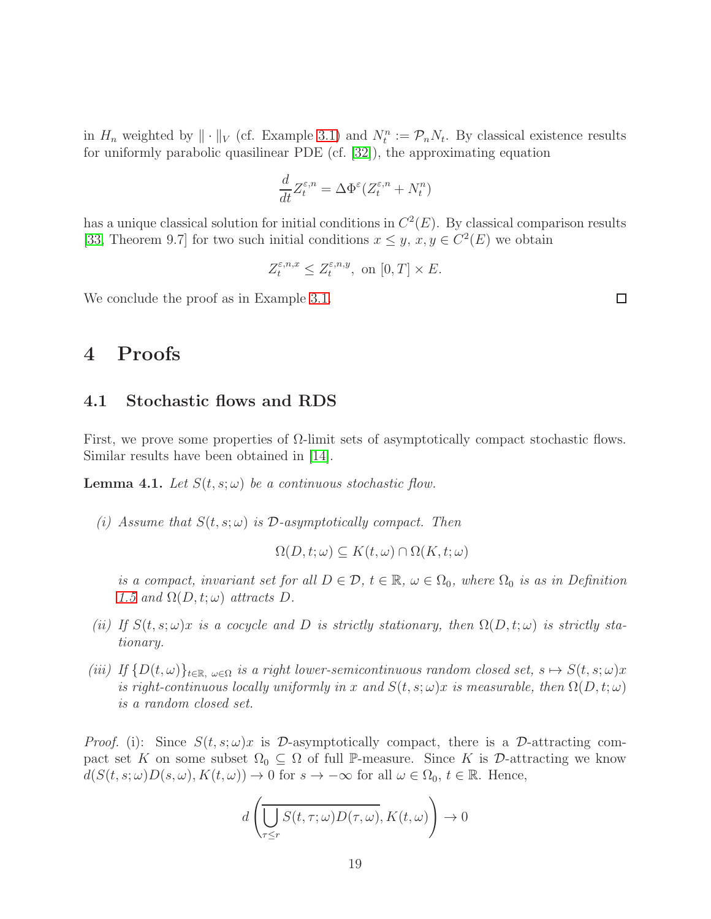in $H_n$ weighted by $\|\cdot\|_V$ (cf. Example 3.1) and $N_t^n := \mathcal{P}_n N_t$. By classical existence results for uniformly parabolic quasilinear PDE (cf. [32]), the approximating equation

$$\frac{d}{dt} Z_t^{\varepsilon,n} = \Delta \Phi^\varepsilon (Z_t^{\varepsilon,n} + N_t^n)$$

has a unique classical solution for initial conditions in $C^2(E)$. By classical comparison results [33, Theorem 9.7] for two such initial conditions $x \le y$, $x, y \in C^2(E)$ we obtain

$$Z_t^{\varepsilon,n,x} \le Z_t^{\varepsilon,n,y}, \text{ on } [0,T] \times E.$$

We conclude the proof as in Example 3.1. □

# 4 Proofs

## 4.1 Stochastic flows and RDS

First, we prove some properties of $\Omega$-limit sets of asymptotically compact stochastic flows. Similar results have been obtained in [14].

**Lemma 4.1.** *Let $S(t,s;\omega)$ be a continuous stochastic flow.*

*(i) Assume that $S(t,s;\omega)$ is $\mathcal{D}$-asymptotically compact. Then*

$$\Omega(D,t;\omega) \subseteq K(t,\omega) \cap \Omega(K,t;\omega)$$

*is a compact, invariant set for all $D \in \mathcal{D}$, $t \in \mathbb{R}$, $\omega \in \Omega_0$, where $\Omega_0$ is as in Definition 1.5 and $\Omega(D,t;\omega)$ attracts $D$.*

*(ii) If $S(t,s;\omega)x$ is a cocycle and $D$ is strictly stationary, then $\Omega(D,t;\omega)$ is strictly stationary.*

*(iii) If $\{D(t,\omega)\}_{t\in\mathbb{R},\, \omega\in\Omega}$ is a right lower-semicontinuous random closed set, $s \mapsto S(t,s;\omega)x$ is right-continuous locally uniformly in $x$ and $S(t,s;\omega)x$ is measurable, then $\Omega(D,t;\omega)$ is a random closed set.*

*Proof.* (i): Since $S(t,s;\omega)x$ is $\mathcal{D}$-asymptotically compact, there is a $\mathcal{D}$-attracting compact set $K$ on some subset $\Omega_0 \subseteq \Omega$ of full $\mathbb{P}$-measure. Since $K$ is $\mathcal{D}$-attracting we know $d(S(t,s;\omega)D(s,\omega), K(t,\omega)) \to 0$ for $s \to -\infty$ for all $\omega \in \Omega_0$, $t \in \mathbb{R}$. Hence,

$$d\left(\overline{\bigcup_{\tau \le r} S(t,\tau;\omega)D(\tau,\omega)}, K(t,\omega)\right) \to 0$$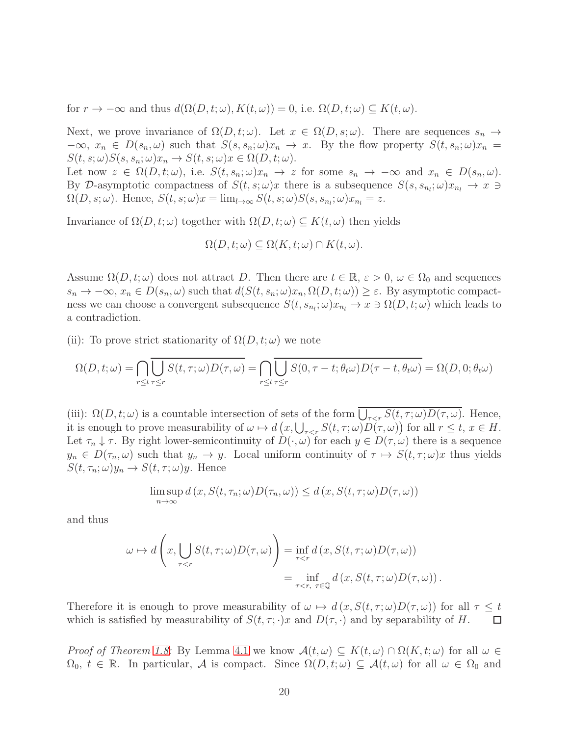for $r \to -\infty$ and thus $d(\Omega(D,t;\omega), K(t,\omega)) = 0$, i.e. $\Omega(D,t;\omega) \subseteq K(t,\omega)$.

Next, we prove invariance of $\Omega(D,t;\omega)$. Let $x \in \Omega(D,s;\omega)$. There are sequences $s_n \to -\infty$, $x_n \in D(s_n,\omega)$ such that $S(s,s_n;\omega)x_n \to x$. By the flow property $S(t,s_n;\omega)x_n = S(t,s;\omega)S(s,s_n;\omega)x_n \to S(t,s;\omega)x \in \Omega(D,t;\omega)$.

Let now $z \in \Omega(D,t;\omega)$, i.e. $S(t,s_n;\omega)x_n \to z$ for some $s_n \to -\infty$ and $x_n \in D(s_n,\omega)$. By $\mathcal{D}$-asymptotic compactness of $S(t,s;\omega)x$ there is a subsequence $S(s,s_{n_l};\omega)x_{n_l} \to x \ni \Omega(D,s;\omega)$. Hence, $S(t,s;\omega)x = \lim_{l\to\infty} S(t,s;\omega)S(s,s_{n_l};\omega)x_{n_l} = z$.

Invariance of $\Omega(D,t;\omega)$ together with $\Omega(D,t;\omega) \subseteq K(t,\omega)$ then yields

$$\Omega(D,t;\omega) \subseteq \Omega(K,t;\omega) \cap K(t,\omega).$$

Assume $\Omega(D,t;\omega)$ does not attract $D$. Then there are $t \in \mathbb{R}$, $\varepsilon > 0$, $\omega \in \Omega_0$ and sequences $s_n \to -\infty$, $x_n \in D(s_n,\omega)$ such that $d(S(t,s_n;\omega)x_n, \Omega(D,t;\omega)) \geq \varepsilon$. By asymptotic compactness we can choose a convergent subsequence $S(t,s_{n_l};\omega)x_{n_l} \to x \ni \Omega(D,t;\omega)$ which leads to a contradiction.

(ii): To prove strict stationarity of $\Omega(D,t;\omega)$ we note

$$\Omega(D,t;\omega) = \bigcap_{r\leq t} \overline{\bigcup_{\tau\leq r} S(t,\tau;\omega)D(\tau,\omega)} = \bigcap_{r\leq t} \overline{\bigcup_{\tau\leq r} S(0,\tau-t;\theta_t\omega)D(\tau-t,\theta_t\omega)} = \Omega(D,0;\theta_t\omega)$$

(iii): $\Omega(D,t;\omega)$ is a countable intersection of sets of the form $\overline{\bigcup_{\tau<r} S(t,\tau;\omega)D(\tau,\omega)}$. Hence, it is enough to prove measurability of $\omega \mapsto d\left(x, \bigcup_{\tau<r} S(t,\tau;\omega)D(\tau,\omega)\right)$ for all $r \leq t$, $x \in H$. Let $\tau_n \downarrow \tau$. By right lower-semicontinuity of $D(\cdot,\omega)$ for each $y \in D(\tau,\omega)$ there is a sequence $y_n \in D(\tau_n,\omega)$ such that $y_n \to y$. Local uniform continuity of $\tau \mapsto S(t,\tau;\omega)x$ thus yields $S(t,\tau_n;\omega)y_n \to S(t,\tau;\omega)y$. Hence

$$\limsup_{n\to\infty} d\left(x, S(t,\tau_n;\omega)D(\tau_n,\omega)\right) \leq d\left(x, S(t,\tau;\omega)D(\tau,\omega)\right)$$

and thus

$$\begin{aligned}
\omega \mapsto d\left(x, \bigcup_{\tau<r} S(t,\tau;\omega)D(\tau,\omega)\right) &= \inf_{\tau<r} d\left(x, S(t,\tau;\omega)D(\tau,\omega)\right) \\
&= \inf_{\tau<r,\ \tau\in\mathbb{Q}} d\left(x, S(t,\tau;\omega)D(\tau,\omega)\right).
\end{aligned}$$

Therefore it is enough to prove measurability of $\omega \mapsto d\left(x, S(t,\tau;\omega)D(\tau,\omega)\right)$ for all $\tau \leq t$ which is satisfied by measurability of $S(t,\tau;\cdot)x$ and $D(\tau,\cdot)$ and by separability of $H$. $\square$

*Proof of Theorem 1.8*: By Lemma 4.1 we know $\mathcal{A}(t,\omega) \subseteq K(t,\omega) \cap \Omega(K,t;\omega)$ for all $\omega \in \Omega_0$, $t \in \mathbb{R}$. In particular, $\mathcal{A}$ is compact. Since $\Omega(D,t;\omega) \subseteq \mathcal{A}(t,\omega)$ for all $\omega \in \Omega_0$ and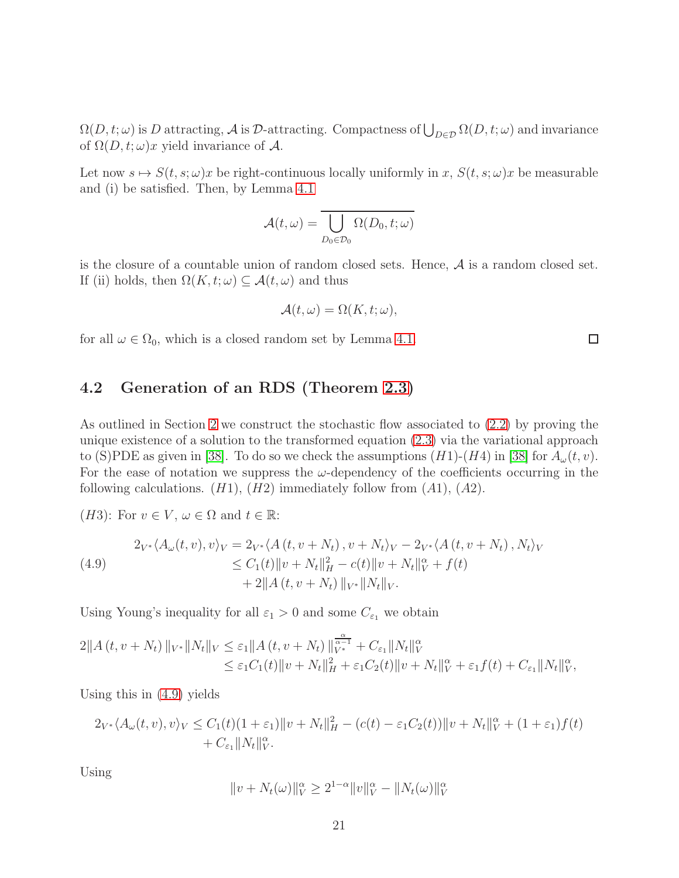$\Omega(D,t;\omega)$ is $D$ attracting, $\mathcal{A}$ is $\mathcal{D}$-attracting. Compactness of $\bigcup_{D\in\mathcal{D}}\Omega(D,t;\omega)$ and invariance of $\Omega(D,t;\omega)x$ yield invariance of $\mathcal{A}$.

Let now $s\mapsto S(t,s;\omega)x$ be right-continuous locally uniformly in $x$, $S(t,s;\omega)x$ be measurable and (i) be satisfied. Then, by Lemma 4.1

$$\mathcal{A}(t,\omega)=\overline{\bigcup_{D_0\in\mathcal{D}_0}\Omega(D_0,t;\omega)}$$

is the closure of a countable union of random closed sets. Hence, $\mathcal{A}$ is a random closed set. If (ii) holds, then $\Omega(K,t;\omega)\subseteq\mathcal{A}(t,\omega)$ and thus

$$\mathcal{A}(t,\omega)=\Omega(K,t;\omega),$$

for all $\omega\in\Omega_0$, which is a closed random set by Lemma 4.1. □

## 4.2 Generation of an RDS (Theorem 2.3)

As outlined in Section 2 we construct the stochastic flow associated to (2.2) by proving the unique existence of a solution to the transformed equation (2.3) via the variational approach to (S)PDE as given in [38]. To do so we check the assumptions $(H1)$-$(H4)$ in [38] for $A_\omega(t,v)$. For the ease of notation we suppress the $\omega$-dependency of the coefficients occurring in the following calculations. $(H1)$, $(H2)$ immediately follow from $(A1)$, $(A2)$.

$(H3)$: For $v\in V$, $\omega\in\Omega$ and $t\in\mathbb{R}$:

$$\begin{aligned}
2_{V^*}\langle A_\omega(t,v),v\rangle_V &= 2_{V^*}\langle A\left(t,v+N_t\right),v+N_t\rangle_V - 2_{V^*}\langle A\left(t,v+N_t\right),N_t\rangle_V\\
&\le C_1(t)\|v+N_t\|_H^2 - c(t)\|v+N_t\|_V^\alpha + f(t)\\
&\quad + 2\|A\left(t,v+N_t\right)\|_{V^*}\|N_t\|_V.
\end{aligned}\tag{4.9}$$

Using Young's inequality for all $\varepsilon_1>0$ and some $C_{\varepsilon_1}$ we obtain

$$\begin{aligned}
2\|A\left(t,v+N_t\right)\|_{V^*}\|N_t\|_V &\le \varepsilon_1\|A\left(t,v+N_t\right)\|_{V^*}^{\frac{\alpha}{\alpha-1}} + C_{\varepsilon_1}\|N_t\|_V^\alpha\\
&\le \varepsilon_1 C_1(t)\|v+N_t\|_H^2 + \varepsilon_1 C_2(t)\|v+N_t\|_V^\alpha + \varepsilon_1 f(t) + C_{\varepsilon_1}\|N_t\|_V^\alpha,
\end{aligned}$$

Using this in (4.9) yields

$$\begin{aligned}
2_{V^*}\langle A_\omega(t,v),v\rangle_V &\le C_1(t)(1+\varepsilon_1)\|v+N_t\|_H^2 - (c(t)-\varepsilon_1 C_2(t))\|v+N_t\|_V^\alpha + (1+\varepsilon_1)f(t)\\
&\quad + C_{\varepsilon_1}\|N_t\|_V^\alpha.
\end{aligned}$$

Using

$$\|v+N_t(\omega)\|_V^\alpha \ge 2^{1-\alpha}\|v\|_V^\alpha - \|N_t(\omega)\|_V^\alpha$$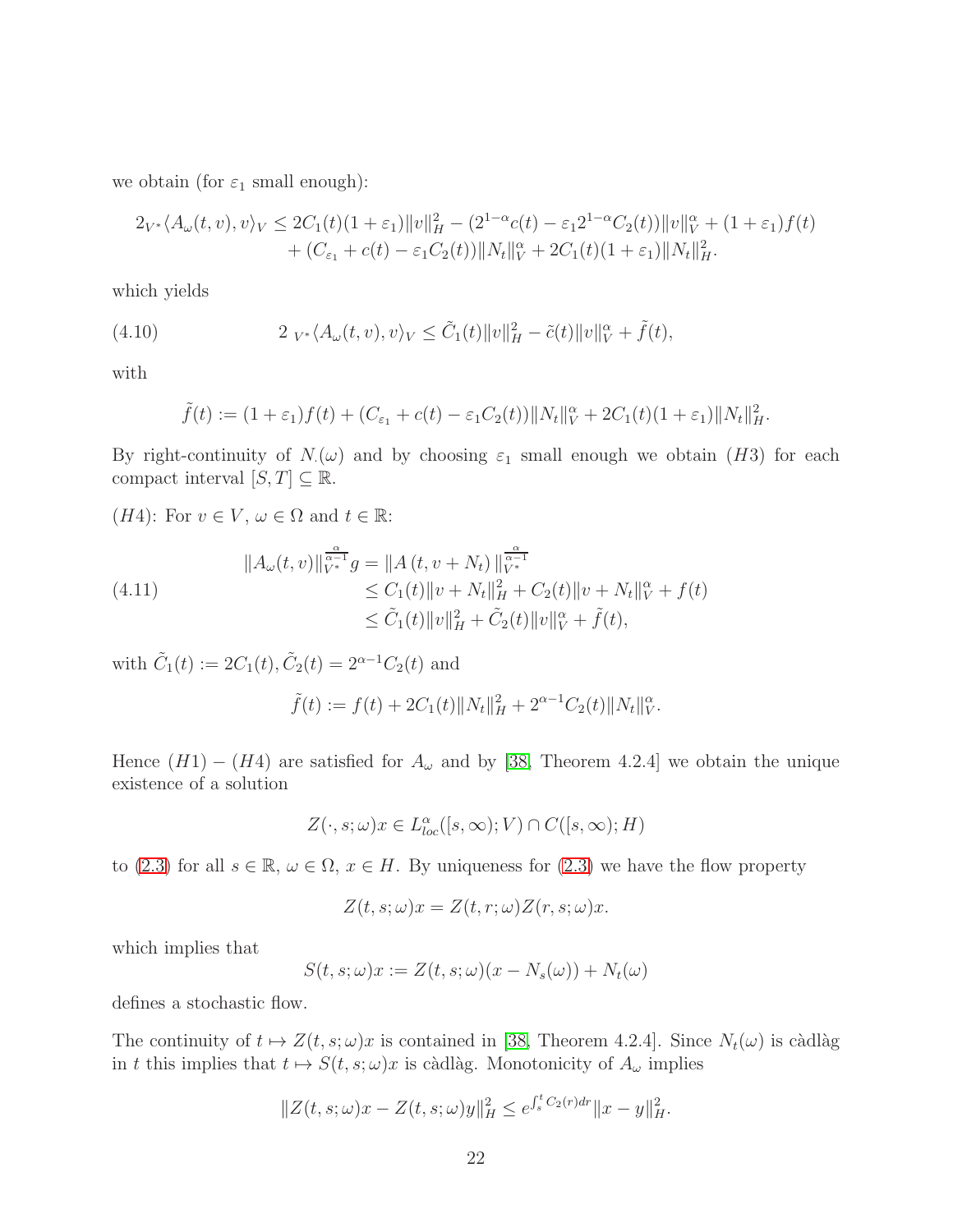we obtain (for $\varepsilon_1$ small enough):

$$
\begin{aligned}
2_{V^*}\langle A_\omega(t,v),v\rangle_V \leq\ & 2C_1(t)(1+\varepsilon_1)\|v\|_H^2 - (2^{1-\alpha}c(t) - \varepsilon_1 2^{1-\alpha}C_2(t))\|v\|_V^\alpha + (1+\varepsilon_1)f(t) \\
&+ (C_{\varepsilon_1} + c(t) - \varepsilon_1 C_2(t))\|N_t\|_V^\alpha + 2C_1(t)(1+\varepsilon_1)\|N_t\|_H^2.
\end{aligned}
$$

which yields

$$
2\ {}_{V^*}\langle A_\omega(t,v),v\rangle_V \leq \tilde{C}_1(t)\|v\|_H^2 - \tilde{c}(t)\|v\|_V^\alpha + \tilde{f}(t), \tag{4.10}
$$

with

$$
\tilde{f}(t) := (1+\varepsilon_1)f(t) + (C_{\varepsilon_1} + c(t) - \varepsilon_1 C_2(t))\|N_t\|_V^\alpha + 2C_1(t)(1+\varepsilon_1)\|N_t\|_H^2.
$$

By right-continuity of $N_\cdot(\omega)$ and by choosing $\varepsilon_1$ small enough we obtain $(H3)$ for each compact interval $[S,T] \subseteq \mathbb{R}$.

$(H4)$: For $v \in V$, $\omega \in \Omega$ and $t \in \mathbb{R}$:

$$
\begin{aligned}
\|A_\omega(t,v)\|_{V^*}^{\frac{\alpha}{\alpha-1}} g &= \|A(t, v+N_t)\|_{V^*}^{\frac{\alpha}{\alpha-1}} \\
&\leq C_1(t)\|v+N_t\|_H^2 + C_2(t)\|v+N_t\|_V^\alpha + f(t) \\
&\leq \tilde{C}_1(t)\|v\|_H^2 + \tilde{C}_2(t)\|v\|_V^\alpha + \tilde{f}(t),
\end{aligned} \tag{4.11}
$$

with $\tilde{C}_1(t) := 2C_1(t), \tilde{C}_2(t) = 2^{\alpha-1}C_2(t)$ and

$$
\tilde{f}(t) := f(t) + 2C_1(t)\|N_t\|_H^2 + 2^{\alpha-1}C_2(t)\|N_t\|_V^\alpha.
$$

Hence $(H1)-(H4)$ are satisfied for $A_\omega$ and by [38, Theorem 4.2.4] we obtain the unique existence of a solution

$$
Z(\cdot,s;\omega)x \in L^\alpha_{loc}([s,\infty);V) \cap C([s,\infty);H)
$$

to (2.3) for all $s \in \mathbb{R}$, $\omega \in \Omega$, $x \in H$. By uniqueness for (2.3) we have the flow property

$$
Z(t,s;\omega)x = Z(t,r;\omega)Z(r,s;\omega)x.
$$

which implies that

$$
S(t,s;\omega)x := Z(t,s;\omega)(x - N_s(\omega)) + N_t(\omega)
$$

defines a stochastic flow.

The continuity of $t \mapsto Z(t,s;\omega)x$ is contained in [38, Theorem 4.2.4]. Since $N_t(\omega)$ is càdlàg in $t$ this implies that $t \mapsto S(t,s;\omega)x$ is càdlàg. Monotonicity of $A_\omega$ implies

$$
\|Z(t,s;\omega)x - Z(t,s;\omega)y\|_H^2 \leq e^{\int_s^t C_2(r)dr}\|x-y\|_H^2.
$$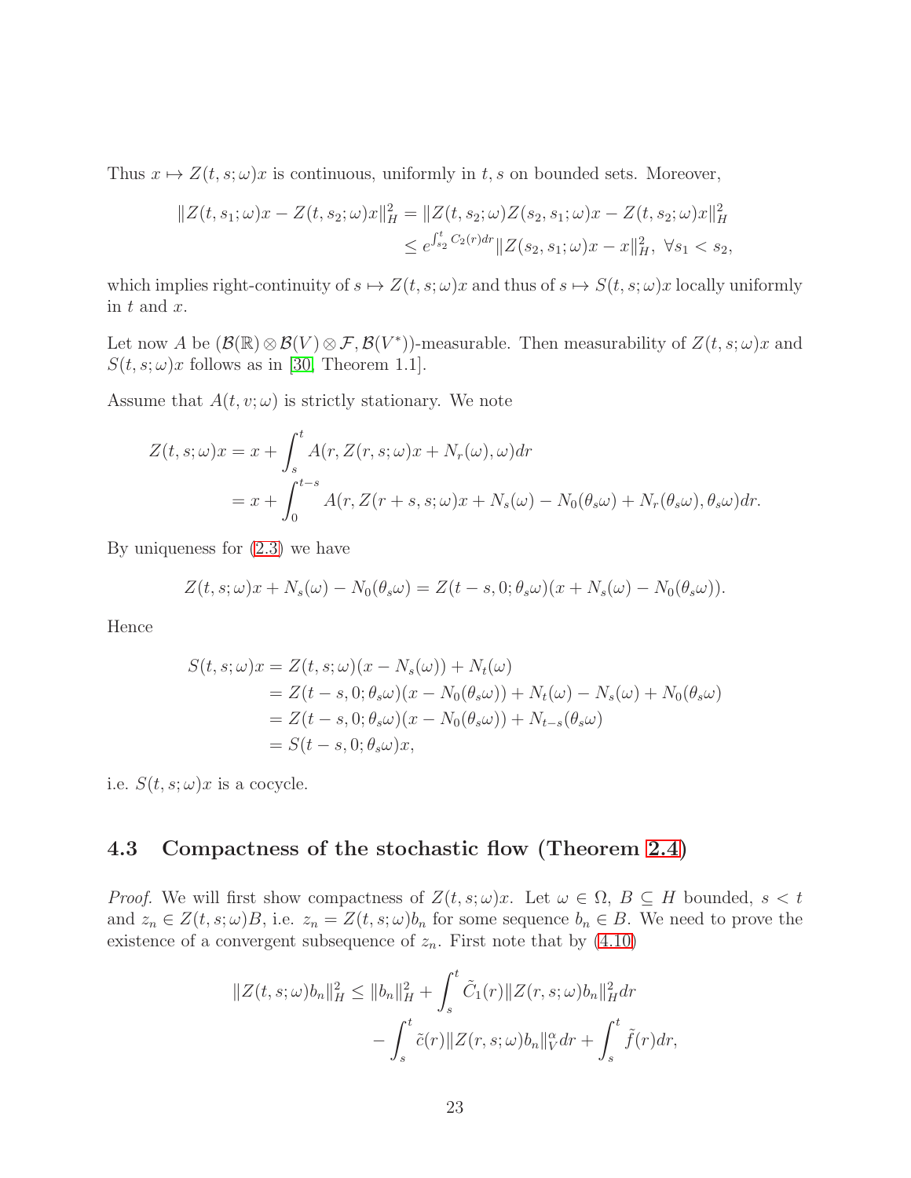Thus $x \mapsto Z(t,s;\omega)x$ is continuous, uniformly in $t,s$ on bounded sets. Moreover,

$$
\begin{aligned}
\|Z(t,s_1;\omega)x - Z(t,s_2;\omega)x\|_H^2 &= \|Z(t,s_2;\omega)Z(s_2,s_1;\omega)x - Z(t,s_2;\omega)x\|_H^2 \\
&\le e^{\int_{s_2}^t C_2(r)dr}\|Z(s_2,s_1;\omega)x - x\|_H^2, \ \forall s_1 < s_2,
\end{aligned}
$$

which implies right-continuity of $s \mapsto Z(t,s;\omega)x$ and thus of $s \mapsto S(t,s;\omega)x$ locally uniformly in $t$ and $x$.

Let now $A$ be $(\mathcal{B}(\mathbb{R}) \otimes \mathcal{B}(V) \otimes \mathcal{F}, \mathcal{B}(V^*))$-measurable. Then measurability of $Z(t,s;\omega)x$ and $S(t,s;\omega)x$ follows as in [30, Theorem 1.1].

Assume that $A(t,v;\omega)$ is strictly stationary. We note

$$
\begin{aligned}
Z(t,s;\omega)x &= x + \int_s^t A(r, Z(r,s;\omega)x + N_r(\omega), \omega)dr \\
&= x + \int_0^{t-s} A(r, Z(r+s,s;\omega)x + N_s(\omega) - N_0(\theta_s\omega) + N_r(\theta_s\omega), \theta_s\omega)dr.
\end{aligned}
$$

By uniqueness for (2.3) we have

$$
Z(t,s;\omega)x + N_s(\omega) - N_0(\theta_s\omega) = Z(t-s,0;\theta_s\omega)(x + N_s(\omega) - N_0(\theta_s\omega)).
$$

Hence

$$
\begin{aligned}
S(t,s;\omega)x &= Z(t,s;\omega)(x - N_s(\omega)) + N_t(\omega) \\
&= Z(t-s,0;\theta_s\omega)(x - N_0(\theta_s\omega)) + N_t(\omega) - N_s(\omega) + N_0(\theta_s\omega) \\
&= Z(t-s,0;\theta_s\omega)(x - N_0(\theta_s\omega)) + N_{t-s}(\theta_s\omega) \\
&= S(t-s,0;\theta_s\omega)x,
\end{aligned}
$$

i.e. $S(t,s;\omega)x$ is a cocycle.

### 4.3 Compactness of the stochastic flow (Theorem 2.4)

*Proof.* We will first show compactness of $Z(t,s;\omega)x$. Let $\omega \in \Omega$, $B \subseteq H$ bounded, $s < t$ and $z_n \in Z(t,s;\omega)B$, i.e. $z_n = Z(t,s;\omega)b_n$ for some sequence $b_n \in B$. We need to prove the existence of a convergent subsequence of $z_n$. First note that by (4.10)

$$
\begin{aligned}
\|Z(t,s;\omega)b_n\|_H^2 \le \|b_n\|_H^2 &+ \int_s^t \tilde{C}_1(r)\|Z(r,s;\omega)b_n\|_H^2 dr \\
&- \int_s^t \tilde{c}(r)\|Z(r,s;\omega)b_n\|_V^\alpha dr + \int_s^t \tilde{f}(r)dr,
\end{aligned}
$$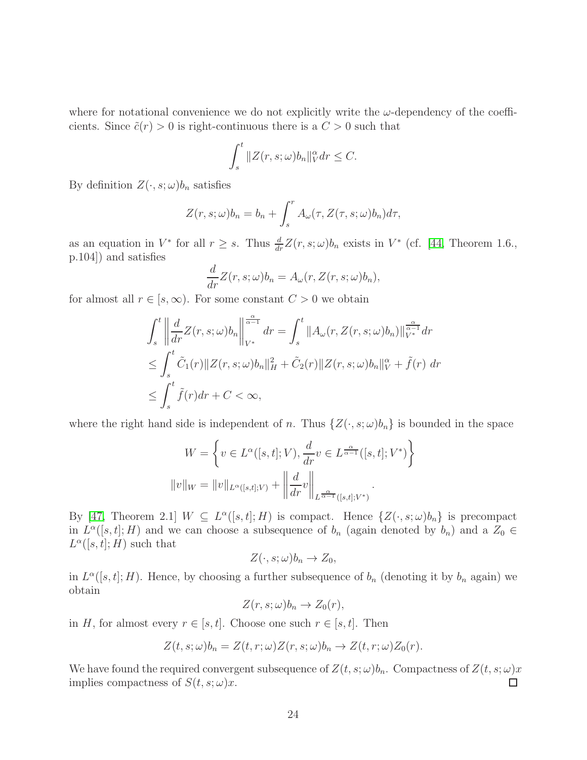where for notational convenience we do not explicitly write the $\omega$-dependency of the coefficients. Since $\tilde{c}(r) > 0$ is right-continuous there is a $C > 0$ such that

$$\int_s^t \|Z(r,s;\omega)b_n\|_V^\alpha dr \le C.$$

By definition $Z(\cdot, s; \omega)b_n$ satisfies

$$Z(r,s;\omega)b_n = b_n + \int_s^r A_\omega(\tau, Z(\tau,s;\omega)b_n)d\tau,$$

as an equation in $V^*$ for all $r \ge s$. Thus $\frac{d}{dr}Z(r,s;\omega)b_n$ exists in $V^*$ (cf. [44, Theorem 1.6., p.104]) and satisfies

$$\frac{d}{dr}Z(r,s;\omega)b_n = A_\omega(r, Z(r,s;\omega)b_n),$$

for almost all $r \in [s,\infty)$. For some constant $C > 0$ we obtain

$$\begin{aligned}
&\int_s^t \left\|\frac{d}{dr}Z(r,s;\omega)b_n\right\|_{V^*}^{\frac{\alpha}{\alpha-1}} dr = \int_s^t \|A_\omega(r, Z(r,s;\omega)b_n)\|_{V^*}^{\frac{\alpha}{\alpha-1}} dr \\
&\le \int_s^t \tilde{C}_1(r)\|Z(r,s;\omega)b_n\|_H^2 + \tilde{C}_2(r)\|Z(r,s;\omega)b_n\|_V^\alpha + \tilde{f}(r)\ dr \\
&\le \int_s^t \tilde{f}(r)dr + C < \infty,
\end{aligned}$$

where the right hand side is independent of $n$. Thus $\{Z(\cdot, s;\omega)b_n\}$ is bounded in the space

$$\begin{aligned}
W &= \left\{v \in L^\alpha([s,t];V), \frac{d}{dr}v \in L^{\frac{\alpha}{\alpha-1}}([s,t];V^*)\right\} \\
\|v\|_W &= \|v\|_{L^\alpha([s,t];V)} + \left\|\frac{d}{dr}v\right\|_{L^{\frac{\alpha}{\alpha-1}}([s,t];V^*)}.
\end{aligned}$$

By [47, Theorem 2.1] $W \subseteq L^\alpha([s,t];H)$ is compact. Hence $\{Z(\cdot,s;\omega)b_n\}$ is precompact in $L^\alpha([s,t];H)$ and we can choose a subsequence of $b_n$ (again denoted by $b_n$) and a $Z_0 \in L^\alpha([s,t];H)$ such that

$$Z(\cdot,s;\omega)b_n \to Z_0,$$

in $L^\alpha([s,t];H)$. Hence, by choosing a further subsequence of $b_n$ (denoting it by $b_n$ again) we obtain

$$Z(r,s;\omega)b_n \to Z_0(r),$$

in $H$, for almost every $r \in [s,t]$. Choose one such $r \in [s,t]$. Then

$$Z(t,s;\omega)b_n = Z(t,r;\omega)Z(r,s;\omega)b_n \to Z(t,r;\omega)Z_0(r).$$

We have found the required convergent subsequence of $Z(t,s;\omega)b_n$. Compactness of $Z(t,s;\omega)x$ implies compactness of $S(t,s;\omega)x$. $\square$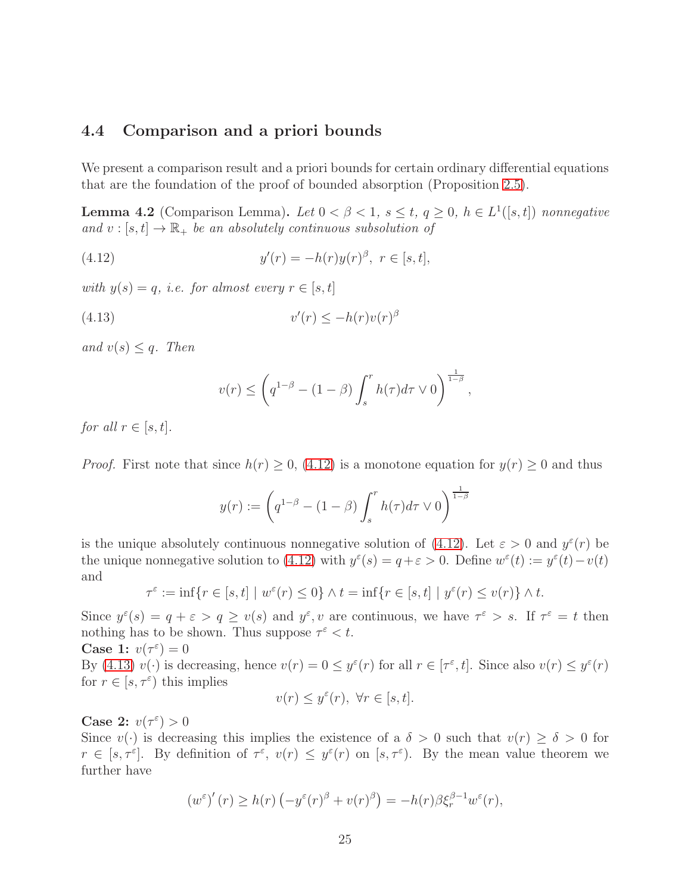### 4.4 Comparison and a priori bounds

We present a comparison result and a priori bounds for certain ordinary differential equations that are the foundation of the proof of bounded absorption (Proposition 2.5).

**Lemma 4.2** (Comparison Lemma)**.** *Let $0 < \beta < 1$, $s \le t$, $q \ge 0$, $h \in L^1([s,t])$ nonnegative and $v : [s,t] \to \mathbb{R}_+$ be an absolutely continuous subsolution of*

$$y'(r) = -h(r)y(r)^\beta, \; r \in [s,t], \tag{4.12}$$

*with $y(s) = q$, i.e. for almost every $r \in [s,t]$*

$$v'(r) \le -h(r)v(r)^\beta \tag{4.13}$$

*and $v(s) \le q$. Then*

$$v(r) \le \left( q^{1-\beta} - (1-\beta)\int_s^r h(\tau)d\tau \vee 0 \right)^{\frac{1}{1-\beta}},$$

*for all $r \in [s,t]$.*

*Proof.* First note that since $h(r) \ge 0$, (4.12) is a monotone equation for $y(r) \ge 0$ and thus

$$y(r) := \left( q^{1-\beta} - (1-\beta)\int_s^r h(\tau)d\tau \vee 0 \right)^{\frac{1}{1-\beta}}$$

is the unique absolutely continuous nonnegative solution of (4.12). Let $\varepsilon > 0$ and $y^\varepsilon(r)$ be the unique nonnegative solution to (4.12) with $y^\varepsilon(s) = q + \varepsilon > 0$. Define $w^\varepsilon(t) := y^\varepsilon(t) - v(t)$ and

$$\tau^\varepsilon := \inf\{r \in [s,t] \mid w^\varepsilon(r) \le 0\} \wedge t = \inf\{r \in [s,t] \mid y^\varepsilon(r) \le v(r)\} \wedge t.$$

Since $y^\varepsilon(s) = q + \varepsilon > q \ge v(s)$ and $y^\varepsilon, v$ are continuous, we have $\tau^\varepsilon > s$. If $\tau^\varepsilon = t$ then nothing has to be shown. Thus suppose $\tau^\varepsilon < t$.

**Case 1:** $v(\tau^\varepsilon) = 0$

By (4.13) $v(\cdot)$ is decreasing, hence $v(r) = 0 \le y^\varepsilon(r)$ for all $r \in [\tau^\varepsilon, t]$. Since also $v(r) \le y^\varepsilon(r)$ for $r \in [s, \tau^\varepsilon)$ this implies

$$v(r) \le y^\varepsilon(r), \; \forall r \in [s,t].$$

**Case 2:** $v(\tau^\varepsilon) > 0$

Since $v(\cdot)$ is decreasing this implies the existence of a $\delta > 0$ such that $v(r) \ge \delta > 0$ for $r \in [s, \tau^\varepsilon]$. By definition of $\tau^\varepsilon$, $v(r) \le y^\varepsilon(r)$ on $[s, \tau^\varepsilon)$. By the mean value theorem we further have

$$(w^\varepsilon)'(r) \ge h(r)\left(-y^\varepsilon(r)^\beta + v(r)^\beta\right) = -h(r)\beta\xi_r^{\beta-1}w^\varepsilon(r),$$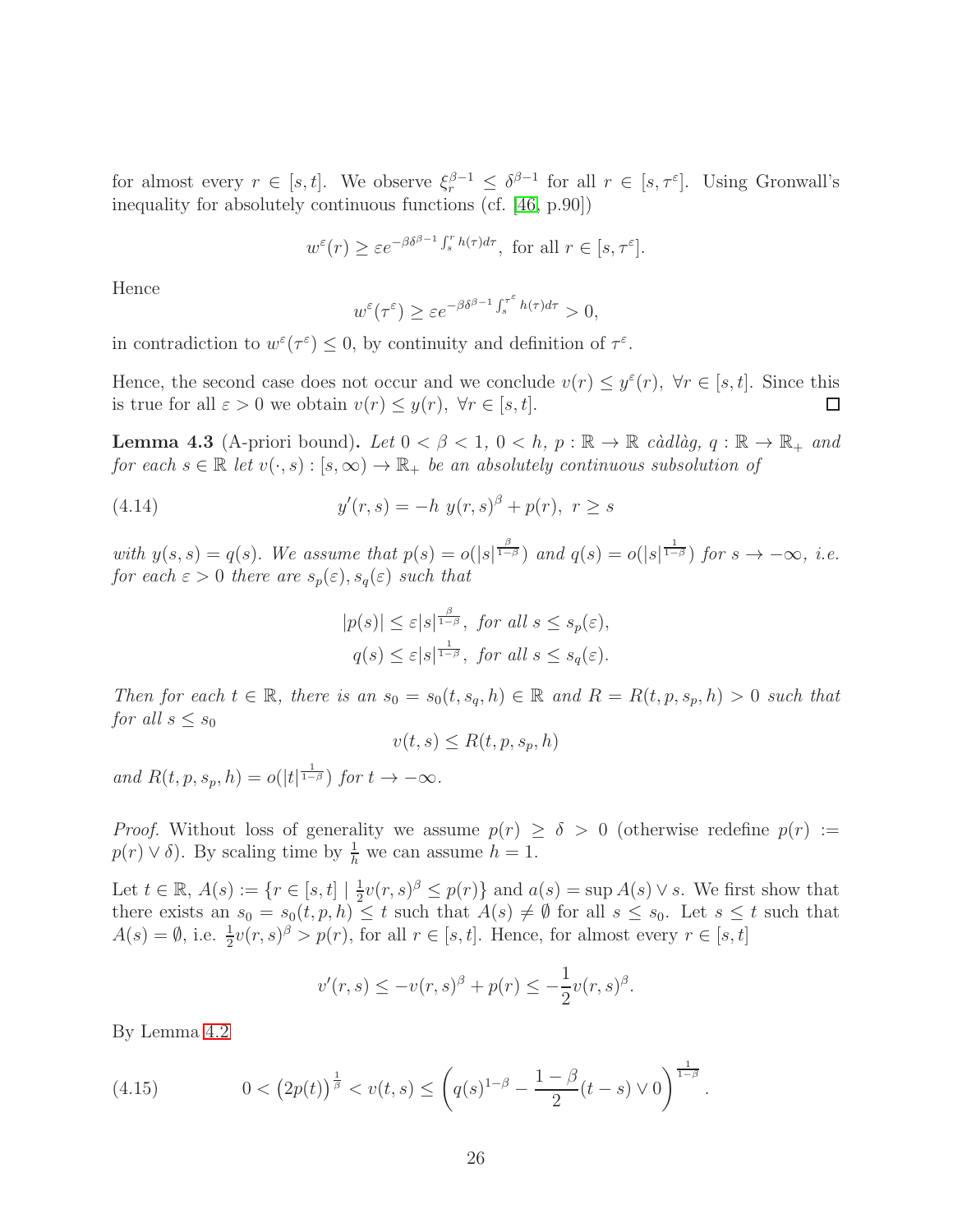for almost every $r \in [s,t]$. We observe $\xi_r^{\beta-1} \le \delta^{\beta-1}$ for all $r \in [s, \tau^\varepsilon]$. Using Gronwall's inequality for absolutely continuous functions (cf. [46, p.90])

$$w^\varepsilon(r) \ge \varepsilon e^{-\beta\delta^{\beta-1}\int_s^r h(\tau)d\tau}, \text{ for all } r \in [s, \tau^\varepsilon].$$

Hence

$$w^\varepsilon(\tau^\varepsilon) \ge \varepsilon e^{-\beta\delta^{\beta-1}\int_s^{\tau^\varepsilon} h(\tau)d\tau} > 0,$$

in contradiction to $w^\varepsilon(\tau^\varepsilon) \le 0$, by continuity and definition of $\tau^\varepsilon$.

Hence, the second case does not occur and we conclude $v(r) \le y^\varepsilon(r),\ \forall r \in [s,t]$. Since this is true for all $\varepsilon > 0$ we obtain $v(r) \le y(r),\ \forall r \in [s,t]$. ∎

**Lemma 4.3** (A-priori bound)**.** *Let $0 < \beta < 1$, $0 < h$, $p : \mathbb{R} \to \mathbb{R}$ càdlàg, $q : \mathbb{R} \to \mathbb{R}_+$ and for each $s \in \mathbb{R}$ let $v(\cdot, s) : [s, \infty) \to \mathbb{R}_+$ be an absolutely continuous subsolution of*

$$y'(r,s) = -h\ y(r,s)^\beta + p(r),\ r \ge s \tag{4.14}$$

*with $y(s,s) = q(s)$. We assume that $p(s) = o(|s|^{\frac{\beta}{1-\beta}})$ and $q(s) = o(|s|^{\frac{1}{1-\beta}})$ for $s \to -\infty$, i.e. for each $\varepsilon > 0$ there are $s_p(\varepsilon), s_q(\varepsilon)$ such that*

$$|p(s)| \le \varepsilon |s|^{\frac{\beta}{1-\beta}},\ \text{for all } s \le s_p(\varepsilon),$$
$$q(s) \le \varepsilon |s|^{\frac{1}{1-\beta}},\ \text{for all } s \le s_q(\varepsilon).$$

*Then for each $t \in \mathbb{R}$, there is an $s_0 = s_0(t, s_q, h) \in \mathbb{R}$ and $R = R(t, p, s_p, h) > 0$ such that for all $s \le s_0$*

$$v(t,s) \le R(t, p, s_p, h)$$

*and $R(t, p, s_p, h) = o(|t|^{\frac{1}{1-\beta}})$ for $t \to -\infty$.*

*Proof.* Without loss of generality we assume $p(r) \ge \delta > 0$ (otherwise redefine $p(r) := p(r) \vee \delta$). By scaling time by $\frac{1}{h}$ we can assume $h = 1$.

Let $t \in \mathbb{R}$, $A(s) := \{r \in [s,t] \mid \frac{1}{2} v(r,s)^\beta \le p(r)\}$ and $a(s) = \sup A(s) \vee s$. We first show that there exists an $s_0 = s_0(t,p,h) \le t$ such that $A(s) \ne \emptyset$ for all $s \le s_0$. Let $s \le t$ such that $A(s) = \emptyset$, i.e. $\frac{1}{2} v(r,s)^\beta > p(r)$, for all $r \in [s,t]$. Hence, for almost every $r \in [s,t]$

$$v'(r,s) \le -v(r,s)^\beta + p(r) \le -\frac{1}{2} v(r,s)^\beta.$$

By Lemma 4.2

$$0 < \left(2p(t)\right)^{\frac{1}{\beta}} < v(t,s) \le \left(q(s)^{1-\beta} - \frac{1-\beta}{2}(t-s) \vee 0\right)^{\frac{1}{1-\beta}}. \tag{4.15}$$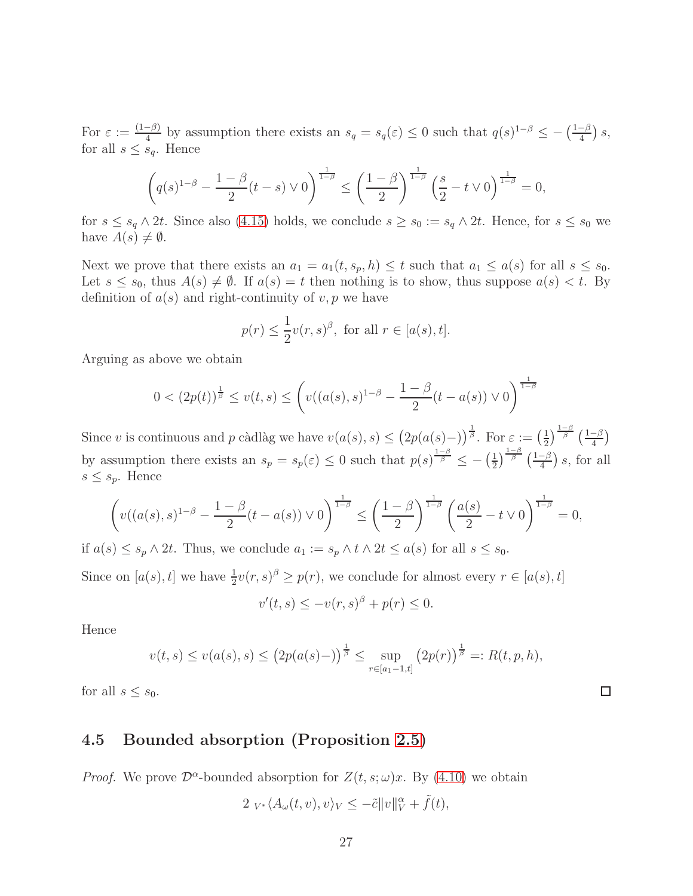For $\varepsilon := \frac{(1-\beta)}{4}$ by assumption there exists an $s_q = s_q(\varepsilon) \le 0$ such that $q(s)^{1-\beta} \le -\left(\frac{1-\beta}{4}\right) s$, for all $s \le s_q$. Hence

$$\left( q(s)^{1-\beta} - \frac{1-\beta}{2}(t-s) \vee 0 \right)^{\frac{1}{1-\beta}} \le \left( \frac{1-\beta}{2} \right)^{\frac{1}{1-\beta}} \left( \frac{s}{2} - t \vee 0 \right)^{\frac{1}{1-\beta}} = 0,$$

for $s \le s_q \wedge 2t$. Since also (4.15) holds, we conclude $s \ge s_0 := s_q \wedge 2t$. Hence, for $s \le s_0$ we have $A(s) \neq \emptyset$.

Next we prove that there exists an $a_1 = a_1(t, s_p, h) \le t$ such that $a_1 \le a(s)$ for all $s \le s_0$. Let $s \le s_0$, thus $A(s) \neq \emptyset$. If $a(s) = t$ then nothing is to show, thus suppose $a(s) < t$. By definition of $a(s)$ and right-continuity of $v, p$ we have

$$p(r) \le \frac{1}{2} v(r,s)^\beta, \text{ for all } r \in [a(s), t].$$

Arguing as above we obtain

$$0 < (2p(t))^{\frac{1}{\beta}} \le v(t,s) \le \left( v((a(s), s)^{1-\beta} - \frac{1-\beta}{2}(t - a(s)) \vee 0 \right)^{\frac{1}{1-\beta}}$$

Since $v$ is continuous and $p$ càdlàg we have $v(a(s), s) \le \left(2p(a(s)-)\right)^{\frac{1}{\beta}}$. For $\varepsilon := \left(\frac{1}{2}\right)^{\frac{1-\beta}{\beta}} \left(\frac{1-\beta}{4}\right)$ by assumption there exists an $s_p = s_p(\varepsilon) \le 0$ such that $p(s)^{\frac{1-\beta}{\beta}} \le -\left(\frac{1}{2}\right)^{\frac{1-\beta}{\beta}} \left(\frac{1-\beta}{4}\right) s$, for all $s \le s_p$. Hence

$$\left( v((a(s), s)^{1-\beta} - \frac{1-\beta}{2}(t - a(s)) \vee 0 \right)^{\frac{1}{1-\beta}} \le \left( \frac{1-\beta}{2} \right)^{\frac{1}{1-\beta}} \left( \frac{a(s)}{2} - t \vee 0 \right)^{\frac{1}{1-\beta}} = 0,$$

if $a(s) \le s_p \wedge 2t$. Thus, we conclude $a_1 := s_p \wedge t \wedge 2t \le a(s)$ for all $s \le s_0$.

Since on $[a(s), t]$ we have $\frac{1}{2} v(r,s)^\beta \ge p(r)$, we conclude for almost every $r \in [a(s), t]$

$$v'(t,s) \le -v(r,s)^\beta + p(r) \le 0.$$

Hence

$$v(t,s) \le v(a(s), s) \le \left(2p(a(s)-)\right)^{\frac{1}{\beta}} \le \sup_{r \in [a_1 - 1, t]} \left(2p(r)\right)^{\frac{1}{\beta}} =: R(t, p, h),$$

for all $s \le s_0$. ∎

### 4.5 Bounded absorption (Proposition 2.5)

*Proof.* We prove $\mathcal{D}^\alpha$-bounded absorption for $Z(t,s;\omega)x$. By (4.10) we obtain

$$2 \; {}_{V^*}\langle A_\omega(t,v), v \rangle_V \le -\tilde{c} \|v\|_V^\alpha + \tilde{f}(t),$$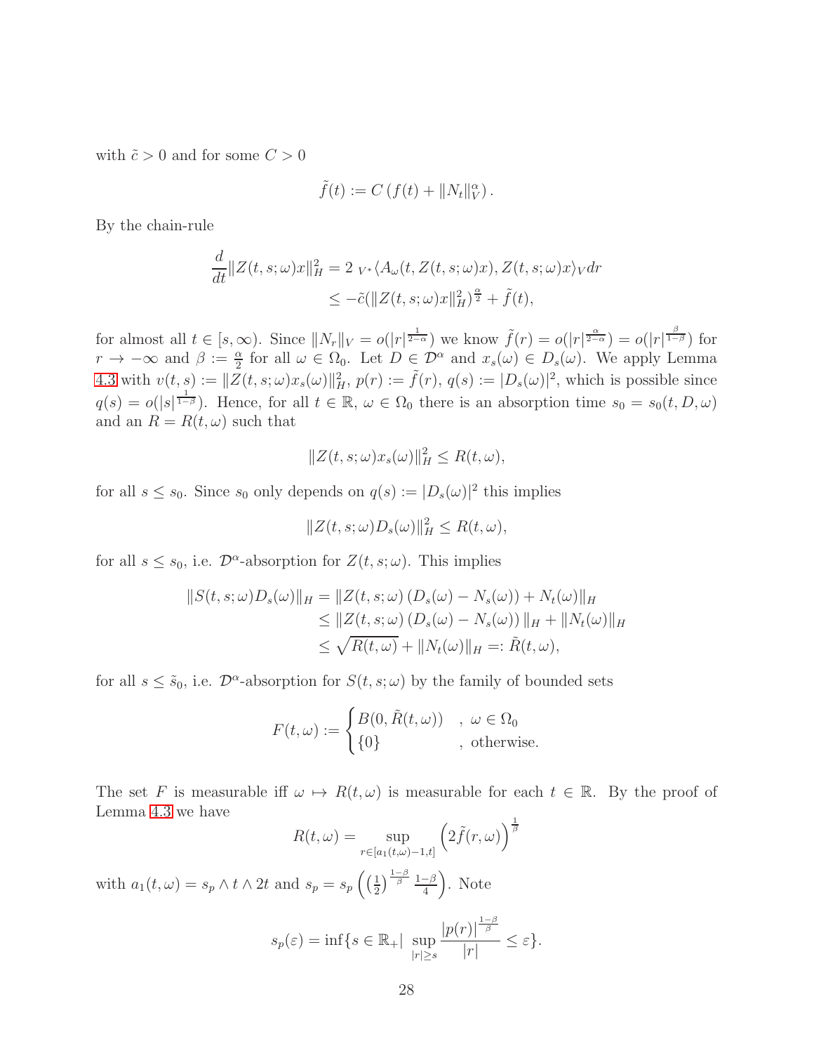with $\tilde{c} > 0$ and for some $C > 0$

$$\tilde{f}(t) := C\left(f(t) + \|N_t\|_V^\alpha\right).$$

By the chain-rule

$$\begin{aligned}
\frac{d}{dt}\|Z(t,s;\omega)x\|_H^2 &= 2\ {}_{V^*}\langle A_\omega(t, Z(t,s;\omega)x), Z(t,s;\omega)x\rangle_V dr \\
&\leq -\tilde{c}(\|Z(t,s;\omega)x\|_H^2)^{\frac{\alpha}{2}} + \tilde{f}(t),
\end{aligned}$$

for almost all $t \in [s,\infty)$. Since $\|N_r\|_V = o(|r|^{\frac{1}{2-\alpha}})$ we know $\tilde{f}(r) = o(|r|^{\frac{\alpha}{2-\alpha}}) = o(|r|^{\frac{\beta}{1-\beta}})$ for $r \to -\infty$ and $\beta := \frac{\alpha}{2}$ for all $\omega \in \Omega_0$. Let $D \in \mathcal{D}^\alpha$ and $x_s(\omega) \in D_s(\omega)$. We apply Lemma 4.3 with $v(t,s) := \|Z(t,s;\omega)x_s(\omega)\|_H^2$, $p(r) := \tilde{f}(r)$, $q(s) := |D_s(\omega)|^2$, which is possible since $q(s) = o(|s|^{\frac{1}{1-\beta}})$. Hence, for all $t \in \mathbb{R}$, $\omega \in \Omega_0$ there is an absorption time $s_0 = s_0(t,D,\omega)$ and an $R = R(t,\omega)$ such that

$$\|Z(t,s;\omega)x_s(\omega)\|_H^2 \leq R(t,\omega),$$

for all $s \leq s_0$. Since $s_0$ only depends on $q(s) := |D_s(\omega)|^2$ this implies

$$\|Z(t,s;\omega)D_s(\omega)\|_H^2 \leq R(t,\omega),$$

for all $s \leq s_0$, i.e. $\mathcal{D}^\alpha$-absorption for $Z(t,s;\omega)$. This implies

$$\begin{aligned}
\|S(t,s;\omega)D_s(\omega)\|_H &= \|Z(t,s;\omega)\left(D_s(\omega) - N_s(\omega)\right) + N_t(\omega)\|_H \\
&\leq \|Z(t,s;\omega)\left(D_s(\omega) - N_s(\omega)\right)\|_H + \|N_t(\omega)\|_H \\
&\leq \sqrt{R(t,\omega)} + \|N_t(\omega)\|_H =: \tilde{R}(t,\omega),
\end{aligned}$$

for all $s \leq \tilde{s}_0$, i.e. $\mathcal{D}^\alpha$-absorption for $S(t,s;\omega)$ by the family of bounded sets

$$F(t,\omega) := \begin{cases} B(0,\tilde{R}(t,\omega)) & ,\ \omega \in \Omega_0 \\ \{0\} & ,\ \text{otherwise.} \end{cases}$$

The set $F$ is measurable iff $\omega \mapsto R(t,\omega)$ is measurable for each $t \in \mathbb{R}$. By the proof of Lemma 4.3 we have

$$R(t,\omega) = \sup_{r \in [a_1(t,\omega)-1,t]} \left(2\tilde{f}(r,\omega)\right)^{\frac{1}{\beta}}$$

with $a_1(t,\omega) = s_p \wedge t \wedge 2t$ and $s_p = s_p\left(\left(\frac{1}{2}\right)^{\frac{1-\beta}{\beta}} \frac{1-\beta}{4}\right)$. Note

$$s_p(\varepsilon) = \inf\{s \in \mathbb{R}_+ |\ \sup_{|r| \geq s} \frac{|p(r)|^{\frac{1-\beta}{\beta}}}{|r|} \leq \varepsilon\}.$$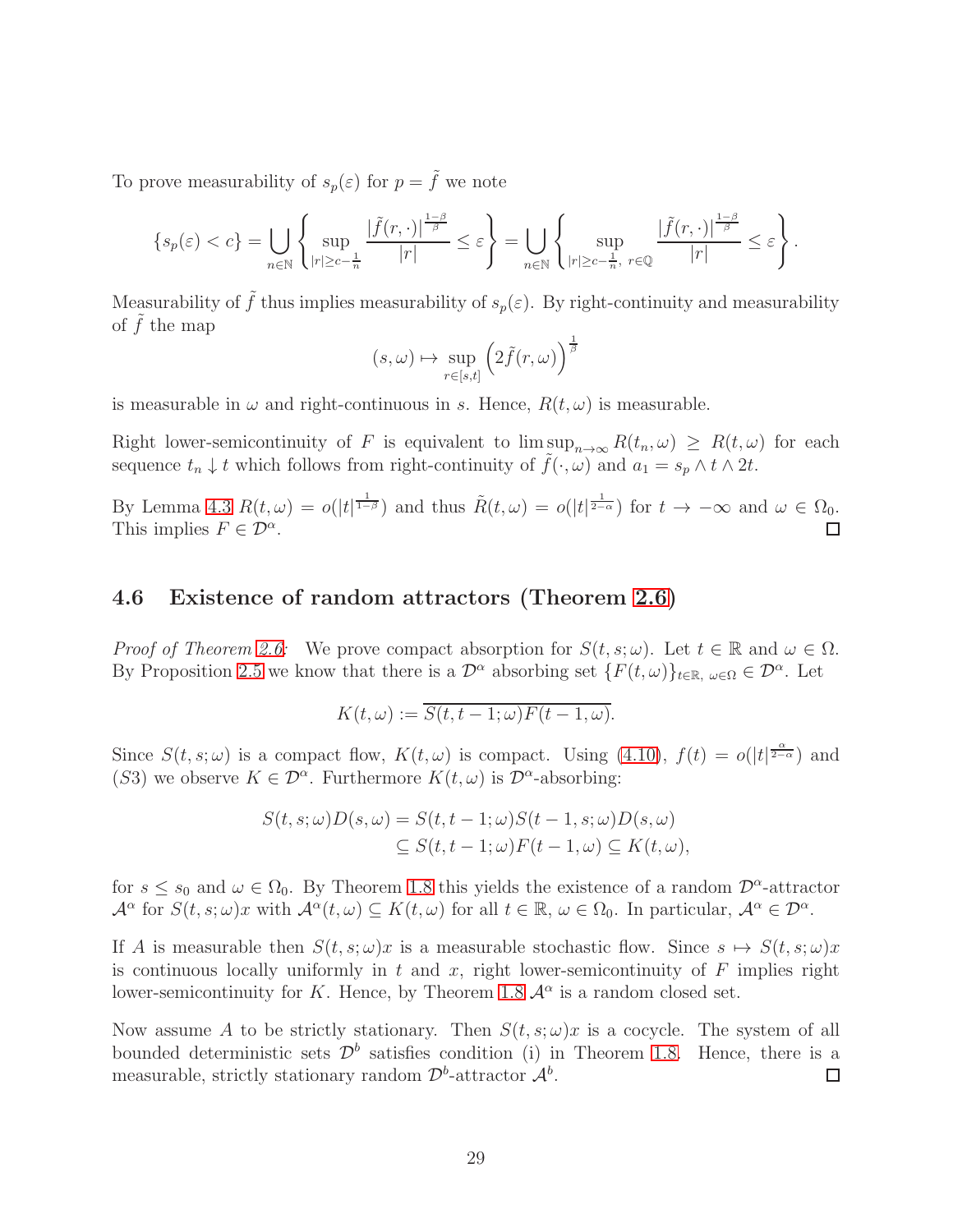To prove measurability of $s_p(\varepsilon)$ for $p = \tilde{f}$ we note

$$\{s_p(\varepsilon) < c\} = \bigcup_{n\in\mathbb{N}} \left\{ \sup_{|r|\geq c-\frac{1}{n}} \frac{|\tilde{f}(r,\cdot)|^{\frac{1-\beta}{\beta}}}{|r|} \leq \varepsilon \right\} = \bigcup_{n\in\mathbb{N}} \left\{ \sup_{|r|\geq c-\frac{1}{n},\ r\in\mathbb{Q}} \frac{|\tilde{f}(r,\cdot)|^{\frac{1-\beta}{\beta}}}{|r|} \leq \varepsilon \right\}.$$

Measurability of $\tilde{f}$ thus implies measurability of $s_p(\varepsilon)$. By right-continuity and measurability of $\tilde{f}$ the map

$$(s,\omega) \mapsto \sup_{r\in[s,t]} \left(2\tilde{f}(r,\omega)\right)^{\frac{1}{\beta}}$$

is measurable in $\omega$ and right-continuous in $s$. Hence, $R(t,\omega)$ is measurable.

Right lower-semicontinuity of $F$ is equivalent to $\limsup_{n\to\infty} R(t_n,\omega) \geq R(t,\omega)$ for each sequence $t_n \downarrow t$ which follows from right-continuity of $\tilde{f}(\cdot,\omega)$ and $a_1 = s_p \wedge t \wedge 2t$.

By Lemma 4.3 $R(t,\omega) = o(|t|^{\frac{1}{1-\beta}})$ and thus $\tilde{R}(t,\omega) = o(|t|^{\frac{1}{2-\alpha}})$ for $t \to -\infty$ and $\omega \in \Omega_0$. This implies $F \in \mathcal{D}^\alpha$. □

### 4.6 Existence of random attractors (Theorem 2.6)

*Proof of Theorem 2.6:* We prove compact absorption for $S(t,s;\omega)$. Let $t \in \mathbb{R}$ and $\omega \in \Omega$. By Proposition 2.5 we know that there is a $\mathcal{D}^\alpha$ absorbing set $\{F(t,\omega)\}_{t\in\mathbb{R},\ \omega\in\Omega} \in \mathcal{D}^\alpha$. Let

$$K(t,\omega) := \overline{S(t,t-1;\omega)F(t-1,\omega)}.$$

Since $S(t,s;\omega)$ is a compact flow, $K(t,\omega)$ is compact. Using (4.10), $f(t) = o(|t|^{\frac{\alpha}{2-\alpha}})$ and $(S3)$ we observe $K \in \mathcal{D}^\alpha$. Furthermore $K(t,\omega)$ is $\mathcal{D}^\alpha$-absorbing:

$$\begin{aligned}
S(t,s;\omega)D(s,\omega) &= S(t,t-1;\omega)S(t-1,s;\omega)D(s,\omega) \\
&\subseteq S(t,t-1;\omega)F(t-1,\omega) \subseteq K(t,\omega),
\end{aligned}$$

for $s \leq s_0$ and $\omega \in \Omega_0$. By Theorem 1.8 this yields the existence of a random $\mathcal{D}^\alpha$-attractor $\mathcal{A}^\alpha$ for $S(t,s;\omega)x$ with $\mathcal{A}^\alpha(t,\omega) \subseteq K(t,\omega)$ for all $t \in \mathbb{R}$, $\omega \in \Omega_0$. In particular, $\mathcal{A}^\alpha \in \mathcal{D}^\alpha$.

If $A$ is measurable then $S(t,s;\omega)x$ is a measurable stochastic flow. Since $s \mapsto S(t,s;\omega)x$ is continuous locally uniformly in $t$ and $x$, right lower-semicontinuity of $F$ implies right lower-semicontinuity for $K$. Hence, by Theorem 1.8 $\mathcal{A}^\alpha$ is a random closed set.

Now assume $A$ to be strictly stationary. Then $S(t,s;\omega)x$ is a cocycle. The system of all bounded deterministic sets $\mathcal{D}^b$ satisfies condition (i) in Theorem 1.8. Hence, there is a measurable, strictly stationary random $\mathcal{D}^b$-attractor $\mathcal{A}^b$. □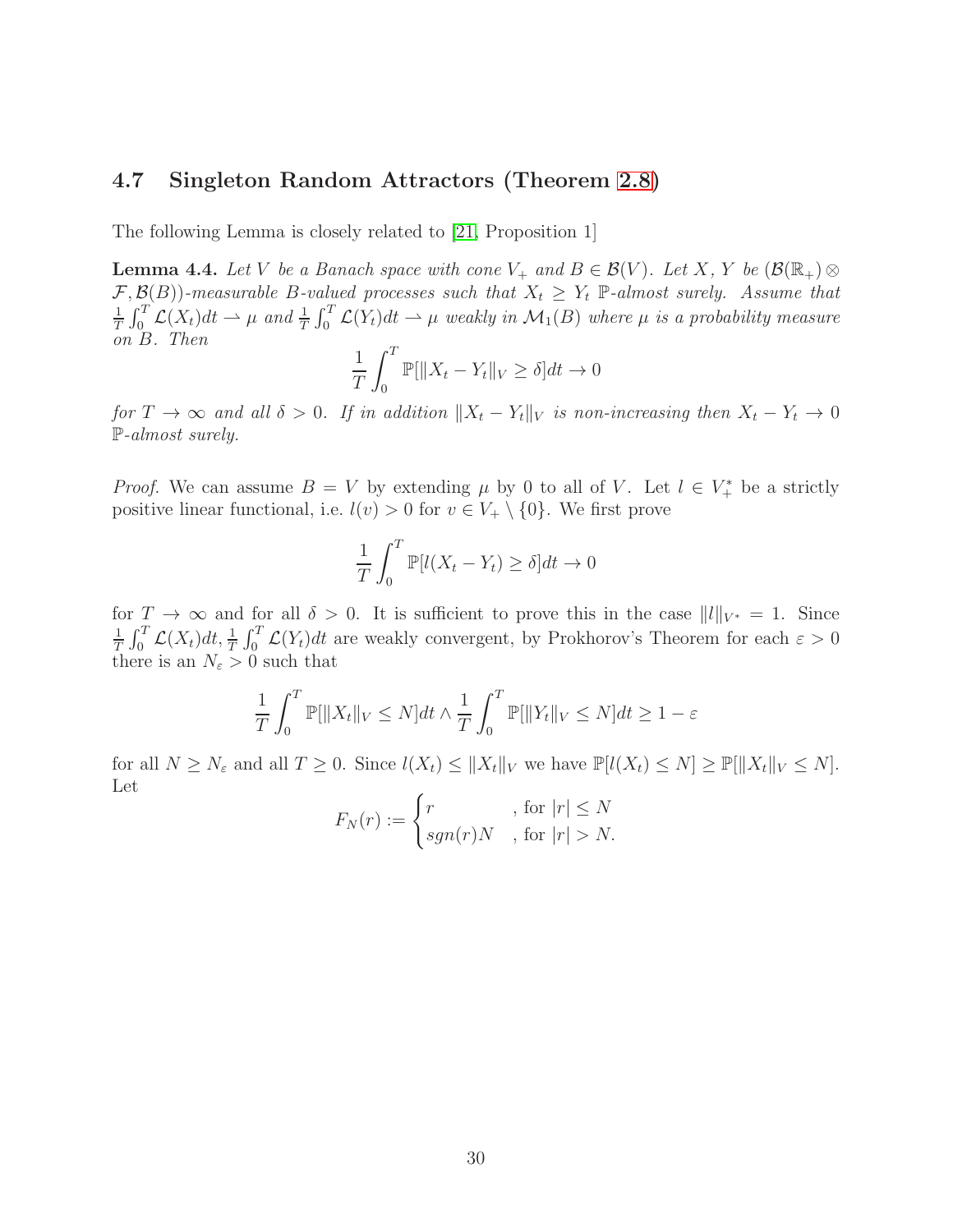### 4.7 Singleton Random Attractors (Theorem 2.8)

The following Lemma is closely related to [21, Proposition 1]

**Lemma 4.4.** *Let $V$ be a Banach space with cone $V_+$ and $B \in \mathcal{B}(V)$. Let $X$, $Y$ be $(\mathcal{B}(\mathbb{R}_+) \otimes \mathcal{F}, \mathcal{B}(B))$-measurable $B$-valued processes such that $X_t \geq Y_t$ $\mathbb{P}$-almost surely. Assume that $\frac{1}{T}\int_0^T \mathcal{L}(X_t)dt \rightharpoonup \mu$ and $\frac{1}{T}\int_0^T \mathcal{L}(Y_t)dt \rightharpoonup \mu$ weakly in $\mathcal{M}_1(B)$ where $\mu$ is a probability measure on $B$. Then*

$$\frac{1}{T}\int_0^T \mathbb{P}[\|X_t - Y_t\|_V \geq \delta]dt \to 0$$

*for $T \to \infty$ and all $\delta > 0$. If in addition $\|X_t - Y_t\|_V$ is non-increasing then $X_t - Y_t \to 0$ $\mathbb{P}$-almost surely.*

*Proof.* We can assume $B = V$ by extending $\mu$ by 0 to all of $V$. Let $l \in V_+^*$ be a strictly positive linear functional, i.e. $l(v) > 0$ for $v \in V_+ \setminus \{0\}$. We first prove

$$\frac{1}{T}\int_0^T \mathbb{P}[l(X_t - Y_t) \geq \delta]dt \to 0$$

for $T \to \infty$ and for all $\delta > 0$. It is sufficient to prove this in the case $\|l\|_{V^*} = 1$. Since $\frac{1}{T}\int_0^T \mathcal{L}(X_t)dt, \frac{1}{T}\int_0^T \mathcal{L}(Y_t)dt$ are weakly convergent, by Prokhorov's Theorem for each $\varepsilon > 0$ there is an $N_\varepsilon > 0$ such that

$$\frac{1}{T}\int_0^T \mathbb{P}[\|X_t\|_V \leq N]dt \wedge \frac{1}{T}\int_0^T \mathbb{P}[\|Y_t\|_V \leq N]dt \geq 1 - \varepsilon$$

for all $N \geq N_\varepsilon$ and all $T \geq 0$. Since $l(X_t) \leq \|X_t\|_V$ we have $\mathbb{P}[l(X_t) \leq N] \geq \mathbb{P}[\|X_t\|_V \leq N]$. Let

$$F_N(r) := \begin{cases} r & \text{, for } |r| \leq N \\ sgn(r)N & \text{, for } |r| > N. \end{cases}$$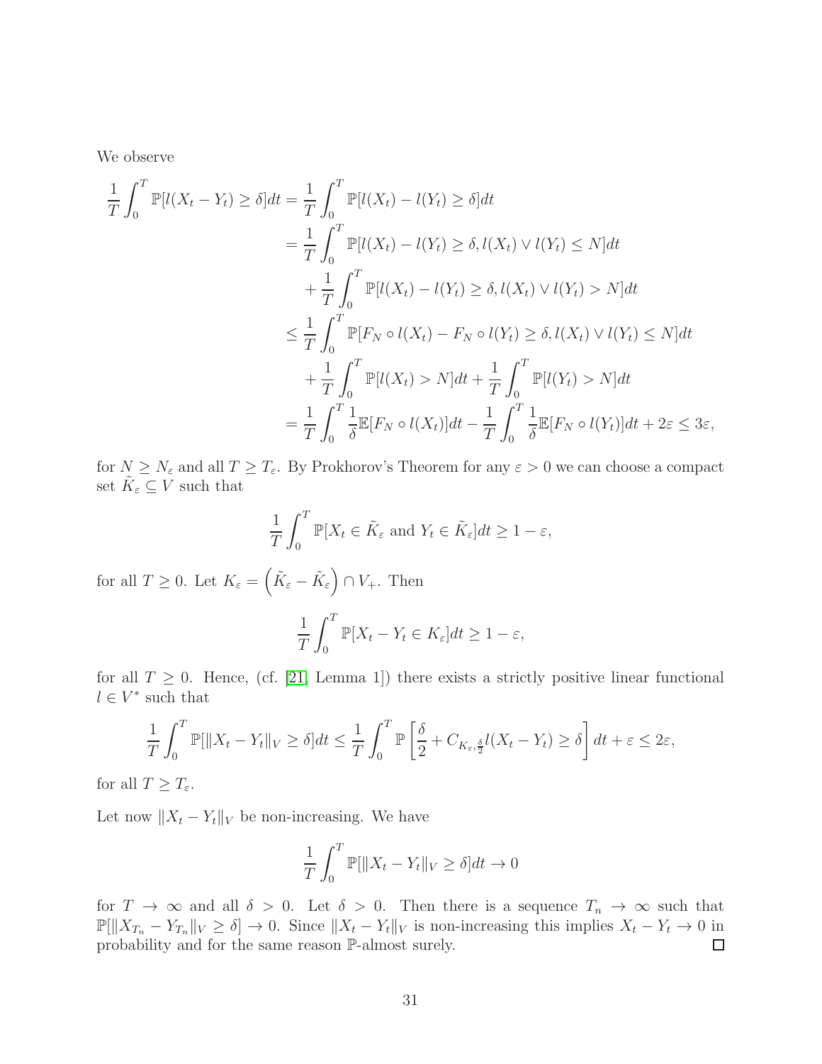We observe

$$
\begin{aligned}
\frac{1}{T}\int_0^T \mathbb{P}[l(X_t-Y_t)\geq\delta]dt &= \frac{1}{T}\int_0^T \mathbb{P}[l(X_t)-l(Y_t)\geq\delta]dt \\
&= \frac{1}{T}\int_0^T \mathbb{P}[l(X_t)-l(Y_t)\geq\delta, l(X_t)\vee l(Y_t)\leq N]dt \\
&\quad + \frac{1}{T}\int_0^T \mathbb{P}[l(X_t)-l(Y_t)\geq\delta, l(X_t)\vee l(Y_t)> N]dt \\
&\leq \frac{1}{T}\int_0^T \mathbb{P}[F_N\circ l(X_t)-F_N\circ l(Y_t)\geq\delta, l(X_t)\vee l(Y_t)\leq N]dt \\
&\quad + \frac{1}{T}\int_0^T \mathbb{P}[l(X_t)>N]dt + \frac{1}{T}\int_0^T \mathbb{P}[l(Y_t)>N]dt \\
&= \frac{1}{T}\int_0^T \frac{1}{\delta}\mathbb{E}[F_N\circ l(X_t)]dt - \frac{1}{T}\int_0^T \frac{1}{\delta}\mathbb{E}[F_N\circ l(Y_t)]dt + 2\varepsilon \leq 3\varepsilon,
\end{aligned}
$$

for $N\geq N_\varepsilon$ and all $T\geq T_\varepsilon$. By Prokhorov's Theorem for any $\varepsilon>0$ we can choose a compact set $\tilde{K}_\varepsilon\subseteq V$ such that

$$
\frac{1}{T}\int_0^T \mathbb{P}[X_t\in\tilde{K}_\varepsilon \text{ and } Y_t\in\tilde{K}_\varepsilon]dt \geq 1-\varepsilon,
$$

for all $T\geq 0$. Let $K_\varepsilon=\left(\tilde{K}_\varepsilon-\tilde{K}_\varepsilon\right)\cap V_+$. Then

$$
\frac{1}{T}\int_0^T \mathbb{P}[X_t-Y_t\in K_\varepsilon]dt \geq 1-\varepsilon,
$$

for all $T\geq 0$. Hence, (cf. [21, Lemma 1]) there exists a strictly positive linear functional $l\in V^*$ such that

$$
\frac{1}{T}\int_0^T \mathbb{P}[\|X_t-Y_t\|_V\geq\delta]dt \leq \frac{1}{T}\int_0^T \mathbb{P}\left[\frac{\delta}{2}+C_{K_\varepsilon,\frac{\delta}{2}}l(X_t-Y_t)\geq\delta\right]dt+\varepsilon\leq 2\varepsilon,
$$

for all $T\geq T_\varepsilon$.

Let now $\|X_t-Y_t\|_V$ be non-increasing. We have

$$
\frac{1}{T}\int_0^T \mathbb{P}[\|X_t-Y_t\|_V\geq\delta]dt\to 0
$$

for $T\to\infty$ and all $\delta>0$. Let $\delta>0$. Then there is a sequence $T_n\to\infty$ such that $\mathbb{P}[\|X_{T_n}-Y_{T_n}\|_V\geq\delta]\to 0$. Since $\|X_t-Y_t\|_V$ is non-increasing this implies $X_t-Y_t\to 0$ in probability and for the same reason $\mathbb{P}$-almost surely. $\square$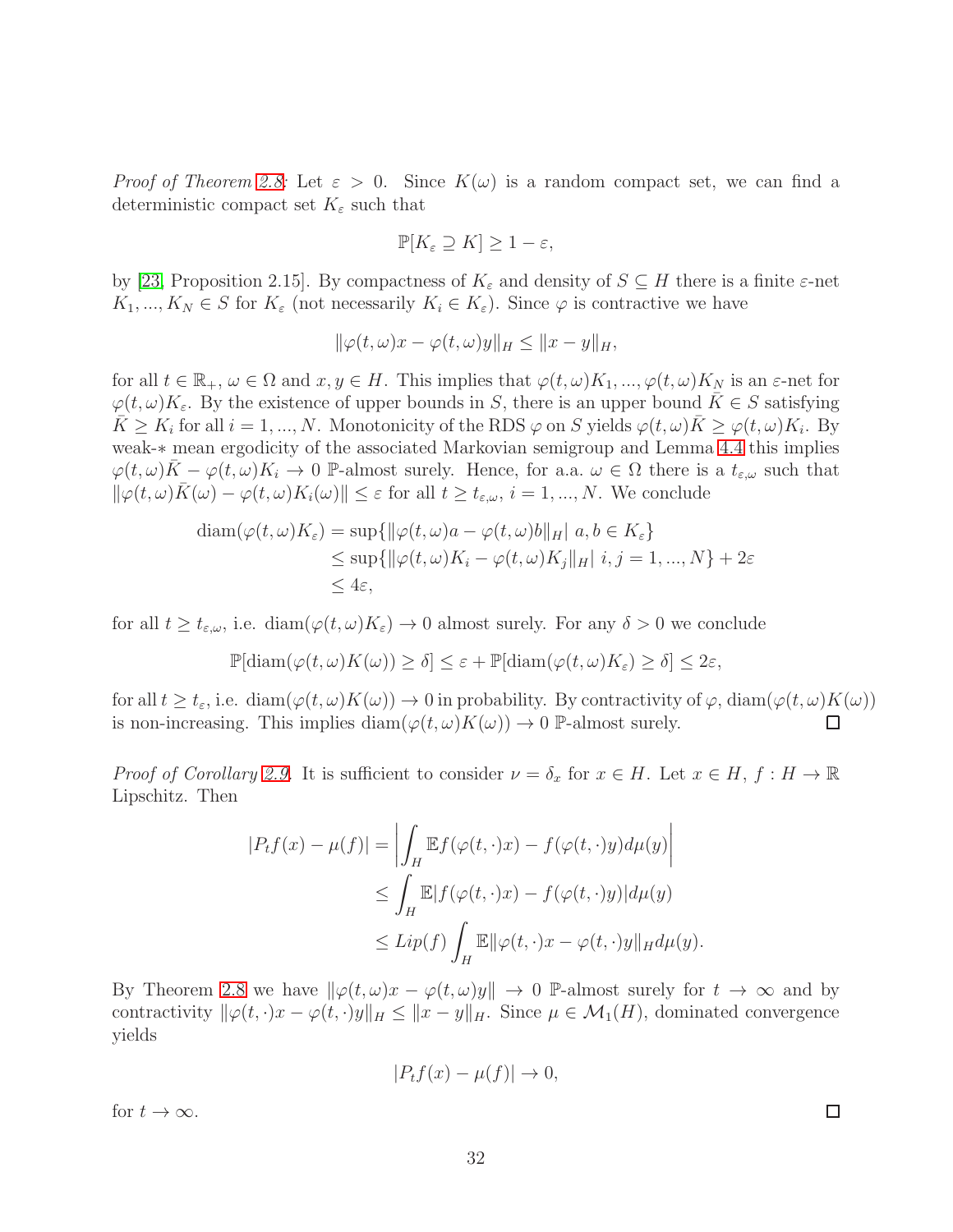*Proof of Theorem 2.8:* Let $\varepsilon > 0$. Since $K(\omega)$ is a random compact set, we can find a deterministic compact set $K_\varepsilon$ such that

$$\mathbb{P}[K_\varepsilon \supseteq K] \geq 1 - \varepsilon,$$

by [23, Proposition 2.15]. By compactness of $K_\varepsilon$ and density of $S \subseteq H$ there is a finite $\varepsilon$-net $K_1, ..., K_N \in S$ for $K_\varepsilon$ (not necessarily $K_i \in K_\varepsilon$). Since $\varphi$ is contractive we have

$$\|\varphi(t,\omega)x - \varphi(t,\omega)y\|_H \leq \|x - y\|_H,$$

for all $t \in \mathbb{R}_+$, $\omega \in \Omega$ and $x, y \in H$. This implies that $\varphi(t,\omega)K_1, ..., \varphi(t,\omega)K_N$ is an $\varepsilon$-net for $\varphi(t,\omega)K_\varepsilon$. By the existence of upper bounds in $S$, there is an upper bound $\bar{K} \in S$ satisfying $\bar{K} \geq K_i$ for all $i = 1, ..., N$. Monotonicity of the RDS $\varphi$ on $S$ yields $\varphi(t,\omega)\bar{K} \geq \varphi(t,\omega)K_i$. By weak-$*$ mean ergodicity of the associated Markovian semigroup and Lemma 4.4 this implies $\varphi(t,\omega)\bar{K} - \varphi(t,\omega)K_i \to 0$ $\mathbb{P}$-almost surely. Hence, for a.a. $\omega \in \Omega$ there is a $t_{\varepsilon,\omega}$ such that $\|\varphi(t,\omega)\bar{K}(\omega) - \varphi(t,\omega)K_i(\omega)\| \leq \varepsilon$ for all $t \geq t_{\varepsilon,\omega}$, $i = 1, ..., N$. We conclude

$$\begin{aligned}
\operatorname{diam}(\varphi(t,\omega)K_\varepsilon) &= \sup\{\|\varphi(t,\omega)a - \varphi(t,\omega)b\|_H \mid a, b \in K_\varepsilon\} \\
&\leq \sup\{\|\varphi(t,\omega)K_i - \varphi(t,\omega)K_j\|_H \mid i, j = 1, ..., N\} + 2\varepsilon \\
&\leq 4\varepsilon,
\end{aligned}$$

for all $t \geq t_{\varepsilon,\omega}$, i.e. $\operatorname{diam}(\varphi(t,\omega)K_\varepsilon) \to 0$ almost surely. For any $\delta > 0$ we conclude

$$\mathbb{P}[\operatorname{diam}(\varphi(t,\omega)K(\omega)) \geq \delta] \leq \varepsilon + \mathbb{P}[\operatorname{diam}(\varphi(t,\omega)K_\varepsilon) \geq \delta] \leq 2\varepsilon,$$

for all $t \geq t_\varepsilon$, i.e. $\operatorname{diam}(\varphi(t,\omega)K(\omega)) \to 0$ in probability. By contractivity of $\varphi$, $\operatorname{diam}(\varphi(t,\omega)K(\omega))$ is non-increasing. This implies $\operatorname{diam}(\varphi(t,\omega)K(\omega)) \to 0$ $\mathbb{P}$-almost surely. $\square$

*Proof of Corollary 2.9.* It is sufficient to consider $\nu = \delta_x$ for $x \in H$. Let $x \in H$, $f : H \to \mathbb{R}$ Lipschitz. Then

$$\begin{aligned}
|P_t f(x) - \mu(f)| &= \left| \int_H \mathbb{E} f(\varphi(t,\cdot)x) - f(\varphi(t,\cdot)y) d\mu(y) \right| \\
&\leq \int_H \mathbb{E} |f(\varphi(t,\cdot)x) - f(\varphi(t,\cdot)y)| d\mu(y) \\
&\leq Lip(f) \int_H \mathbb{E} \|\varphi(t,\cdot)x - \varphi(t,\cdot)y\|_H d\mu(y).
\end{aligned}$$

By Theorem 2.8 we have $\|\varphi(t,\omega)x - \varphi(t,\omega)y\| \to 0$ $\mathbb{P}$-almost surely for $t \to \infty$ and by contractivity $\|\varphi(t,\cdot)x - \varphi(t,\cdot)y\|_H \leq \|x - y\|_H$. Since $\mu \in \mathcal{M}_1(H)$, dominated convergence yields

$$|P_t f(x) - \mu(f)| \to 0,$$

for $t \to \infty$. $\square$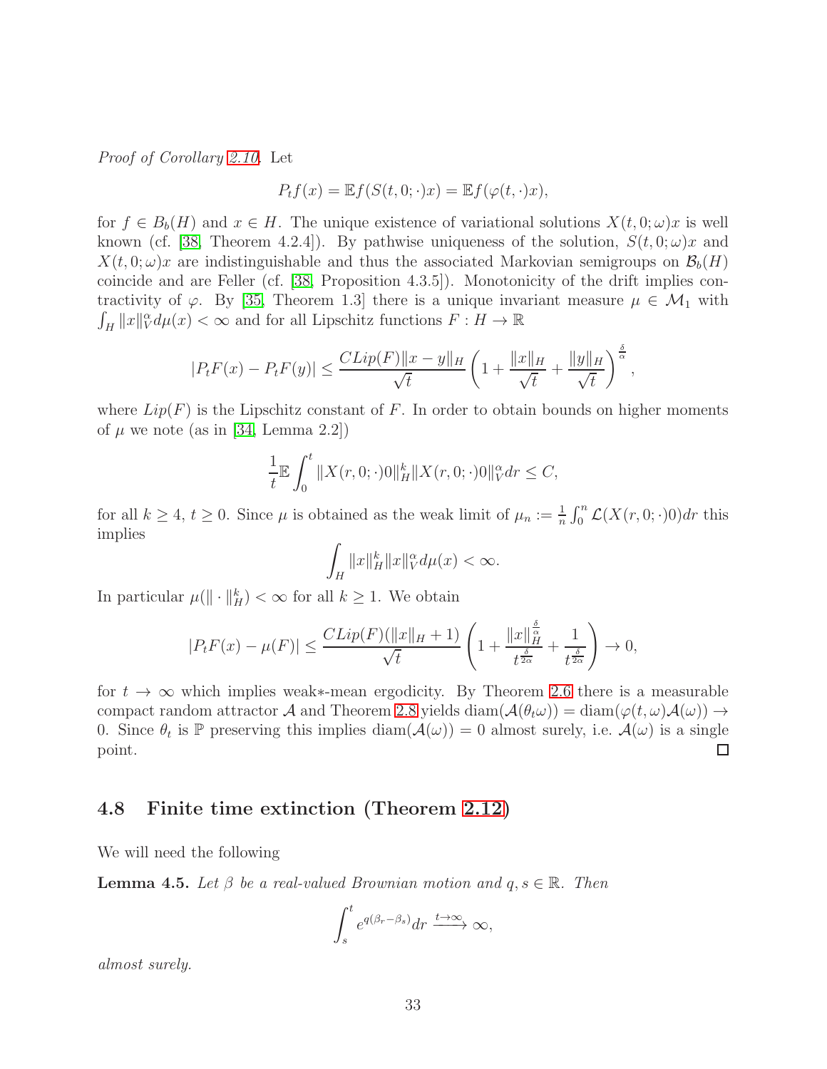*Proof of Corollary 2.10.* Let

$$P_t f(x) = \mathbb{E} f(S(t,0;\cdot)x) = \mathbb{E} f(\varphi(t,\cdot)x),$$

for $f \in B_b(H)$ and $x \in H$. The unique existence of variational solutions $X(t,0;\omega)x$ is well known (cf. [38, Theorem 4.2.4]). By pathwise uniqueness of the solution, $S(t,0;\omega)x$ and $X(t,0;\omega)x$ are indistinguishable and thus the associated Markovian semigroups on $\mathcal{B}_b(H)$ coincide and are Feller (cf. [38, Proposition 4.3.5]). Monotonicity of the drift implies contractivity of $\varphi$. By [35, Theorem 1.3] there is a unique invariant measure $\mu \in \mathcal{M}_1$ with $\int_H \|x\|_V^\alpha d\mu(x) < \infty$ and for all Lipschitz functions $F : H \to \mathbb{R}$

$$|P_t F(x) - P_t F(y)| \leq \frac{C Lip(F) \|x-y\|_H}{\sqrt{t}} \left(1 + \frac{\|x\|_H}{\sqrt{t}} + \frac{\|y\|_H}{\sqrt{t}}\right)^{\frac{\delta}{\alpha}},$$

where $Lip(F)$ is the Lipschitz constant of $F$. In order to obtain bounds on higher moments of $\mu$ we note (as in [34, Lemma 2.2])

$$\frac{1}{t}\mathbb{E}\int_0^t \|X(r,0;\cdot)0\|_H^k \|X(r,0;\cdot)0\|_V^\alpha dr \leq C,$$

for all $k \geq 4$, $t \geq 0$. Since $\mu$ is obtained as the weak limit of $\mu_n := \frac{1}{n}\int_0^n \mathcal{L}(X(r,0;\cdot)0)dr$ this implies

$$\int_H \|x\|_H^k \|x\|_V^\alpha d\mu(x) < \infty.$$

In particular $\mu(\|\cdot\|_H^k) < \infty$ for all $k \geq 1$. We obtain

$$|P_t F(x) - \mu(F)| \leq \frac{C Lip(F)(\|x\|_H + 1)}{\sqrt{t}} \left(1 + \frac{\|x\|_H^{\frac{\delta}{\alpha}}}{t^{\frac{\delta}{2\alpha}}} + \frac{1}{t^{\frac{\delta}{2\alpha}}}\right) \to 0,$$

for $t \to \infty$ which implies weak∗-mean ergodicity. By Theorem 2.6 there is a measurable compact random attractor $\mathcal{A}$ and Theorem 2.8 yields $\operatorname{diam}(\mathcal{A}(\theta_t\omega)) = \operatorname{diam}(\varphi(t,\omega)\mathcal{A}(\omega)) \to 0$. Since $\theta_t$ is $\mathbb{P}$ preserving this implies $\operatorname{diam}(\mathcal{A}(\omega)) = 0$ almost surely, i.e. $\mathcal{A}(\omega)$ is a single point. ☐

## 4.8 Finite time extinction (Theorem 2.12)

We will need the following

**Lemma 4.5.** *Let $\beta$ be a real-valued Brownian motion and $q, s \in \mathbb{R}$. Then*

$$\int_s^t e^{q(\beta_r - \beta_s)} dr \xrightarrow{t\to\infty} \infty,$$

*almost surely.*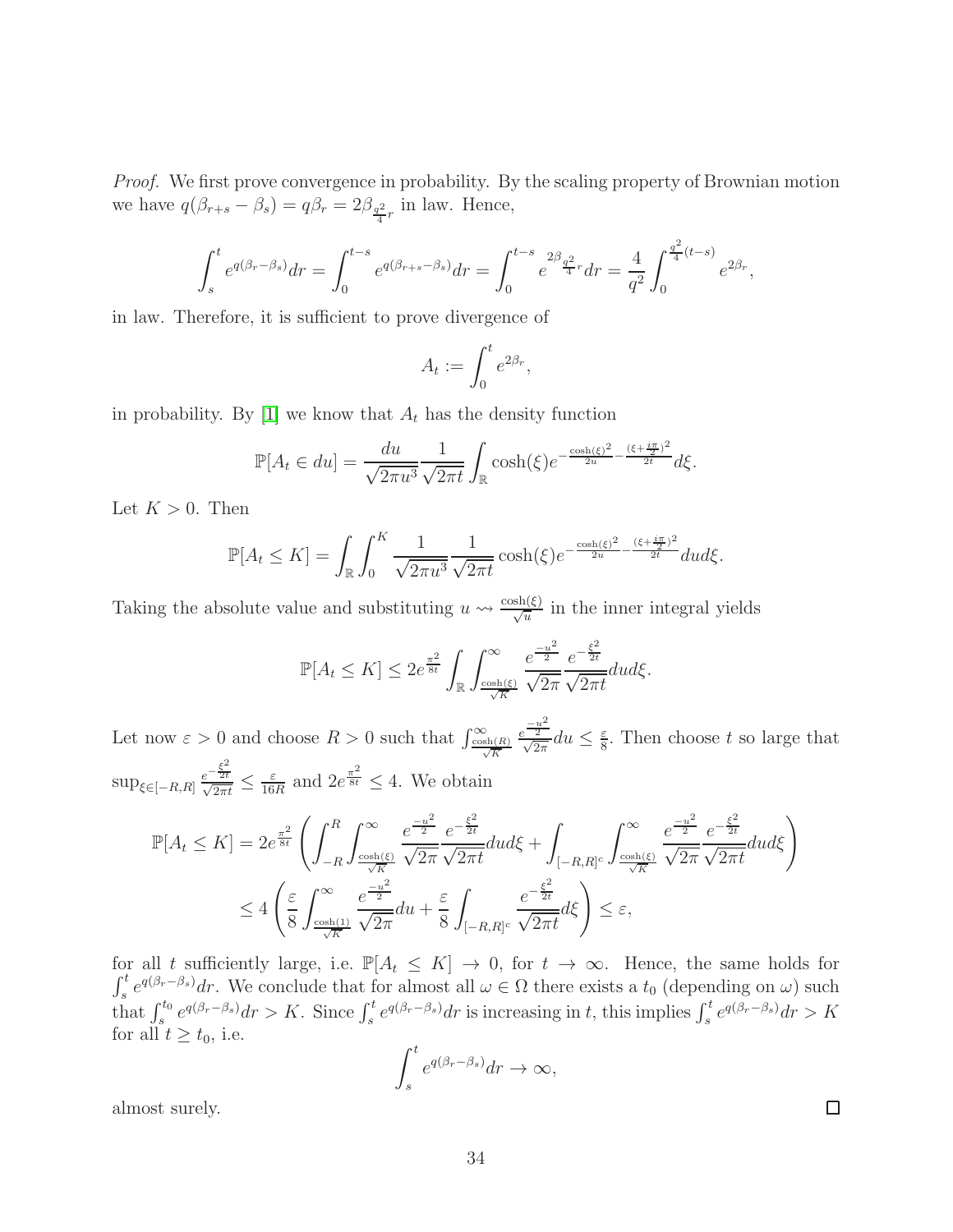*Proof.* We first prove convergence in probability. By the scaling property of Brownian motion we have $q(\beta_{r+s} - \beta_s) = q\beta_r = 2\beta_{\frac{q^2}{4}r}$ in law. Hence,

$$\int_s^t e^{q(\beta_r - \beta_s)} dr = \int_0^{t-s} e^{q(\beta_{r+s} - \beta_s)} dr = \int_0^{t-s} e^{2\beta_{\frac{q^2}{4}r}} dr = \frac{4}{q^2} \int_0^{\frac{q^2}{4}(t-s)} e^{2\beta_r},$$

in law. Therefore, it is sufficient to prove divergence of

$$A_t := \int_0^t e^{2\beta_r},$$

in probability. By [1] we know that $A_t$ has the density function

$$\mathbb{P}[A_t \in du] = \frac{du}{\sqrt{2\pi u^3}} \frac{1}{\sqrt{2\pi t}} \int_{\mathbb{R}} \cosh(\xi) e^{-\frac{\cosh(\xi)^2}{2u} - \frac{(\xi + \frac{i\pi}{2})^2}{2t}} d\xi.$$

Let $K > 0$. Then

$$\mathbb{P}[A_t \leq K] = \int_{\mathbb{R}} \int_0^K \frac{1}{\sqrt{2\pi u^3}} \frac{1}{\sqrt{2\pi t}} \cosh(\xi) e^{-\frac{\cosh(\xi)^2}{2u} - \frac{(\xi + \frac{i\pi}{2})^2}{2t}} du d\xi.$$

Taking the absolute value and substituting $u \rightsquigarrow \frac{\cosh(\xi)}{\sqrt{u}}$ in the inner integral yields

$$\mathbb{P}[A_t \leq K] \leq 2e^{\frac{\pi^2}{8t}} \int_{\mathbb{R}} \int_{\frac{\cosh(\xi)}{\sqrt{K}}}^{\infty} \frac{e^{\frac{-u^2}{2}}}{\sqrt{2\pi}} \frac{e^{-\frac{\xi^2}{2t}}}{\sqrt{2\pi t}} du d\xi.$$

Let now $\varepsilon > 0$ and choose $R > 0$ such that $\int_{\frac{\cosh(R)}{\sqrt{K}}}^{\infty} \frac{e^{\frac{-u^2}{2}}}{\sqrt{2\pi}} du \leq \frac{\varepsilon}{8}$. Then choose $t$ so large that $\sup_{\xi \in [-R,R]} \frac{e^{-\frac{\xi^2}{2t}}}{\sqrt{2\pi t}} \leq \frac{\varepsilon}{16R}$ and $2e^{\frac{\pi^2}{8t}} \leq 4$. We obtain

$$\begin{aligned}
\mathbb{P}[A_t \leq K] &= 2e^{\frac{\pi^2}{8t}} \left( \int_{-R}^{R} \int_{\frac{\cosh(\xi)}{\sqrt{K}}}^{\infty} \frac{e^{\frac{-u^2}{2}}}{\sqrt{2\pi}} \frac{e^{-\frac{\xi^2}{2t}}}{\sqrt{2\pi t}} du d\xi + \int_{[-R,R]^c} \int_{\frac{\cosh(\xi)}{\sqrt{K}}}^{\infty} \frac{e^{\frac{-u^2}{2}}}{\sqrt{2\pi}} \frac{e^{-\frac{\xi^2}{2t}}}{\sqrt{2\pi t}} du d\xi \right) \\
&\leq 4 \left( \frac{\varepsilon}{8} \int_{\frac{\cosh(1)}{\sqrt{K}}}^{\infty} \frac{e^{\frac{-u^2}{2}}}{\sqrt{2\pi}} du + \frac{\varepsilon}{8} \int_{[-R,R]^c} \frac{e^{-\frac{\xi^2}{2t}}}{\sqrt{2\pi t}} d\xi \right) \leq \varepsilon,
\end{aligned}$$

for all $t$ sufficiently large, i.e. $\mathbb{P}[A_t \leq K] \to 0$, for $t \to \infty$. Hence, the same holds for $\int_s^t e^{q(\beta_r - \beta_s)} dr$. We conclude that for almost all $\omega \in \Omega$ there exists a $t_0$ (depending on $\omega$) such that $\int_s^{t_0} e^{q(\beta_r - \beta_s)} dr > K$. Since $\int_s^t e^{q(\beta_r - \beta_s)} dr$ is increasing in $t$, this implies $\int_s^t e^{q(\beta_r - \beta_s)} dr > K$ for all $t \geq t_0$, i.e.

$$\int_s^t e^{q(\beta_r - \beta_s)} dr \to \infty,$$

almost surely. $\square$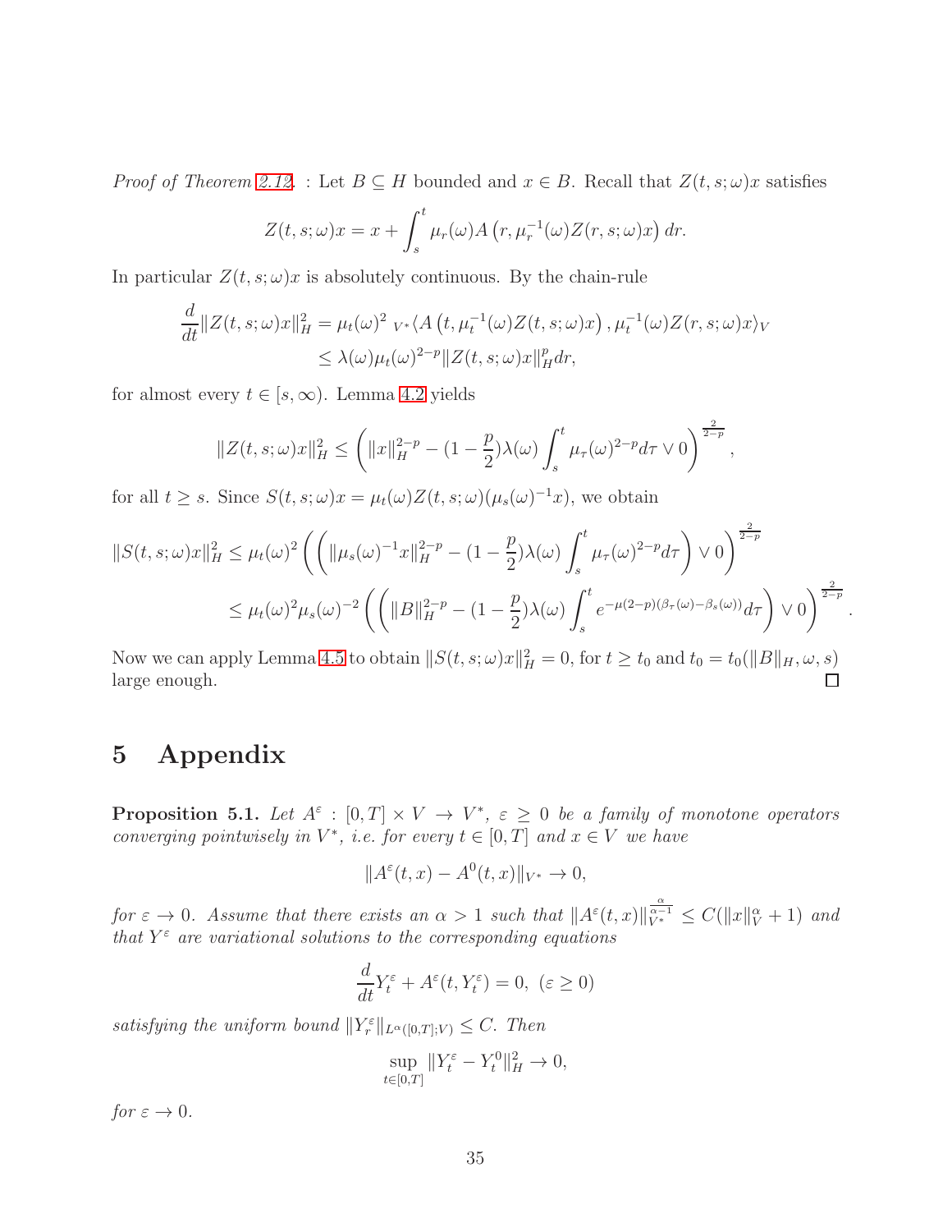*Proof of Theorem 2.12.* : Let $B \subseteq H$ bounded and $x \in B$. Recall that $Z(t,s;\omega)x$ satisfies

$$Z(t,s;\omega)x = x + \int_s^t \mu_r(\omega) A\left(r, \mu_r^{-1}(\omega) Z(r,s;\omega)x\right) dr.$$

In particular $Z(t,s;\omega)x$ is absolutely continuous. By the chain-rule

$$\begin{aligned}\frac{d}{dt}\|Z(t,s;\omega)x\|_H^2 &= \mu_t(\omega)^2 \; {}_{V^*}\langle A\left(t, \mu_t^{-1}(\omega)Z(t,s;\omega)x\right), \mu_t^{-1}(\omega)Z(r,s;\omega)x\rangle_V \\ &\leq \lambda(\omega)\mu_t(\omega)^{2-p}\|Z(t,s;\omega)x\|_H^p dr,\end{aligned}$$

for almost every $t \in [s,\infty)$. Lemma 4.2 yields

$$\|Z(t,s;\omega)x\|_H^2 \leq \left(\|x\|_H^{2-p} - (1-\frac{p}{2})\lambda(\omega)\int_s^t \mu_\tau(\omega)^{2-p} d\tau \vee 0\right)^{\frac{2}{2-p}},$$

for all $t \geq s$. Since $S(t,s;\omega)x = \mu_t(\omega)Z(t,s;\omega)(\mu_s(\omega)^{-1}x)$, we obtain

$$\begin{aligned}\|S(t,s;\omega)x\|_H^2 &\leq \mu_t(\omega)^2\left(\left(\|\mu_s(\omega)^{-1}x\|_H^{2-p} - (1-\frac{p}{2})\lambda(\omega)\int_s^t \mu_\tau(\omega)^{2-p}d\tau\right)\vee 0\right)^{\frac{2}{2-p}} \\ &\leq \mu_t(\omega)^2\mu_s(\omega)^{-2}\left(\left(\|B\|_H^{2-p} - (1-\frac{p}{2})\lambda(\omega)\int_s^t e^{-\mu(2-p)(\beta_\tau(\omega)-\beta_s(\omega))}d\tau\right)\vee 0\right)^{\frac{2}{2-p}}.\end{aligned}$$

Now we can apply Lemma 4.5 to obtain $\|S(t,s;\omega)x\|_H^2 = 0$, for $t \geq t_0$ and $t_0 = t_0(\|B\|_H, \omega, s)$ large enough. $\square$

# 5 Appendix

**Proposition 5.1.** *Let $A^\varepsilon : [0,T]\times V \to V^*$, $\varepsilon \geq 0$ be a family of monotone operators converging pointwisely in $V^*$, i.e. for every $t \in [0,T]$ and $x \in V$ we have*

$$\|A^\varepsilon(t,x) - A^0(t,x)\|_{V^*} \to 0,$$

*for $\varepsilon \to 0$. Assume that there exists an $\alpha > 1$ such that $\|A^\varepsilon(t,x)\|_{V^*}^{\frac{\alpha}{\alpha-1}} \leq C(\|x\|_V^\alpha + 1)$ and that $Y^\varepsilon$ are variational solutions to the corresponding equations*

$$\frac{d}{dt}Y_t^\varepsilon + A^\varepsilon(t, Y_t^\varepsilon) = 0, \ (\varepsilon \geq 0)$$

*satisfying the uniform bound $\|Y_r^\varepsilon\|_{L^\alpha([0,T];V)} \leq C$. Then*

$$\sup_{t\in[0,T]}\|Y_t^\varepsilon - Y_t^0\|_H^2 \to 0,$$

*for $\varepsilon \to 0$.*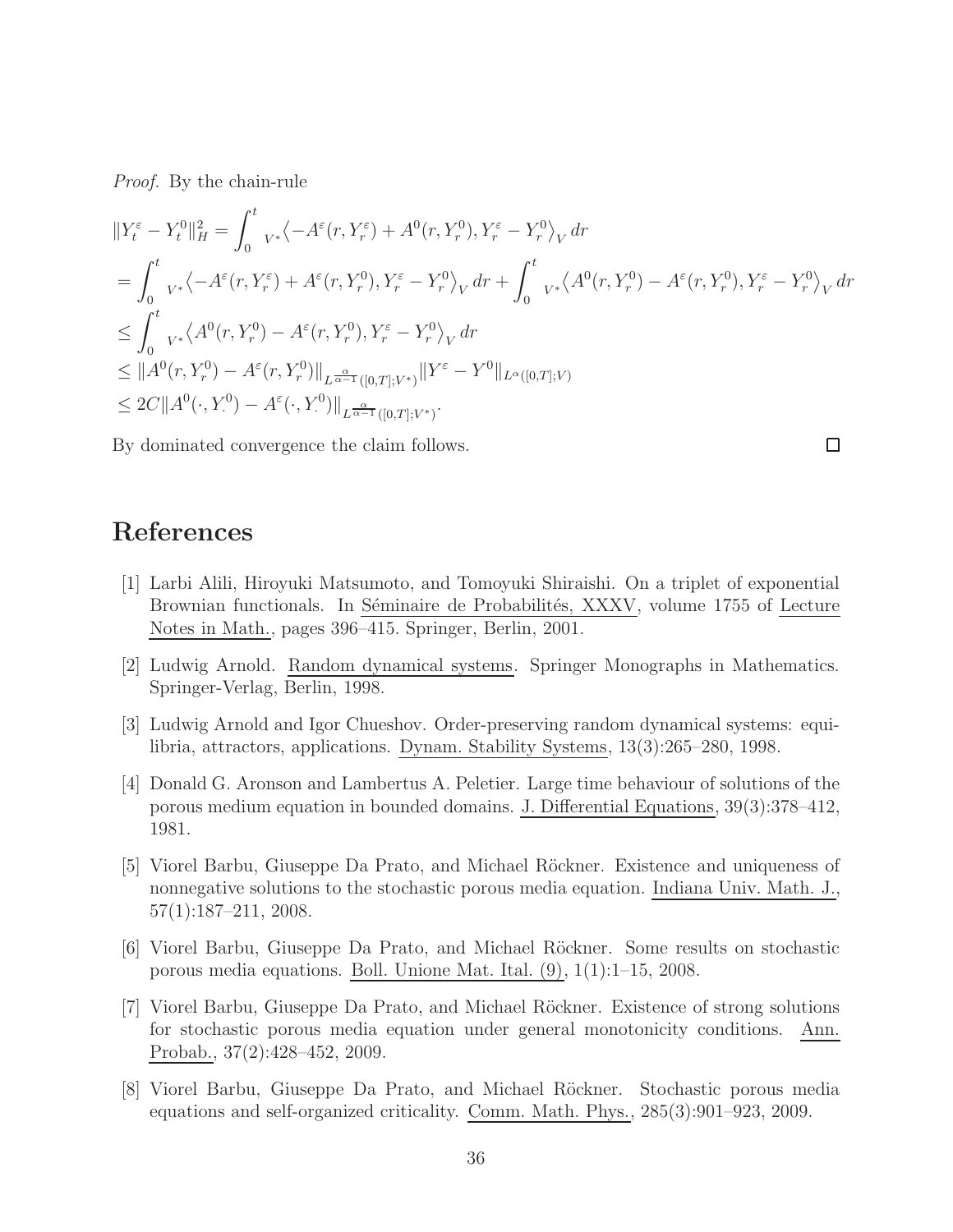*Proof.* By the chain-rule

$$
\begin{aligned}
\|Y_t^\varepsilon - Y_t^0\|_H^2 &= \int_0^t {}_{V^*}\big\langle -A^\varepsilon(r, Y_r^\varepsilon) + A^0(r, Y_r^0), Y_r^\varepsilon - Y_r^0 \big\rangle_V \, dr \\
&= \int_0^t {}_{V^*}\big\langle -A^\varepsilon(r, Y_r^\varepsilon) + A^\varepsilon(r, Y_r^0), Y_r^\varepsilon - Y_r^0 \big\rangle_V \, dr + \int_0^t {}_{V^*}\big\langle A^0(r, Y_r^0) - A^\varepsilon(r, Y_r^0), Y_r^\varepsilon - Y_r^0 \big\rangle_V \, dr \\
&\leq \int_0^t {}_{V^*}\big\langle A^0(r, Y_r^0) - A^\varepsilon(r, Y_r^0), Y_r^\varepsilon - Y_r^0 \big\rangle_V \, dr \\
&\leq \|A^0(r, Y_r^0) - A^\varepsilon(r, Y_r^0)\|_{L^{\frac{\alpha}{\alpha-1}}([0,T];V^*)} \|Y^\varepsilon - Y^0\|_{L^\alpha([0,T];V)} \\
&\leq 2C \|A^0(\cdot, Y_\cdot^0) - A^\varepsilon(\cdot, Y_\cdot^0)\|_{L^{\frac{\alpha}{\alpha-1}}([0,T];V^*)}.
\end{aligned}
$$

By dominated convergence the claim follows. □

# References

[1] Larbi Alili, Hiroyuki Matsumoto, and Tomoyuki Shiraishi. On a triplet of exponential Brownian functionals. In Séminaire de Probabilités, XXXV, volume 1755 of Lecture Notes in Math., pages 396–415. Springer, Berlin, 2001.

[2] Ludwig Arnold. Random dynamical systems. Springer Monographs in Mathematics. Springer-Verlag, Berlin, 1998.

[3] Ludwig Arnold and Igor Chueshov. Order-preserving random dynamical systems: equilibria, attractors, applications. Dynam. Stability Systems, 13(3):265–280, 1998.

[4] Donald G. Aronson and Lambertus A. Peletier. Large time behaviour of solutions of the porous medium equation in bounded domains. J. Differential Equations, 39(3):378–412, 1981.

[5] Viorel Barbu, Giuseppe Da Prato, and Michael Röckner. Existence and uniqueness of nonnegative solutions to the stochastic porous media equation. Indiana Univ. Math. J., 57(1):187–211, 2008.

[6] Viorel Barbu, Giuseppe Da Prato, and Michael Röckner. Some results on stochastic porous media equations. Boll. Unione Mat. Ital. (9), 1(1):1–15, 2008.

[7] Viorel Barbu, Giuseppe Da Prato, and Michael Röckner. Existence of strong solutions for stochastic porous media equation under general monotonicity conditions. Ann. Probab., 37(2):428–452, 2009.

[8] Viorel Barbu, Giuseppe Da Prato, and Michael Röckner. Stochastic porous media equations and self-organized criticality. Comm. Math. Phys., 285(3):901–923, 2009.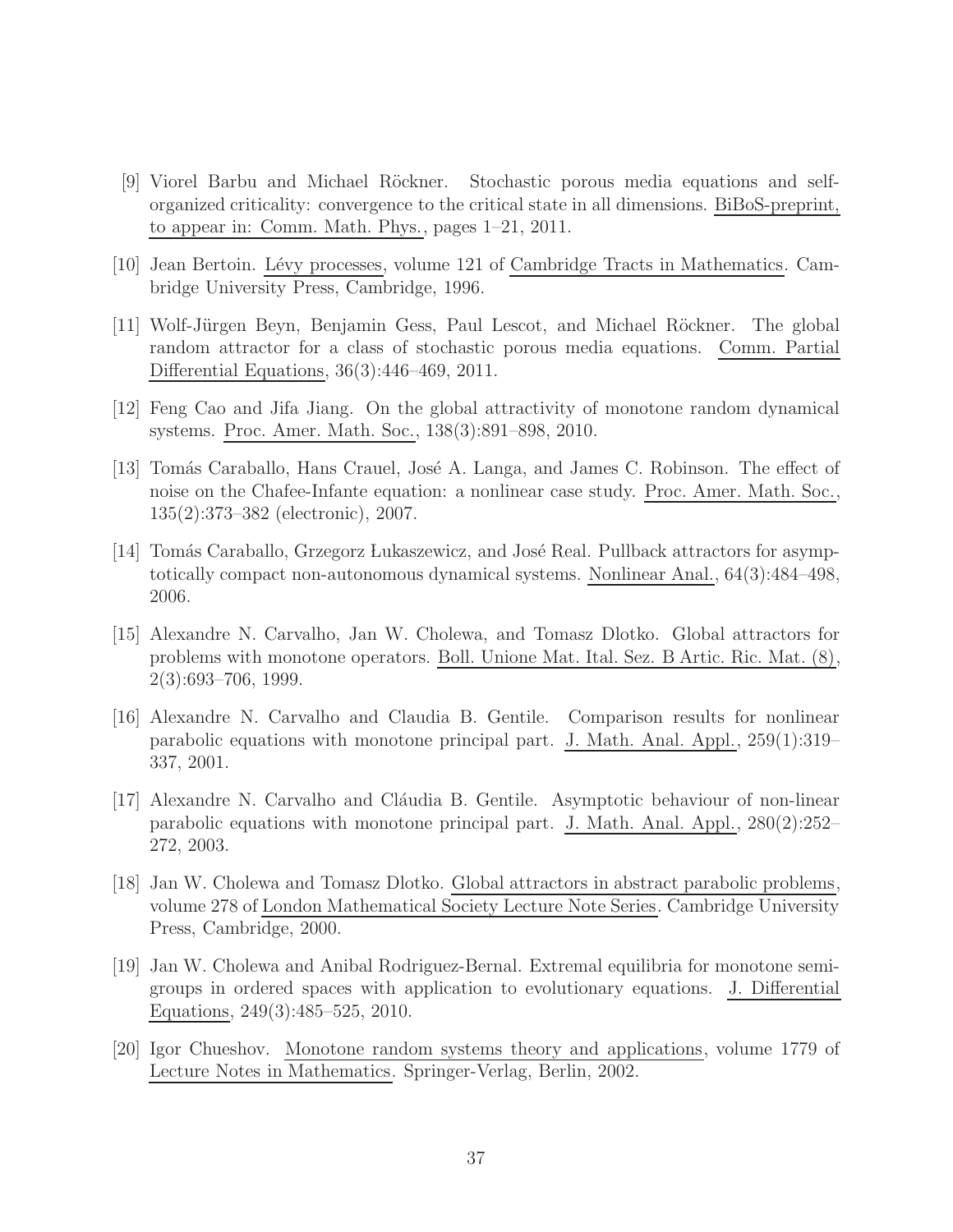[9] Viorel Barbu and Michael Röckner. Stochastic porous media equations and self-organized criticality: convergence to the critical state in all dimensions. BiBoS-preprint, to appear in: Comm. Math. Phys., pages 1–21, 2011.

[10] Jean Bertoin. Lévy processes, volume 121 of Cambridge Tracts in Mathematics. Cambridge University Press, Cambridge, 1996.

[11] Wolf-Jürgen Beyn, Benjamin Gess, Paul Lescot, and Michael Röckner. The global random attractor for a class of stochastic porous media equations. Comm. Partial Differential Equations, 36(3):446–469, 2011.

[12] Feng Cao and Jifa Jiang. On the global attractivity of monotone random dynamical systems. Proc. Amer. Math. Soc., 138(3):891–898, 2010.

[13] Tomás Caraballo, Hans Crauel, José A. Langa, and James C. Robinson. The effect of noise on the Chafee-Infante equation: a nonlinear case study. Proc. Amer. Math. Soc., 135(2):373–382 (electronic), 2007.

[14] Tomás Caraballo, Grzegorz Łukaszewicz, and José Real. Pullback attractors for asymptotically compact non-autonomous dynamical systems. Nonlinear Anal., 64(3):484–498, 2006.

[15] Alexandre N. Carvalho, Jan W. Cholewa, and Tomasz Dlotko. Global attractors for problems with monotone operators. Boll. Unione Mat. Ital. Sez. B Artic. Ric. Mat. (8), 2(3):693–706, 1999.

[16] Alexandre N. Carvalho and Claudia B. Gentile. Comparison results for nonlinear parabolic equations with monotone principal part. J. Math. Anal. Appl., 259(1):319–337, 2001.

[17] Alexandre N. Carvalho and Cláudia B. Gentile. Asymptotic behaviour of non-linear parabolic equations with monotone principal part. J. Math. Anal. Appl., 280(2):252–272, 2003.

[18] Jan W. Cholewa and Tomasz Dlotko. Global attractors in abstract parabolic problems, volume 278 of London Mathematical Society Lecture Note Series. Cambridge University Press, Cambridge, 2000.

[19] Jan W. Cholewa and Anibal Rodriguez-Bernal. Extremal equilibria for monotone semigroups in ordered spaces with application to evolutionary equations. J. Differential Equations, 249(3):485–525, 2010.

[20] Igor Chueshov. Monotone random systems theory and applications, volume 1779 of Lecture Notes in Mathematics. Springer-Verlag, Berlin, 2002.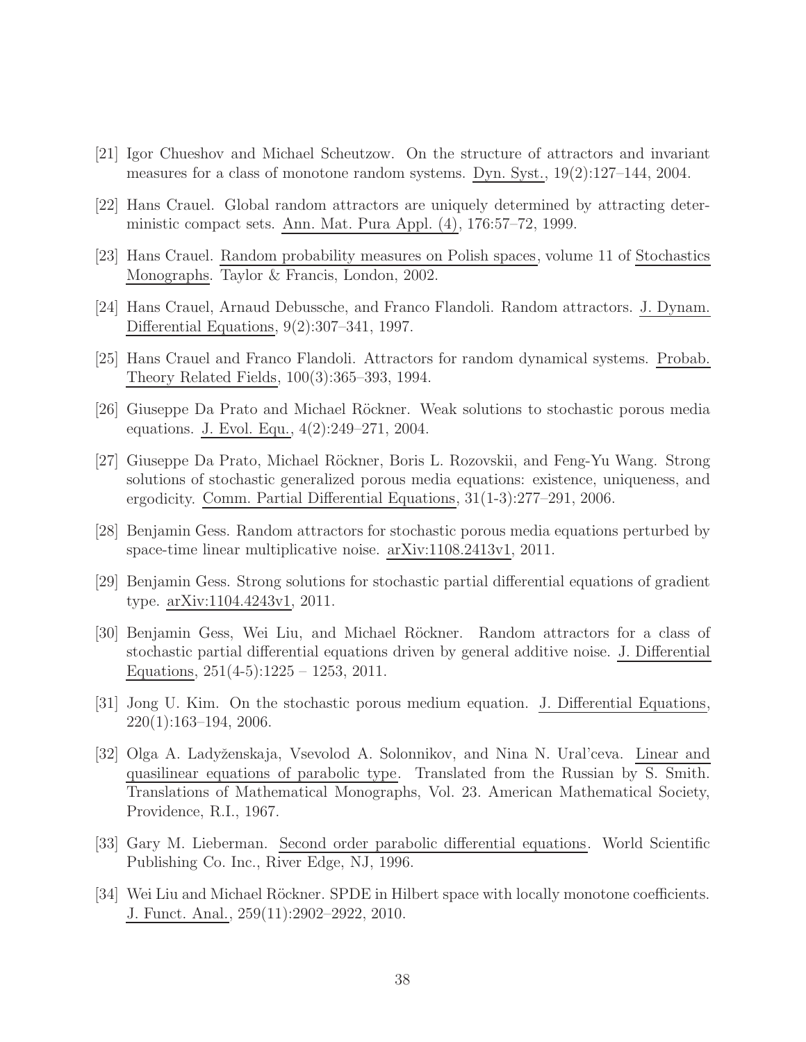[21] Igor Chueshov and Michael Scheutzow. On the structure of attractors and invariant measures for a class of monotone random systems. Dyn. Syst., 19(2):127–144, 2004.

[22] Hans Crauel. Global random attractors are uniquely determined by attracting deterministic compact sets. Ann. Mat. Pura Appl. (4), 176:57–72, 1999.

[23] Hans Crauel. Random probability measures on Polish spaces, volume 11 of Stochastics Monographs. Taylor & Francis, London, 2002.

[24] Hans Crauel, Arnaud Debussche, and Franco Flandoli. Random attractors. J. Dynam. Differential Equations, 9(2):307–341, 1997.

[25] Hans Crauel and Franco Flandoli. Attractors for random dynamical systems. Probab. Theory Related Fields, 100(3):365–393, 1994.

[26] Giuseppe Da Prato and Michael Röckner. Weak solutions to stochastic porous media equations. J. Evol. Equ., 4(2):249–271, 2004.

[27] Giuseppe Da Prato, Michael Röckner, Boris L. Rozovskii, and Feng-Yu Wang. Strong solutions of stochastic generalized porous media equations: existence, uniqueness, and ergodicity. Comm. Partial Differential Equations, 31(1-3):277–291, 2006.

[28] Benjamin Gess. Random attractors for stochastic porous media equations perturbed by space-time linear multiplicative noise. arXiv:1108.2413v1, 2011.

[29] Benjamin Gess. Strong solutions for stochastic partial differential equations of gradient type. arXiv:1104.4243v1, 2011.

[30] Benjamin Gess, Wei Liu, and Michael Röckner. Random attractors for a class of stochastic partial differential equations driven by general additive noise. J. Differential Equations, 251(4-5):1225 – 1253, 2011.

[31] Jong U. Kim. On the stochastic porous medium equation. J. Differential Equations, 220(1):163–194, 2006.

[32] Olga A. Ladyženskaja, Vsevolod A. Solonnikov, and Nina N. Ural'ceva. Linear and quasilinear equations of parabolic type. Translated from the Russian by S. Smith. Translations of Mathematical Monographs, Vol. 23. American Mathematical Society, Providence, R.I., 1967.

[33] Gary M. Lieberman. Second order parabolic differential equations. World Scientific Publishing Co. Inc., River Edge, NJ, 1996.

[34] Wei Liu and Michael Röckner. SPDE in Hilbert space with locally monotone coefficients. J. Funct. Anal., 259(11):2902–2922, 2010.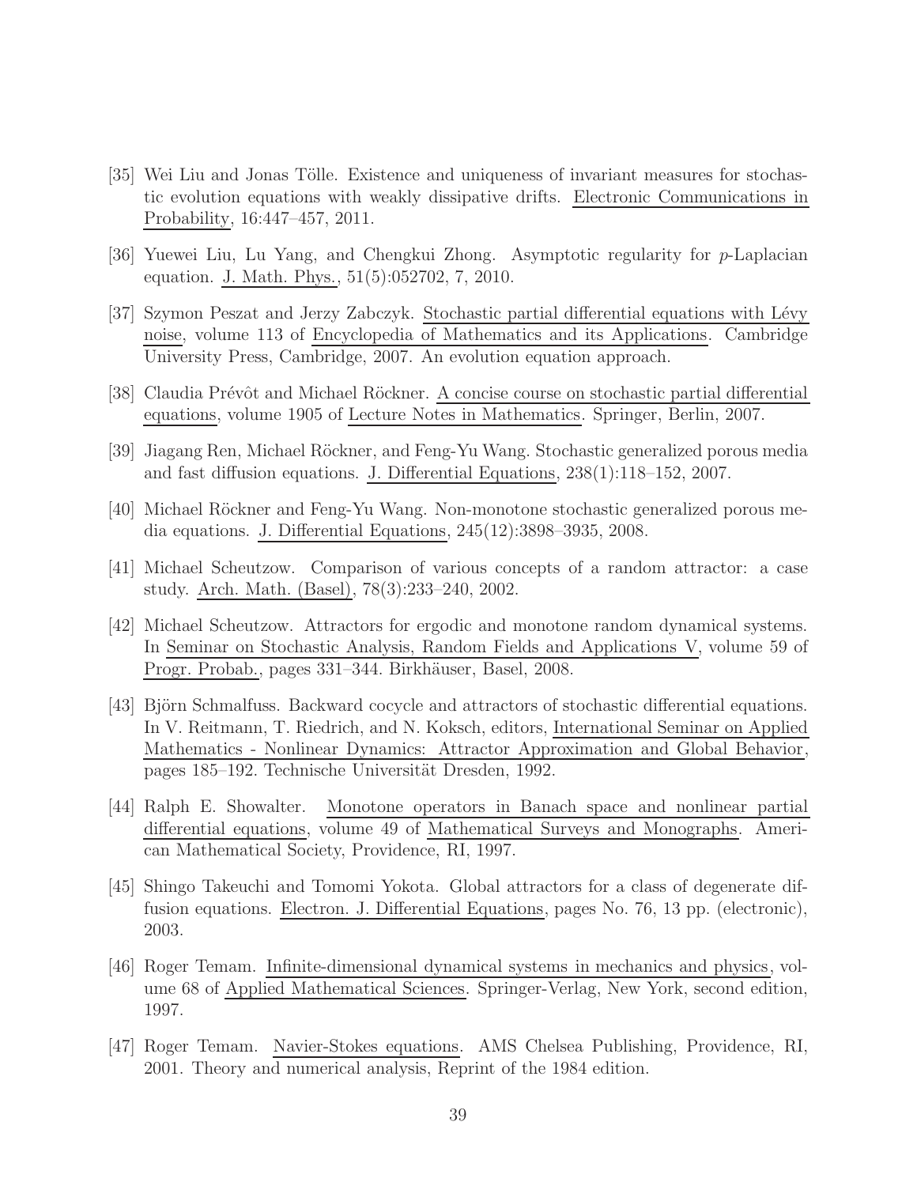[35] Wei Liu and Jonas Tölle. Existence and uniqueness of invariant measures for stochastic evolution equations with weakly dissipative drifts. Electronic Communications in Probability, 16:447–457, 2011.

[36] Yuewei Liu, Lu Yang, and Chengkui Zhong. Asymptotic regularity for $p$-Laplacian equation. J. Math. Phys., 51(5):052702, 7, 2010.

[37] Szymon Peszat and Jerzy Zabczyk. Stochastic partial differential equations with Lévy noise, volume 113 of Encyclopedia of Mathematics and its Applications. Cambridge University Press, Cambridge, 2007. An evolution equation approach.

[38] Claudia Prévôt and Michael Röckner. A concise course on stochastic partial differential equations, volume 1905 of Lecture Notes in Mathematics. Springer, Berlin, 2007.

[39] Jiagang Ren, Michael Röckner, and Feng-Yu Wang. Stochastic generalized porous media and fast diffusion equations. J. Differential Equations, 238(1):118–152, 2007.

[40] Michael Röckner and Feng-Yu Wang. Non-monotone stochastic generalized porous media equations. J. Differential Equations, 245(12):3898–3935, 2008.

[41] Michael Scheutzow. Comparison of various concepts of a random attractor: a case study. Arch. Math. (Basel), 78(3):233–240, 2002.

[42] Michael Scheutzow. Attractors for ergodic and monotone random dynamical systems. In Seminar on Stochastic Analysis, Random Fields and Applications V, volume 59 of Progr. Probab., pages 331–344. Birkhäuser, Basel, 2008.

[43] Björn Schmalfuss. Backward cocycle and attractors of stochastic differential equations. In V. Reitmann, T. Riedrich, and N. Koksch, editors, International Seminar on Applied Mathematics - Nonlinear Dynamics: Attractor Approximation and Global Behavior, pages 185–192. Technische Universität Dresden, 1992.

[44] Ralph E. Showalter. Monotone operators in Banach space and nonlinear partial differential equations, volume 49 of Mathematical Surveys and Monographs. American Mathematical Society, Providence, RI, 1997.

[45] Shingo Takeuchi and Tomomi Yokota. Global attractors for a class of degenerate diffusion equations. Electron. J. Differential Equations, pages No. 76, 13 pp. (electronic), 2003.

[46] Roger Temam. Infinite-dimensional dynamical systems in mechanics and physics, volume 68 of Applied Mathematical Sciences. Springer-Verlag, New York, second edition, 1997.

[47] Roger Temam. Navier-Stokes equations. AMS Chelsea Publishing, Providence, RI, 2001. Theory and numerical analysis, Reprint of the 1984 edition.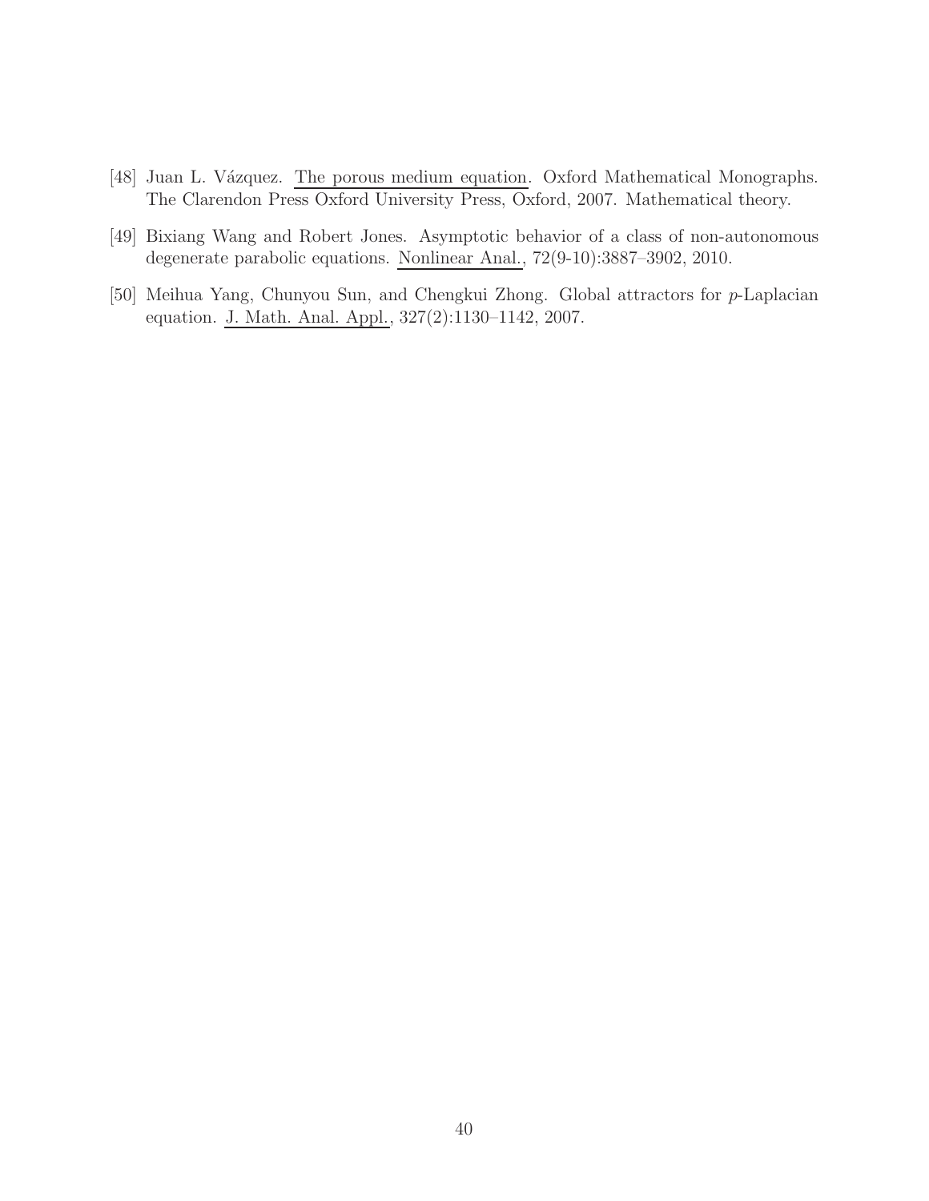[48] Juan L. Vázquez. The porous medium equation. Oxford Mathematical Monographs. The Clarendon Press Oxford University Press, Oxford, 2007. Mathematical theory.

[49] Bixiang Wang and Robert Jones. Asymptotic behavior of a class of non-autonomous degenerate parabolic equations. Nonlinear Anal., 72(9-10):3887–3902, 2010.

[50] Meihua Yang, Chunyou Sun, and Chengkui Zhong. Global attractors for $p$-Laplacian equation. J. Math. Anal. Appl., 327(2):1130–1142, 2007.